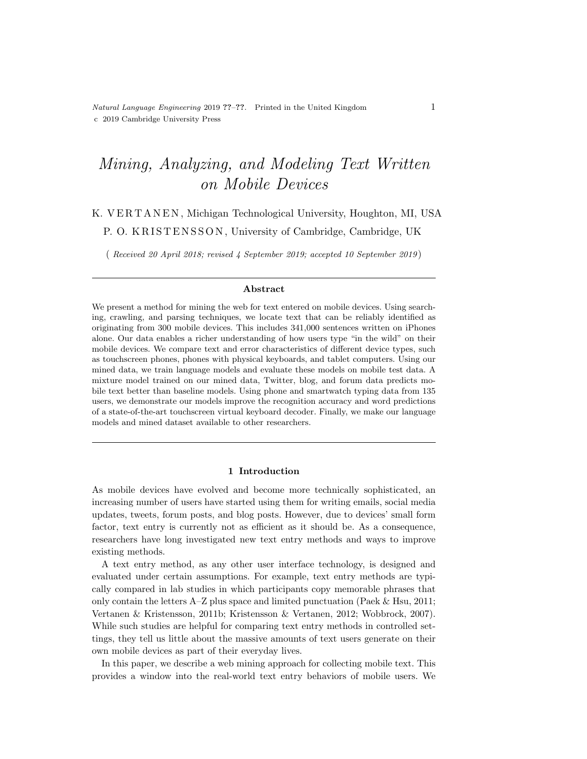# *Mining, Analyzing, and Modeling Text Written on Mobile Devices*

K. VERTANEN, Michigan Technological University, Houghton, MI, USA

P. O. KRISTENSSON, University of Cambridge, Cambridge, UK

( *Received 20 April 2018; revised 4 September 2019; accepted 10 September 2019*)

## Abstract

We present a method for mining the web for text entered on mobile devices. Using searching, crawling, and parsing techniques, we locate text that can be reliably identified as originating from 300 mobile devices. This includes 341,000 sentences written on iPhones alone. Our data enables a richer understanding of how users type "in the wild" on their mobile devices. We compare text and error characteristics of different device types, such as touchscreen phones, phones with physical keyboards, and tablet computers. Using our mined data, we train language models and evaluate these models on mobile test data. A mixture model trained on our mined data, Twitter, blog, and forum data predicts mobile text better than baseline models. Using phone and smartwatch typing data from 135 users, we demonstrate our models improve the recognition accuracy and word predictions of a state-of-the-art touchscreen virtual keyboard decoder. Finally, we make our language models and mined dataset available to other researchers.

## 1 Introduction

As mobile devices have evolved and become more technically sophisticated, an increasing number of users have started using them for writing emails, social media updates, tweets, forum posts, and blog posts. However, due to devices' small form factor, text entry is currently not as efficient as it should be. As a consequence, researchers have long investigated new text entry methods and ways to improve existing methods.

A text entry method, as any other user interface technology, is designed and evaluated under certain assumptions. For example, text entry methods are typically compared in lab studies in which participants copy memorable phrases that only contain the letters A–Z plus space and limited punctuation (Paek & Hsu, 2011; Vertanen & Kristensson, 2011b; Kristensson & Vertanen, 2012; Wobbrock, 2007). While such studies are helpful for comparing text entry methods in controlled settings, they tell us little about the massive amounts of text users generate on their own mobile devices as part of their everyday lives.

In this paper, we describe a web mining approach for collecting mobile text. This provides a window into the real-world text entry behaviors of mobile users. We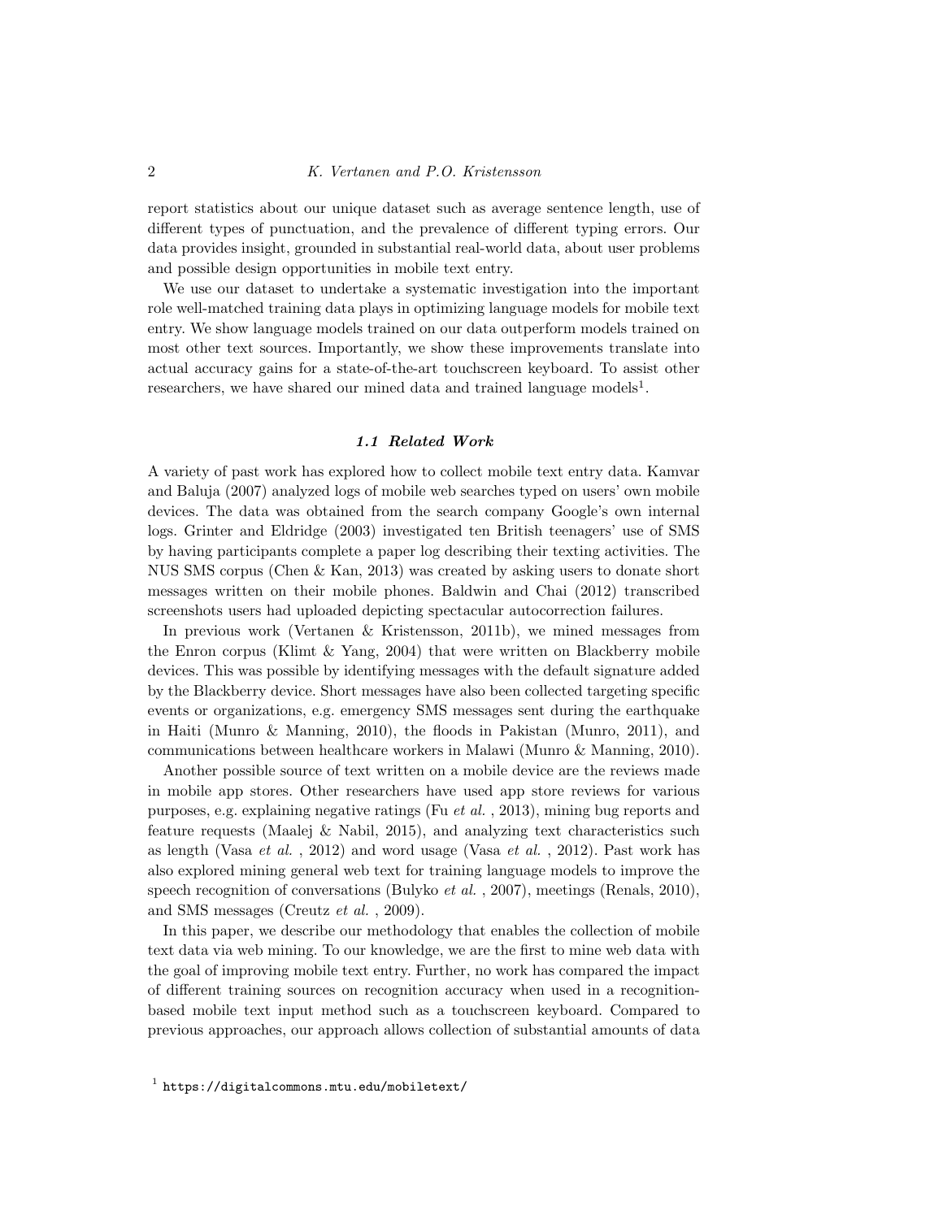report statistics about our unique dataset such as average sentence length, use of different types of punctuation, and the prevalence of different typing errors. Our data provides insight, grounded in substantial real-world data, about user problems and possible design opportunities in mobile text entry.

We use our dataset to undertake a systematic investigation into the important role well-matched training data plays in optimizing language models for mobile text entry. We show language models trained on our data outperform models trained on most other text sources. Importantly, we show these improvements translate into actual accuracy gains for a state-of-the-art touchscreen keyboard. To assist other researchers, we have shared our mined data and trained language models[1].

### *1.1 Related Work*

A variety of past work has explored how to collect mobile text entry data. Kamvar and Baluja (2007) analyzed logs of mobile web searches typed on users' own mobile devices. The data was obtained from the search company Google's own internal logs. Grinter and Eldridge (2003) investigated ten British teenagers' use of SMS by having participants complete a paper log describing their texting activities. The NUS SMS corpus (Chen & Kan, 2013) was created by asking users to donate short messages written on their mobile phones. Baldwin and Chai (2012) transcribed screenshots users had uploaded depicting spectacular autocorrection failures.

In previous work (Vertanen & Kristensson, 2011b), we mined messages from the Enron corpus (Klimt & Yang, 2004) that were written on Blackberry mobile devices. This was possible by identifying messages with the default signature added by the Blackberry device. Short messages have also been collected targeting specific events or organizations, e.g. emergency SMS messages sent during the earthquake in Haiti (Munro & Manning, 2010), the floods in Pakistan (Munro, 2011), and communications between healthcare workers in Malawi (Munro & Manning, 2010).

Another possible source of text written on a mobile device are the reviews made in mobile app stores. Other researchers have used app store reviews for various purposes, e.g. explaining negative ratings (Fu *et al.* , 2013), mining bug reports and feature requests (Maalej & Nabil, 2015), and analyzing text characteristics such as length (Vasa *et al.* , 2012) and word usage (Vasa *et al.* , 2012). Past work has also explored mining general web text for training language models to improve the speech recognition of conversations (Bulyko *et al.* , 2007), meetings (Renals, 2010), and SMS messages (Creutz *et al.* , 2009).

In this paper, we describe our methodology that enables the collection of mobile text data via web mining. To our knowledge, we are the first to mine web data with the goal of improving mobile text entry. Further, no work has compared the impact of different training sources on recognition accuracy when used in a recognition-based mobile text input method such as a touchscreen keyboard. Compared to previous approaches, our approach allows collection of substantial amounts of data

[1] `https://digitalcommons.mtu.edu/mobiletext/`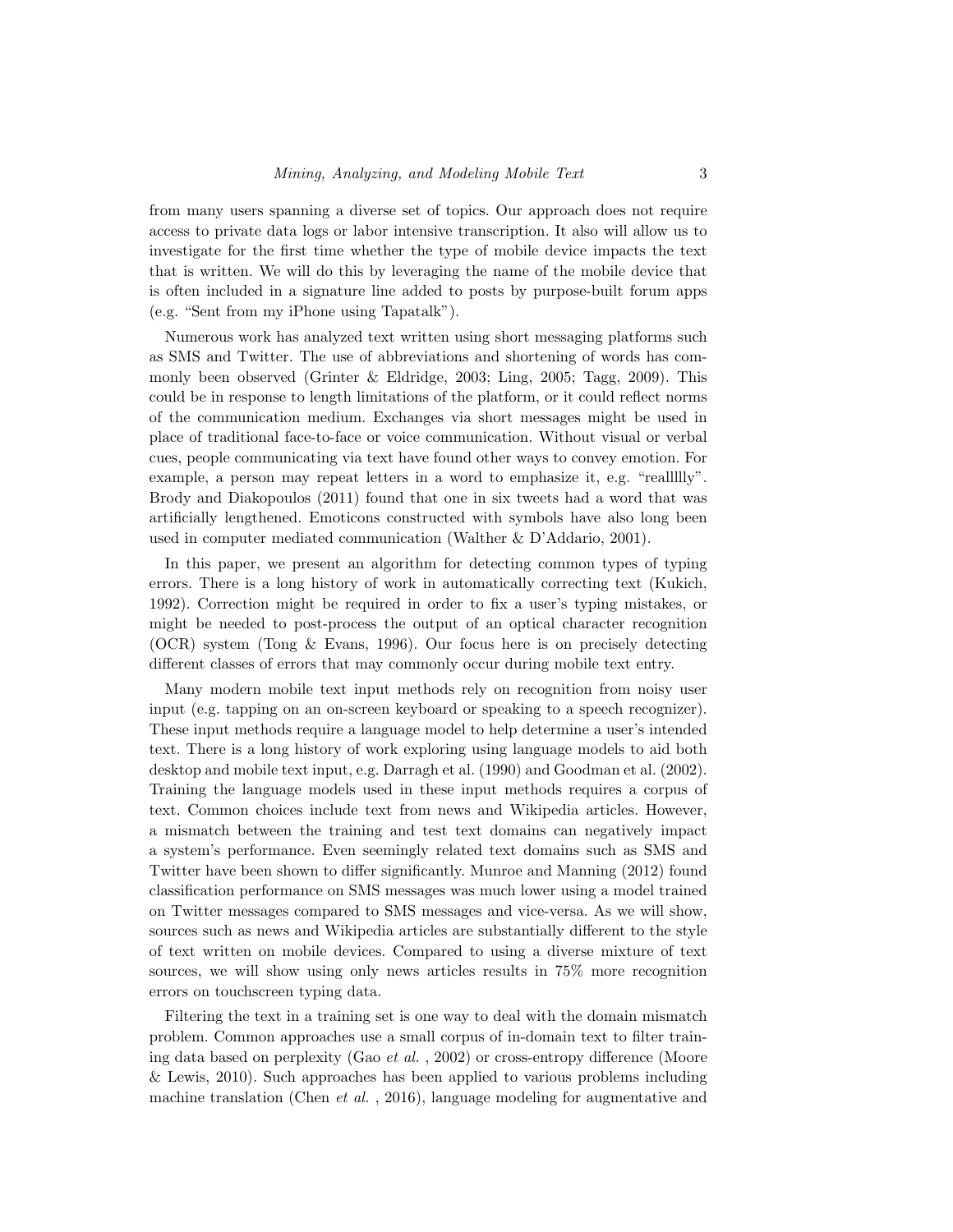from many users spanning a diverse set of topics. Our approach does not require access to private data logs or labor intensive transcription. It also will allow us to investigate for the first time whether the type of mobile device impacts the text that is written. We will do this by leveraging the name of the mobile device that is often included in a signature line added to posts by purpose-built forum apps (e.g. "Sent from my iPhone using Tapatalk").

Numerous work has analyzed text written using short messaging platforms such as SMS and Twitter. The use of abbreviations and shortening of words has commonly been observed (Grinter & Eldridge, 2003; Ling, 2005; Tagg, 2009). This could be in response to length limitations of the platform, or it could reflect norms of the communication medium. Exchanges via short messages might be used in place of traditional face-to-face or voice communication. Without visual or verbal cues, people communicating via text have found other ways to convey emotion. For example, a person may repeat letters in a word to emphasize it, e.g. "reallllly". Brody and Diakopoulos (2011) found that one in six tweets had a word that was artificially lengthened. Emoticons constructed with symbols have also long been used in computer mediated communication (Walther & D'Addario, 2001).

In this paper, we present an algorithm for detecting common types of typing errors. There is a long history of work in automatically correcting text (Kukich, 1992). Correction might be required in order to fix a user's typing mistakes, or might be needed to post-process the output of an optical character recognition (OCR) system (Tong & Evans, 1996). Our focus here is on precisely detecting different classes of errors that may commonly occur during mobile text entry.

Many modern mobile text input methods rely on recognition from noisy user input (e.g. tapping on an on-screen keyboard or speaking to a speech recognizer). These input methods require a language model to help determine a user's intended text. There is a long history of work exploring using language models to aid both desktop and mobile text input, e.g. Darragh et al. (1990) and Goodman et al. (2002). Training the language models used in these input methods requires a corpus of text. Common choices include text from news and Wikipedia articles. However, a mismatch between the training and test text domains can negatively impact a system's performance. Even seemingly related text domains such as SMS and Twitter have been shown to differ significantly. Munroe and Manning (2012) found classification performance on SMS messages was much lower using a model trained on Twitter messages compared to SMS messages and vice-versa. As we will show, sources such as news and Wikipedia articles are substantially different to the style of text written on mobile devices. Compared to using a diverse mixture of text sources, we will show using only news articles results in 75% more recognition errors on touchscreen typing data.

Filtering the text in a training set is one way to deal with the domain mismatch problem. Common approaches use a small corpus of in-domain text to filter training data based on perplexity (Gao *et al.* , 2002) or cross-entropy difference (Moore & Lewis, 2010). Such approaches has been applied to various problems including machine translation (Chen *et al.* , 2016), language modeling for augmentative and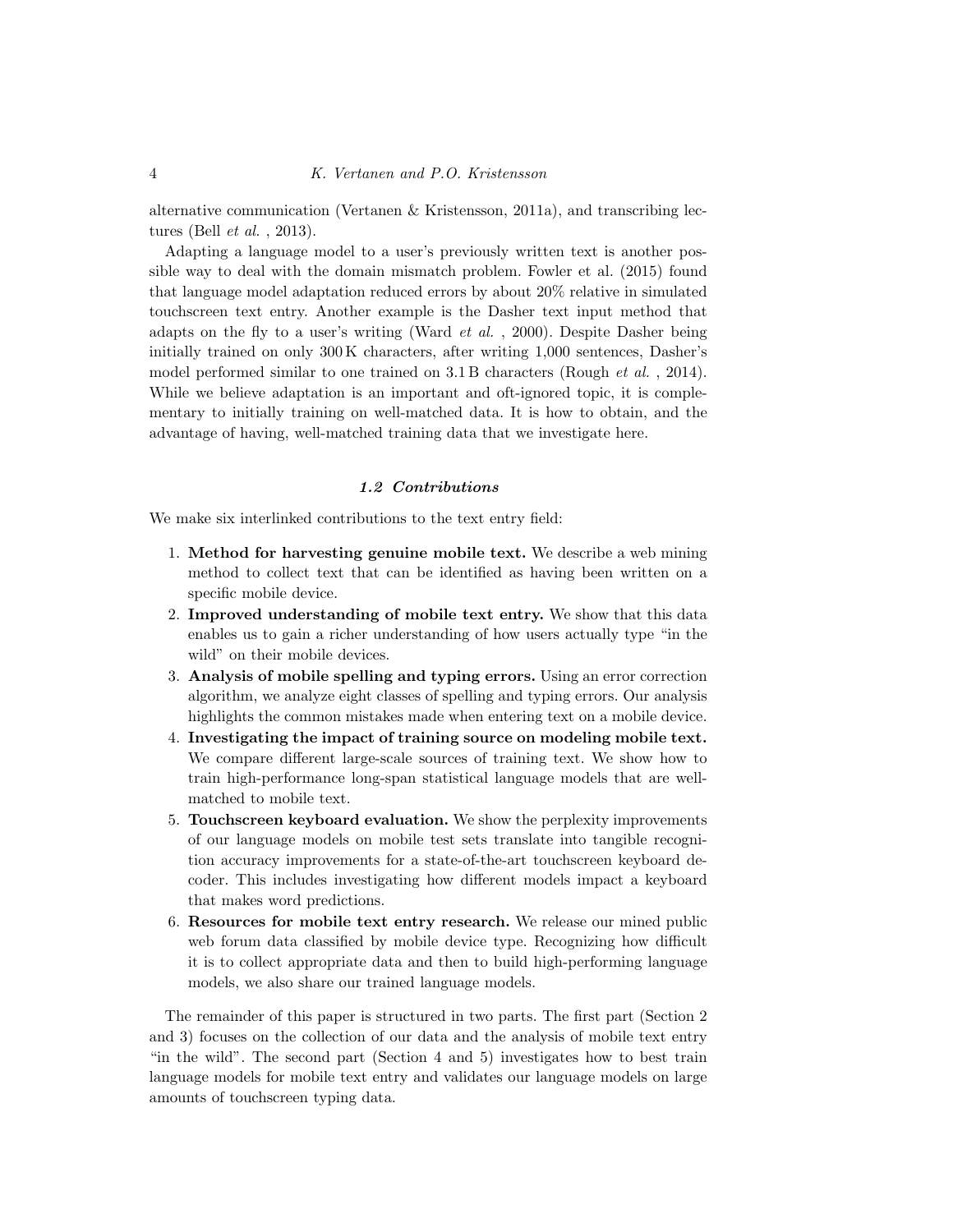alternative communication (Vertanen & Kristensson, 2011a), and transcribing lectures (Bell *et al.* , 2013).

Adapting a language model to a user's previously written text is another possible way to deal with the domain mismatch problem. Fowler et al. (2015) found that language model adaptation reduced errors by about 20% relative in simulated touchscreen text entry. Another example is the Dasher text input method that adapts on the fly to a user's writing (Ward *et al.* , 2000). Despite Dasher being initially trained on only 300 K characters, after writing 1,000 sentences, Dasher's model performed similar to one trained on 3.1 B characters (Rough *et al.* , 2014). While we believe adaptation is an important and oft-ignored topic, it is complementary to initially training on well-matched data. It is how to obtain, and the advantage of having, well-matched training data that we investigate here.

### 1.2 Contributions

We make six interlinked contributions to the text entry field:

1. **Method for harvesting genuine mobile text.** We describe a web mining method to collect text that can be identified as having been written on a specific mobile device.
2. **Improved understanding of mobile text entry.** We show that this data enables us to gain a richer understanding of how users actually type "in the wild" on their mobile devices.
3. **Analysis of mobile spelling and typing errors.** Using an error correction algorithm, we analyze eight classes of spelling and typing errors. Our analysis highlights the common mistakes made when entering text on a mobile device.
4. **Investigating the impact of training source on modeling mobile text.** We compare different large-scale sources of training text. We show how to train high-performance long-span statistical language models that are well-matched to mobile text.
5. **Touchscreen keyboard evaluation.** We show the perplexity improvements of our language models on mobile test sets translate into tangible recognition accuracy improvements for a state-of-the-art touchscreen keyboard decoder. This includes investigating how different models impact a keyboard that makes word predictions.
6. **Resources for mobile text entry research.** We release our mined public web forum data classified by mobile device type. Recognizing how difficult it is to collect appropriate data and then to build high-performing language models, we also share our trained language models.

The remainder of this paper is structured in two parts. The first part (Section 2 and 3) focuses on the collection of our data and the analysis of mobile text entry "in the wild". The second part (Section 4 and 5) investigates how to best train language models for mobile text entry and validates our language models on large amounts of touchscreen typing data.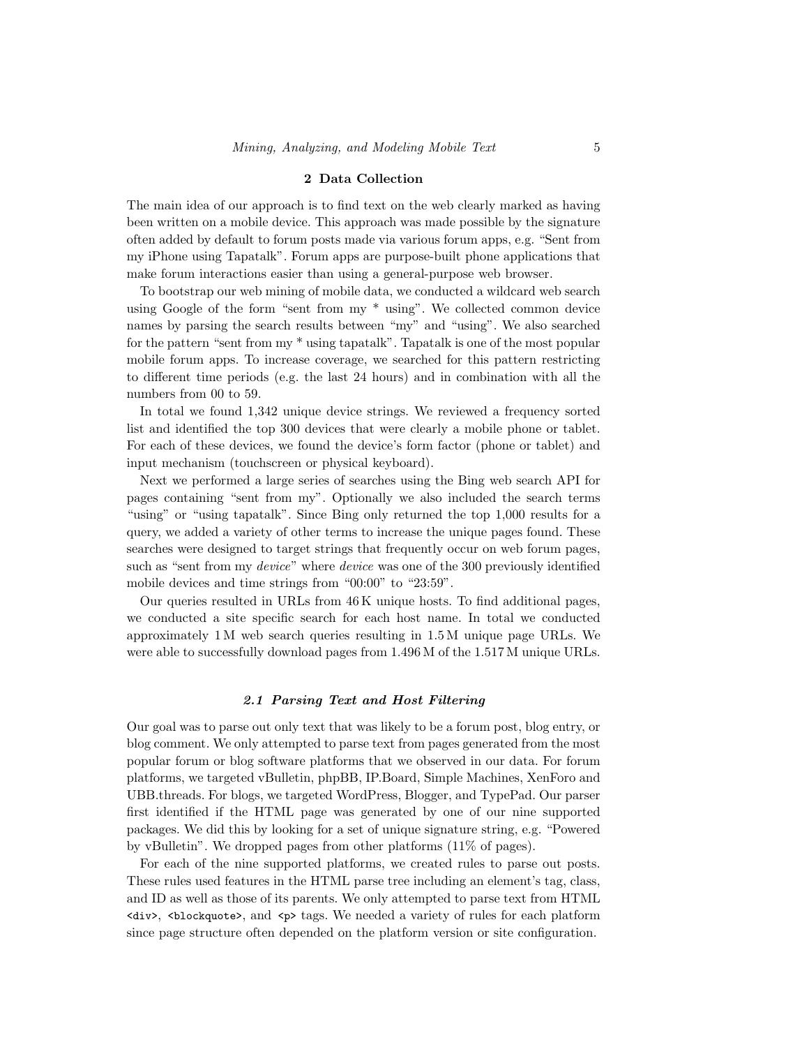## 2 Data Collection

The main idea of our approach is to find text on the web clearly marked as having been written on a mobile device. This approach was made possible by the signature often added by default to forum posts made via various forum apps, e.g. "Sent from my iPhone using Tapatalk". Forum apps are purpose-built phone applications that make forum interactions easier than using a general-purpose web browser.

To bootstrap our web mining of mobile data, we conducted a wildcard web search using Google of the form "sent from my * using". We collected common device names by parsing the search results between "my" and "using". We also searched for the pattern "sent from my * using tapatalk". Tapatalk is one of the most popular mobile forum apps. To increase coverage, we searched for this pattern restricting to different time periods (e.g. the last 24 hours) and in combination with all the numbers from 00 to 59.

In total we found 1,342 unique device strings. We reviewed a frequency sorted list and identified the top 300 devices that were clearly a mobile phone or tablet. For each of these devices, we found the device's form factor (phone or tablet) and input mechanism (touchscreen or physical keyboard).

Next we performed a large series of searches using the Bing web search API for pages containing "sent from my". Optionally we also included the search terms "using" or "using tapatalk". Since Bing only returned the top 1,000 results for a query, we added a variety of other terms to increase the unique pages found. These searches were designed to target strings that frequently occur on web forum pages, such as "sent from my *device*" where *device* was one of the 300 previously identified mobile devices and time strings from "00:00" to "23:59".

Our queries resulted in URLs from 46 K unique hosts. To find additional pages, we conducted a site specific search for each host name. In total we conducted approximately 1 M web search queries resulting in 1.5 M unique page URLs. We were able to successfully download pages from 1.496 M of the 1.517 M unique URLs.

### 2.1 Parsing Text and Host Filtering

Our goal was to parse out only text that was likely to be a forum post, blog entry, or blog comment. We only attempted to parse text from pages generated from the most popular forum or blog software platforms that we observed in our data. For forum platforms, we targeted vBulletin, phpBB, IP.Board, Simple Machines, XenForo and UBB.threads. For blogs, we targeted WordPress, Blogger, and TypePad. Our parser first identified if the HTML page was generated by one of our nine supported packages. We did this by looking for a set of unique signature string, e.g. "Powered by vBulletin". We dropped pages from other platforms (11% of pages).

For each of the nine supported platforms, we created rules to parse out posts. These rules used features in the HTML parse tree including an element's tag, class, and ID as well as those of its parents. We only attempted to parse text from HTML `<div>`, `<blockquote>`, and `<p>` tags. We needed a variety of rules for each platform since page structure often depended on the platform version or site configuration.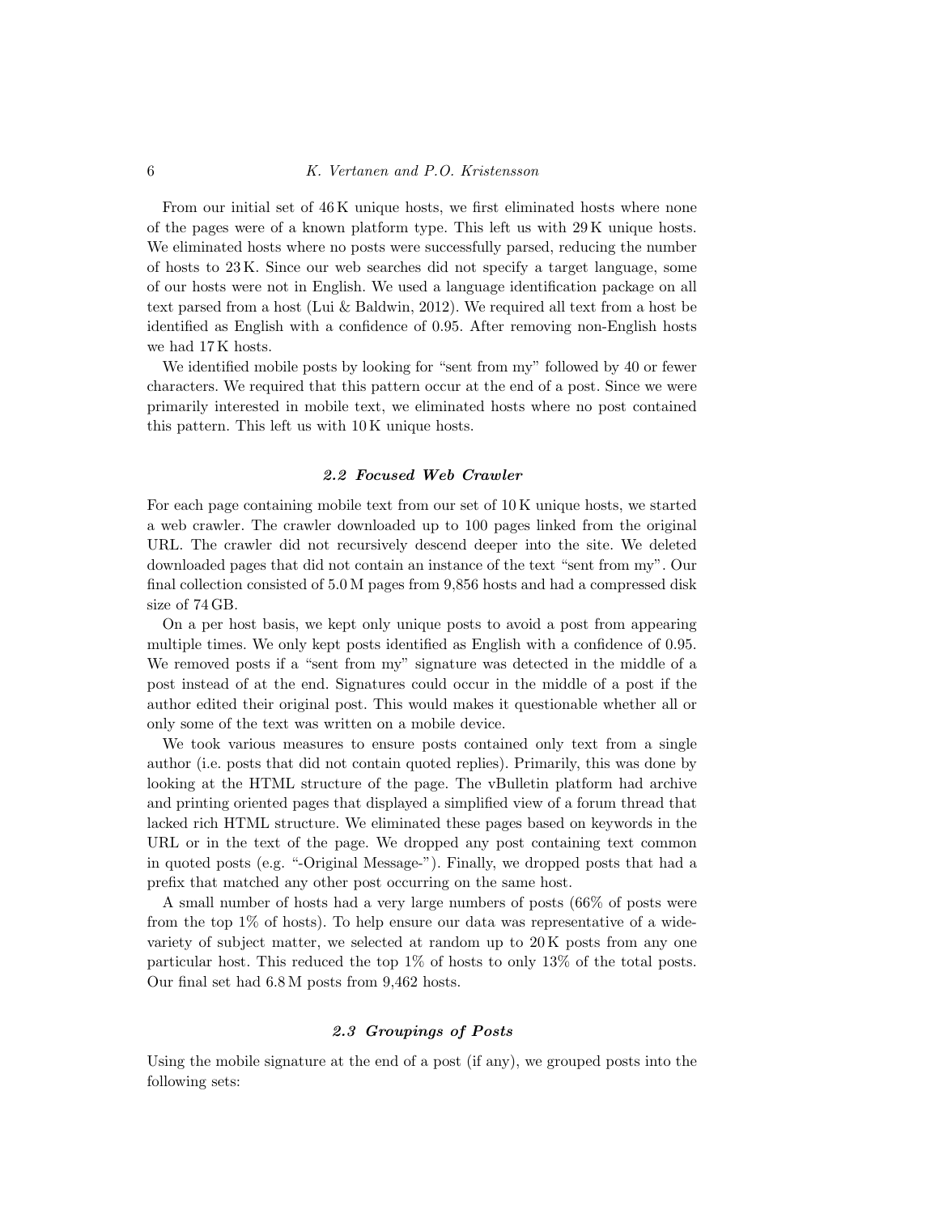From our initial set of 46 K unique hosts, we first eliminated hosts where none of the pages were of a known platform type. This left us with 29 K unique hosts. We eliminated hosts where no posts were successfully parsed, reducing the number of hosts to 23 K. Since our web searches did not specify a target language, some of our hosts were not in English. We used a language identification package on all text parsed from a host (Lui & Baldwin, 2012). We required all text from a host be identified as English with a confidence of 0.95. After removing non-English hosts we had 17 K hosts.

We identified mobile posts by looking for "sent from my" followed by 40 or fewer characters. We required that this pattern occur at the end of a post. Since we were primarily interested in mobile text, we eliminated hosts where no post contained this pattern. This left us with 10 K unique hosts.

### *2.2 Focused Web Crawler*

For each page containing mobile text from our set of 10 K unique hosts, we started a web crawler. The crawler downloaded up to 100 pages linked from the original URL. The crawler did not recursively descend deeper into the site. We deleted downloaded pages that did not contain an instance of the text "sent from my". Our final collection consisted of 5.0 M pages from 9,856 hosts and had a compressed disk size of 74 GB.

On a per host basis, we kept only unique posts to avoid a post from appearing multiple times. We only kept posts identified as English with a confidence of 0.95. We removed posts if a "sent from my" signature was detected in the middle of a post instead of at the end. Signatures could occur in the middle of a post if the author edited their original post. This would makes it questionable whether all or only some of the text was written on a mobile device.

We took various measures to ensure posts contained only text from a single author (i.e. posts that did not contain quoted replies). Primarily, this was done by looking at the HTML structure of the page. The vBulletin platform had archive and printing oriented pages that displayed a simplified view of a forum thread that lacked rich HTML structure. We eliminated these pages based on keywords in the URL or in the text of the page. We dropped any post containing text common in quoted posts (e.g. "-Original Message-"). Finally, we dropped posts that had a prefix that matched any other post occurring on the same host.

A small number of hosts had a very large numbers of posts (66% of posts were from the top 1% of hosts). To help ensure our data was representative of a wide-variety of subject matter, we selected at random up to 20 K posts from any one particular host. This reduced the top 1% of hosts to only 13% of the total posts. Our final set had 6.8 M posts from 9,462 hosts.

### *2.3 Groupings of Posts*

Using the mobile signature at the end of a post (if any), we grouped posts into the following sets: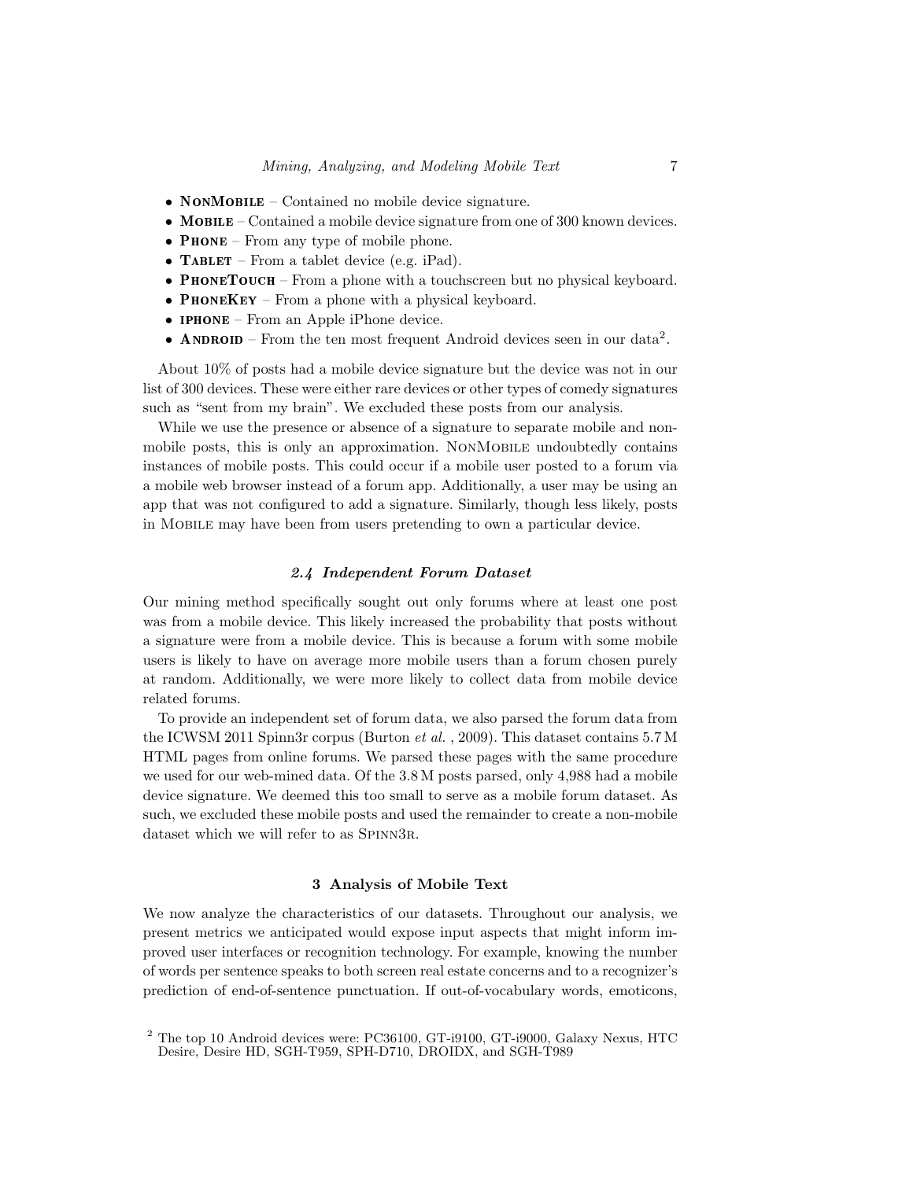- **NonMobile** – Contained no mobile device signature.
- **Mobile** – Contained a mobile device signature from one of 300 known devices.
- **Phone** – From any type of mobile phone.
- **Tablet** – From a tablet device (e.g. iPad).
- **PhoneTouch** – From a phone with a touchscreen but no physical keyboard.
- **PhoneKey** – From a phone with a physical keyboard.
- **iphone** – From an Apple iPhone device.
- **Android** – From the ten most frequent Android devices seen in our data[2].

About 10% of posts had a mobile device signature but the device was not in our list of 300 devices. These were either rare devices or other types of comedy signatures such as "sent from my brain". We excluded these posts from our analysis.

While we use the presence or absence of a signature to separate mobile and non-mobile posts, this is only an approximation. NonMobile undoubtedly contains instances of mobile posts. This could occur if a mobile user posted to a forum via a mobile web browser instead of a forum app. Additionally, a user may be using an app that was not configured to add a signature. Similarly, though less likely, posts in Mobile may have been from users pretending to own a particular device.

### *2.4 Independent Forum Dataset*

Our mining method specifically sought out only forums where at least one post was from a mobile device. This likely increased the probability that posts without a signature were from a mobile device. This is because a forum with some mobile users is likely to have on average more mobile users than a forum chosen purely at random. Additionally, we were more likely to collect data from mobile device related forums.

To provide an independent set of forum data, we also parsed the forum data from the ICWSM 2011 Spinn3r corpus (Burton *et al.* , 2009). This dataset contains 5.7 M HTML pages from online forums. We parsed these pages with the same procedure we used for our web-mined data. Of the 3.8 M posts parsed, only 4,988 had a mobile device signature. We deemed this too small to serve as a mobile forum dataset. As such, we excluded these mobile posts and used the remainder to create a non-mobile dataset which we will refer to as Spinn3r.

## 3 Analysis of Mobile Text

We now analyze the characteristics of our datasets. Throughout our analysis, we present metrics we anticipated would expose input aspects that might inform improved user interfaces or recognition technology. For example, knowing the number of words per sentence speaks to both screen real estate concerns and to a recognizer's prediction of end-of-sentence punctuation. If out-of-vocabulary words, emoticons,

[2] The top 10 Android devices were: PC36100, GT-i9100, GT-i9000, Galaxy Nexus, HTC Desire, Desire HD, SGH-T959, SPH-D710, DROIDX, and SGH-T989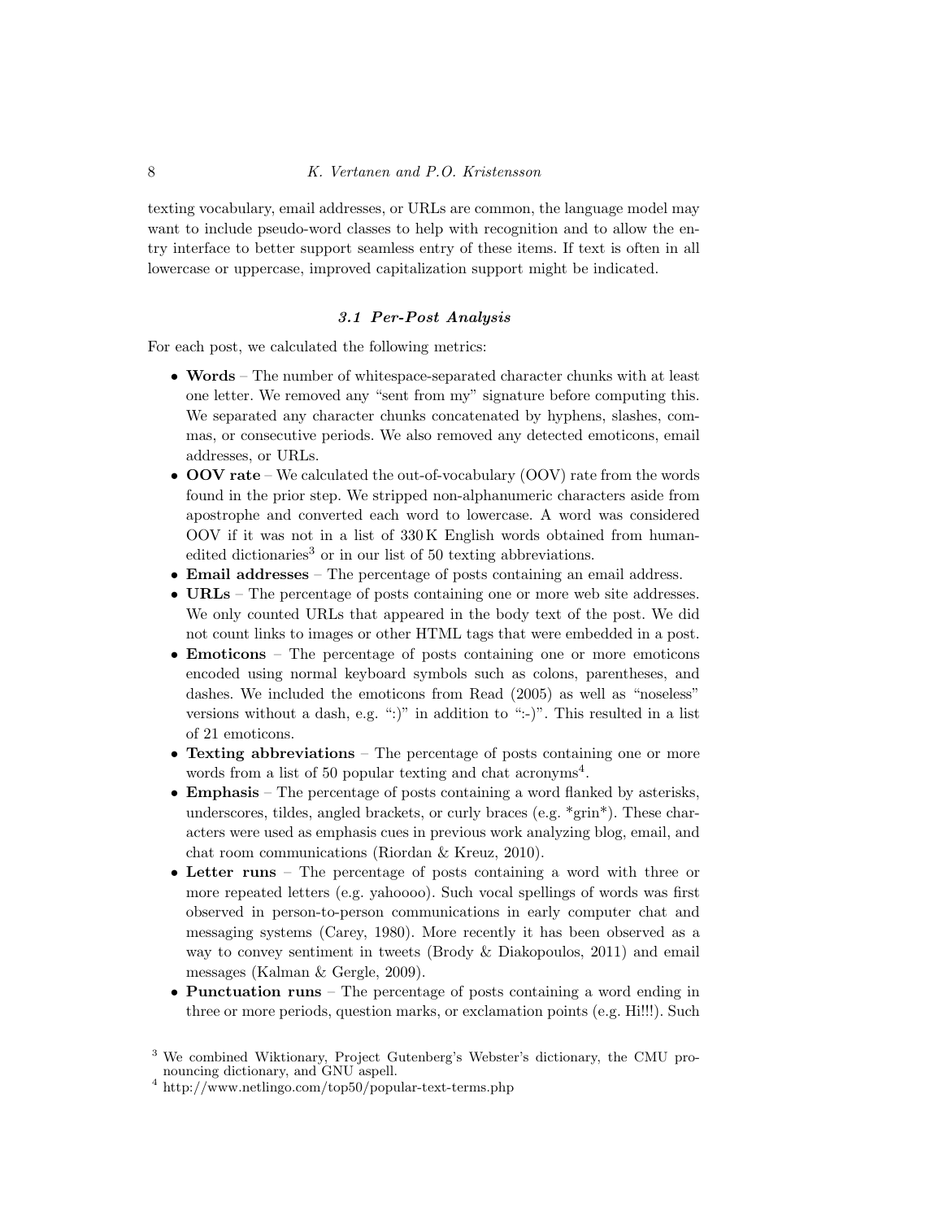texting vocabulary, email addresses, or URLs are common, the language model may want to include pseudo-word classes to help with recognition and to allow the entry interface to better support seamless entry of these items. If text is often in all lowercase or uppercase, improved capitalization support might be indicated.

### 3.1 Per-Post Analysis

For each post, we calculated the following metrics:

- **Words** – The number of whitespace-separated character chunks with at least one letter. We removed any "sent from my" signature before computing this. We separated any character chunks concatenated by hyphens, slashes, commas, or consecutive periods. We also removed any detected emoticons, email addresses, or URLs.
- **OOV rate** – We calculated the out-of-vocabulary (OOV) rate from the words found in the prior step. We stripped non-alphanumeric characters aside from apostrophe and converted each word to lowercase. A word was considered OOV if it was not in a list of 330 K English words obtained from human-edited dictionaries[3] or in our list of 50 texting abbreviations.
- **Email addresses** – The percentage of posts containing an email address.
- **URLs** – The percentage of posts containing one or more web site addresses. We only counted URLs that appeared in the body text of the post. We did not count links to images or other HTML tags that were embedded in a post.
- **Emoticons** – The percentage of posts containing one or more emoticons encoded using normal keyboard symbols such as colons, parentheses, and dashes. We included the emoticons from Read (2005) as well as "noseless" versions without a dash, e.g. ":)" in addition to ":-)". This resulted in a list of 21 emoticons.
- **Texting abbreviations** – The percentage of posts containing one or more words from a list of 50 popular texting and chat acronyms[4].
- **Emphasis** – The percentage of posts containing a word flanked by asterisks, underscores, tildes, angled brackets, or curly braces (e.g. *grin*). These characters were used as emphasis cues in previous work analyzing blog, email, and chat room communications (Riordan & Kreuz, 2010).
- **Letter runs** – The percentage of posts containing a word with three or more repeated letters (e.g. yahoooo). Such vocal spellings of words was first observed in person-to-person communications in early computer chat and messaging systems (Carey, 1980). More recently it has been observed as a way to convey sentiment in tweets (Brody & Diakopoulos, 2011) and email messages (Kalman & Gergle, 2009).
- **Punctuation runs** – The percentage of posts containing a word ending in three or more periods, question marks, or exclamation points (e.g. Hi!!!). Such

[3] We combined Wiktionary, Project Gutenberg's Webster's dictionary, the CMU pronouncing dictionary, and GNU aspell.

[4] http://www.netlingo.com/top50/popular-text-terms.php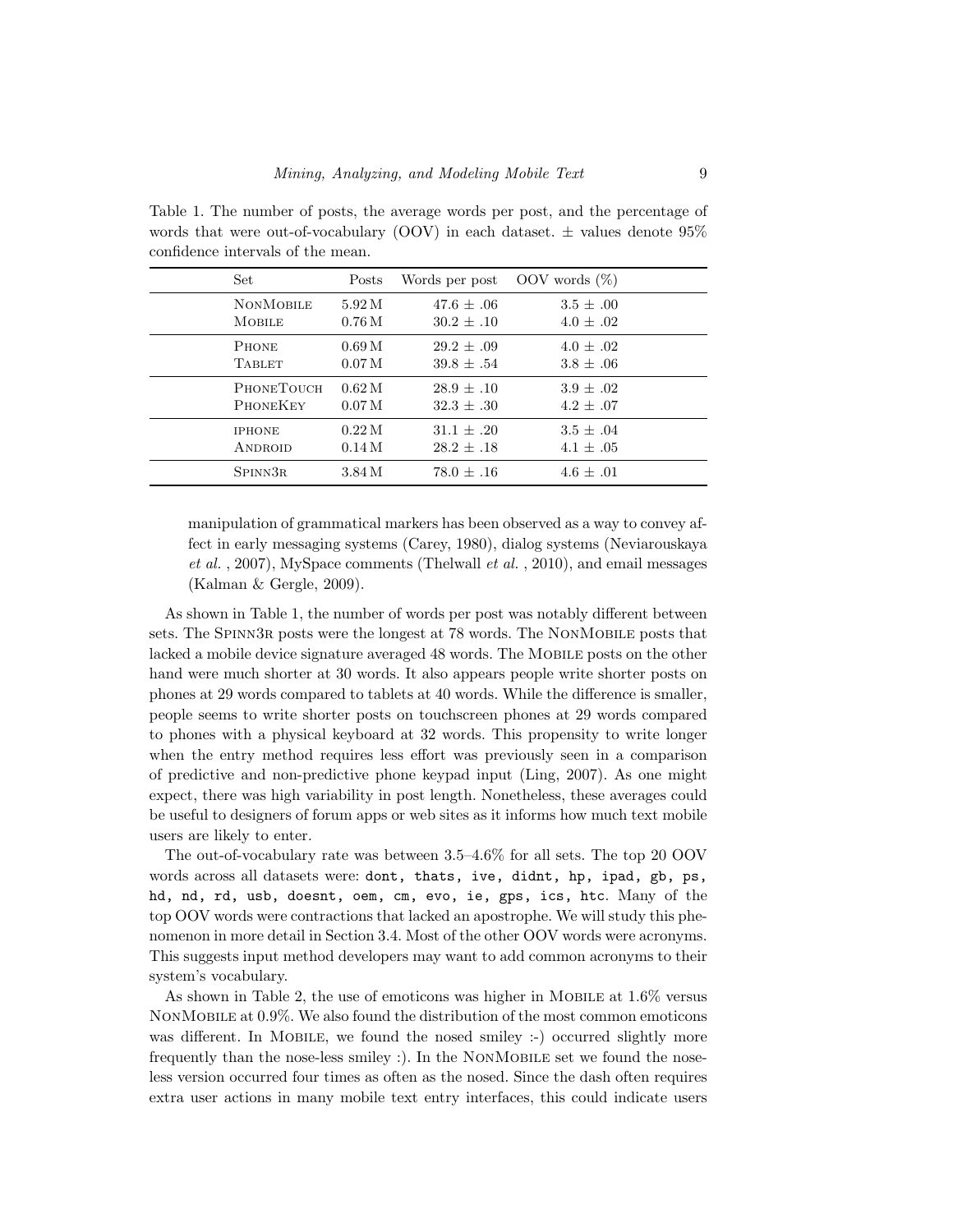Table 1. The number of posts, the average words per post, and the percentage of words that were out-of-vocabulary (OOV) in each dataset. ± values denote 95% confidence intervals of the mean.

| Set | Posts | Words per post | OOV words (%) |
|---|---|---|---|
| NonMobile | 5.92 M | 47.6 ± .06 | 3.5 ± .00 |
| Mobile | 0.76 M | 30.2 ± .10 | 4.0 ± .02 |
| Phone | 0.69 M | 29.2 ± .09 | 4.0 ± .02 |
| Tablet | 0.07 M | 39.8 ± .54 | 3.8 ± .06 |
| PhoneTouch | 0.62 M | 28.9 ± .10 | 3.9 ± .02 |
| PhoneKey | 0.07 M | 32.3 ± .30 | 4.2 ± .07 |
| iphone | 0.22 M | 31.1 ± .20 | 3.5 ± .04 |
| Android | 0.14 M | 28.2 ± .18 | 4.1 ± .05 |
| Spinn3r | 3.84 M | 78.0 ± .16 | 4.6 ± .01 |

manipulation of grammatical markers has been observed as a way to convey affect in early messaging systems (Carey, 1980), dialog systems (Neviarouskaya *et al.* , 2007), MySpace comments (Thelwall *et al.* , 2010), and email messages (Kalman & Gergle, 2009).

As shown in Table 1, the number of words per post was notably different between sets. The Spinn3r posts were the longest at 78 words. The NonMobile posts that lacked a mobile device signature averaged 48 words. The Mobile posts on the other hand were much shorter at 30 words. It also appears people write shorter posts on phones at 29 words compared to tablets at 40 words. While the difference is smaller, people seems to write shorter posts on touchscreen phones at 29 words compared to phones with a physical keyboard at 32 words. This propensity to write longer when the entry method requires less effort was previously seen in a comparison of predictive and non-predictive phone keypad input (Ling, 2007). As one might expect, there was high variability in post length. Nonetheless, these averages could be useful to designers of forum apps or web sites as it informs how much text mobile users are likely to enter.

The out-of-vocabulary rate was between 3.5–4.6% for all sets. The top 20 OOV words across all datasets were: `dont, thats, ive, didnt, hp, ipad, gb, ps, hd, nd, rd, usb, doesnt, oem, cm, evo, ie, gps, ics, htc`. Many of the top OOV words were contractions that lacked an apostrophe. We will study this phenomenon in more detail in Section 3.4. Most of the other OOV words were acronyms. This suggests input method developers may want to add common acronyms to their system's vocabulary.

As shown in Table 2, the use of emoticons was higher in Mobile at 1.6% versus NonMobile at 0.9%. We also found the distribution of the most common emoticons was different. In Mobile, we found the nosed smiley :-) occurred slightly more frequently than the nose-less smiley :). In the NonMobile set we found the nose-less version occurred four times as often as the nosed. Since the dash often requires extra user actions in many mobile text entry interfaces, this could indicate users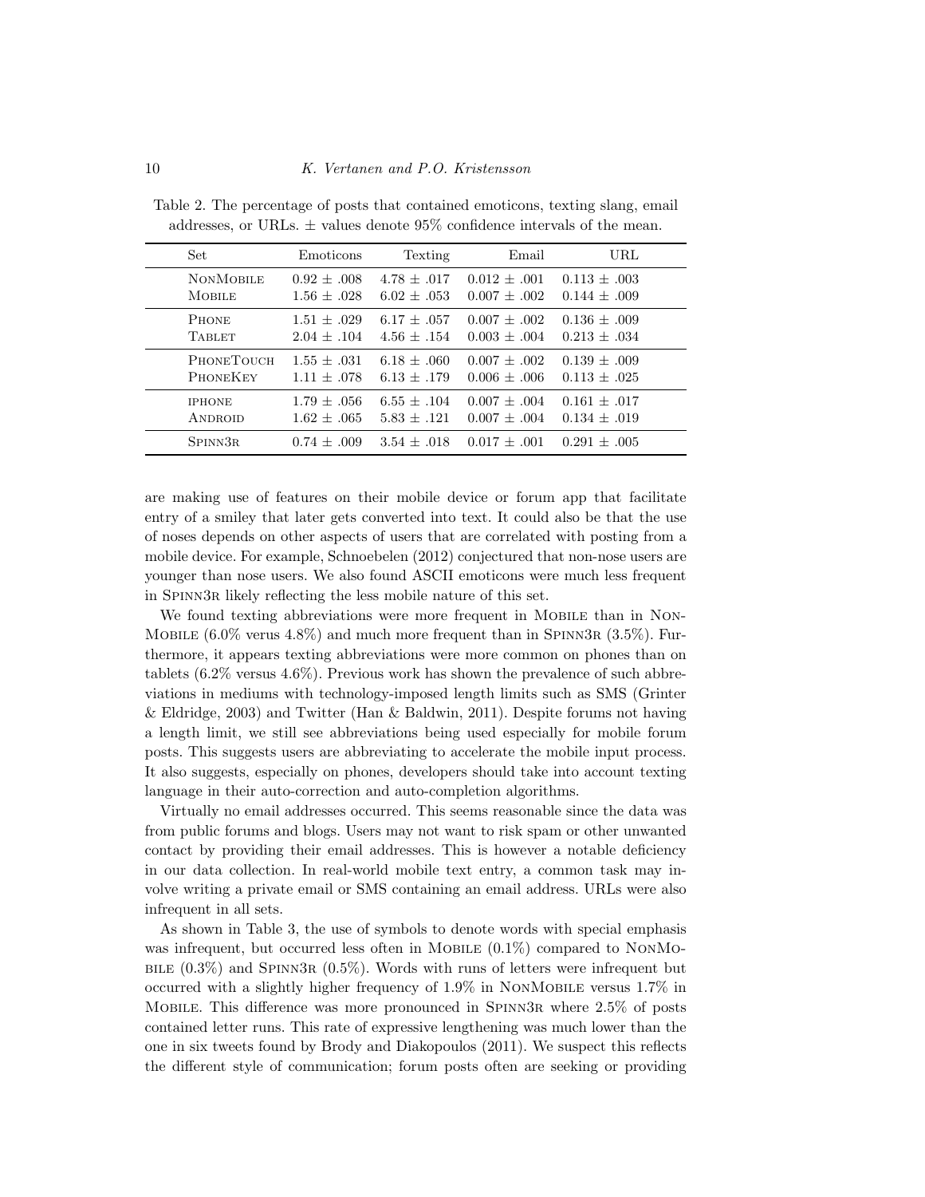Table 2. The percentage of posts that contained emoticons, texting slang, email addresses, or URLs. ± values denote 95% confidence intervals of the mean.

| Set | Emoticons | Texting | Email | URL |
|---|---|---|---|---|
| NonMobile | 0.92 ± .008 | 4.78 ± .017 | 0.012 ± .001 | 0.113 ± .003 |
| Mobile | 1.56 ± .028 | 6.02 ± .053 | 0.007 ± .002 | 0.144 ± .009 |
| Phone | 1.51 ± .029 | 6.17 ± .057 | 0.007 ± .002 | 0.136 ± .009 |
| Tablet | 2.04 ± .104 | 4.56 ± .154 | 0.003 ± .004 | 0.213 ± .034 |
| PhoneTouch | 1.55 ± .031 | 6.18 ± .060 | 0.007 ± .002 | 0.139 ± .009 |
| PhoneKey | 1.11 ± .078 | 6.13 ± .179 | 0.006 ± .006 | 0.113 ± .025 |
| iphone | 1.79 ± .056 | 6.55 ± .104 | 0.007 ± .004 | 0.161 ± .017 |
| Android | 1.62 ± .065 | 5.83 ± .121 | 0.007 ± .004 | 0.134 ± .019 |
| Spinn3r | 0.74 ± .009 | 3.54 ± .018 | 0.017 ± .001 | 0.291 ± .005 |

are making use of features on their mobile device or forum app that facilitate entry of a smiley that later gets converted into text. It could also be that the use of noses depends on other aspects of users that are correlated with posting from a mobile device. For example, Schnoebelen (2012) conjectured that non-nose users are younger than nose users. We also found ASCII emoticons were much less frequent in Spinn3r likely reflecting the less mobile nature of this set.

We found texting abbreviations were more frequent in Mobile than in NonMobile (6.0% verus 4.8%) and much more frequent than in Spinn3r (3.5%). Furthermore, it appears texting abbreviations were more common on phones than on tablets (6.2% versus 4.6%). Previous work has shown the prevalence of such abbreviations in mediums with technology-imposed length limits such as SMS (Grinter & Eldridge, 2003) and Twitter (Han & Baldwin, 2011). Despite forums not having a length limit, we still see abbreviations being used especially for mobile forum posts. This suggests users are abbreviating to accelerate the mobile input process. It also suggests, especially on phones, developers should take into account texting language in their auto-correction and auto-completion algorithms.

Virtually no email addresses occurred. This seems reasonable since the data was from public forums and blogs. Users may not want to risk spam or other unwanted contact by providing their email addresses. This is however a notable deficiency in our data collection. In real-world mobile text entry, a common task may involve writing a private email or SMS containing an email address. URLs were also infrequent in all sets.

As shown in Table 3, the use of symbols to denote words with special emphasis was infrequent, but occurred less often in Mobile (0.1%) compared to NonMobile (0.3%) and Spinn3r (0.5%). Words with runs of letters were infrequent but occurred with a slightly higher frequency of 1.9% in NonMobile versus 1.7% in Mobile. This difference was more pronounced in Spinn3r where 2.5% of posts contained letter runs. This rate of expressive lengthening was much lower than the one in six tweets found by Brody and Diakopoulos (2011). We suspect this reflects the different style of communication; forum posts often are seeking or providing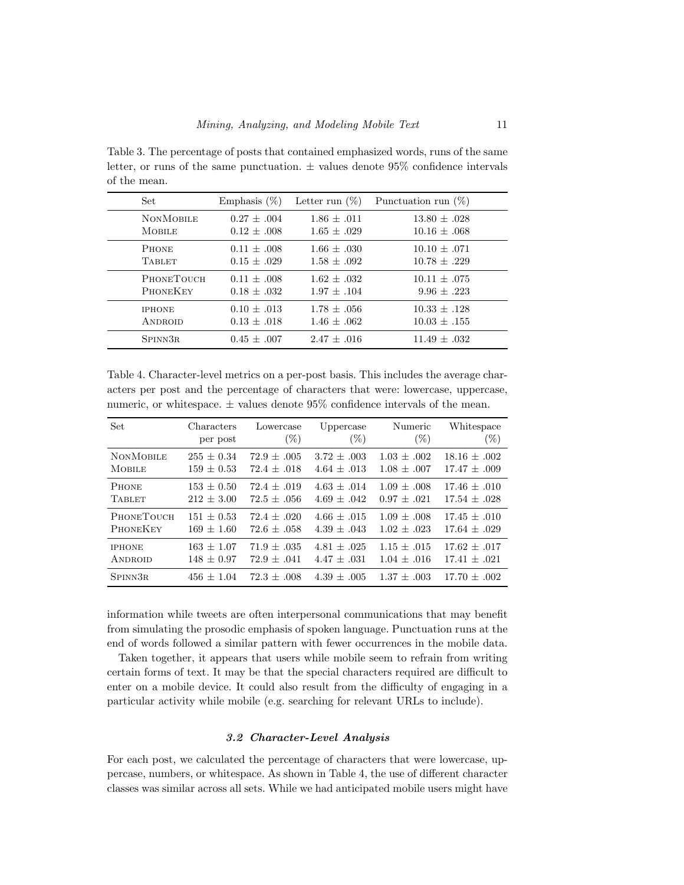Table 3. The percentage of posts that contained emphasized words, runs of the same letter, or runs of the same punctuation. ± values denote 95% confidence intervals of the mean.

| Set | Emphasis (%) | Letter run (%) | Punctuation run (%) |
|---|---|---|---|
| NonMobile | 0.27 ± .004 | 1.86 ± .011 | 13.80 ± .028 |
| Mobile | 0.12 ± .008 | 1.65 ± .029 | 10.16 ± .068 |
| Phone | 0.11 ± .008 | 1.66 ± .030 | 10.10 ± .071 |
| Tablet | 0.15 ± .029 | 1.58 ± .092 | 10.78 ± .229 |
| PhoneTouch | 0.11 ± .008 | 1.62 ± .032 | 10.11 ± .075 |
| PhoneKey | 0.18 ± .032 | 1.97 ± .104 | 9.96 ± .223 |
| iphone | 0.10 ± .013 | 1.78 ± .056 | 10.33 ± .128 |
| Android | 0.13 ± .018 | 1.46 ± .062 | 10.03 ± .155 |
| Spinn3r | 0.45 ± .007 | 2.47 ± .016 | 11.49 ± .032 |

Table 4. Character-level metrics on a per-post basis. This includes the average characters per post and the percentage of characters that were: lowercase, uppercase, numeric, or whitespace. ± values denote 95% confidence intervals of the mean.

| Set | Characters per post | Lowercase (%) | Uppercase (%) | Numeric (%) | Whitespace (%) |
|---|---|---|---|---|---|
| NonMobile | 255 ± 0.34 | 72.9 ± .005 | 3.72 ± .003 | 1.03 ± .002 | 18.16 ± .002 |
| Mobile | 159 ± 0.53 | 72.4 ± .018 | 4.64 ± .013 | 1.08 ± .007 | 17.47 ± .009 |
| Phone | 153 ± 0.50 | 72.4 ± .019 | 4.63 ± .014 | 1.09 ± .008 | 17.46 ± .010 |
| Tablet | 212 ± 3.00 | 72.5 ± .056 | 4.69 ± .042 | 0.97 ± .021 | 17.54 ± .028 |
| PhoneTouch | 151 ± 0.53 | 72.4 ± .020 | 4.66 ± .015 | 1.09 ± .008 | 17.45 ± .010 |
| PhoneKey | 169 ± 1.60 | 72.6 ± .058 | 4.39 ± .043 | 1.02 ± .023 | 17.64 ± .029 |
| iphone | 163 ± 1.07 | 71.9 ± .035 | 4.81 ± .025 | 1.15 ± .015 | 17.62 ± .017 |
| Android | 148 ± 0.97 | 72.9 ± .041 | 4.47 ± .031 | 1.04 ± .016 | 17.41 ± .021 |
| Spinn3r | 456 ± 1.04 | 72.3 ± .008 | 4.39 ± .005 | 1.37 ± .003 | 17.70 ± .002 |

information while tweets are often interpersonal communications that may benefit from simulating the prosodic emphasis of spoken language. Punctuation runs at the end of words followed a similar pattern with fewer occurrences in the mobile data.

Taken together, it appears that users while mobile seem to refrain from writing certain forms of text. It may be that the special characters required are difficult to enter on a mobile device. It could also result from the difficulty of engaging in a particular activity while mobile (e.g. searching for relevant URLs to include).

### *3.2 Character-Level Analysis*

For each post, we calculated the percentage of characters that were lowercase, uppercase, numbers, or whitespace. As shown in Table 4, the use of different character classes was similar across all sets. While we had anticipated mobile users might have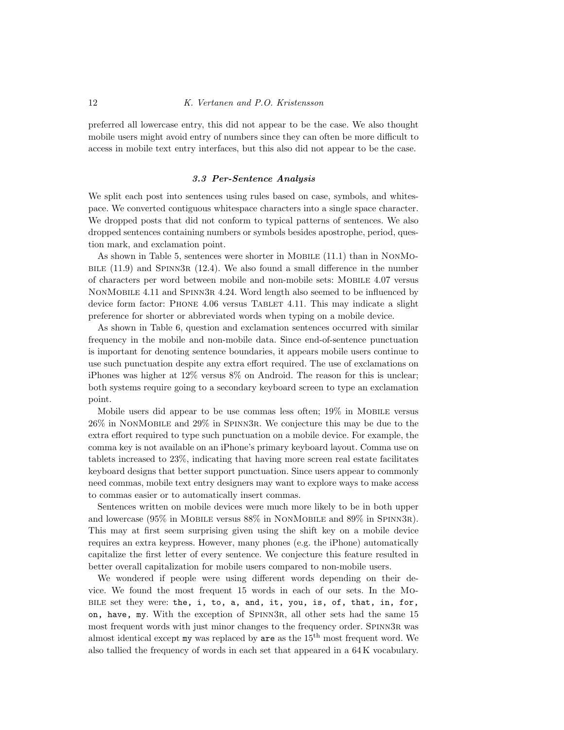preferred all lowercase entry, this did not appear to be the case. We also thought mobile users might avoid entry of numbers since they can often be more difficult to access in mobile text entry interfaces, but this also did not appear to be the case.

### *3.3 Per-Sentence Analysis*

We split each post into sentences using rules based on case, symbols, and whitespace. We converted contiguous whitespace characters into a single space character. We dropped posts that did not conform to typical patterns of sentences. We also dropped sentences containing numbers or symbols besides apostrophe, period, question mark, and exclamation point.

As shown in Table 5, sentences were shorter in Mobile (11.1) than in NonMobile (11.9) and Spinn3r (12.4). We also found a small difference in the number of characters per word between mobile and non-mobile sets: Mobile 4.07 versus NonMobile 4.11 and Spinn3r 4.24. Word length also seemed to be influenced by device form factor: Phone 4.06 versus Tablet 4.11. This may indicate a slight preference for shorter or abbreviated words when typing on a mobile device.

As shown in Table 6, question and exclamation sentences occurred with similar frequency in the mobile and non-mobile data. Since end-of-sentence punctuation is important for denoting sentence boundaries, it appears mobile users continue to use such punctuation despite any extra effort required. The use of exclamations on iPhones was higher at 12% versus 8% on Android. The reason for this is unclear; both systems require going to a secondary keyboard screen to type an exclamation point.

Mobile users did appear to be use commas less often; 19% in Mobile versus 26% in NonMobile and 29% in Spinn3r. We conjecture this may be due to the extra effort required to type such punctuation on a mobile device. For example, the comma key is not available on an iPhone's primary keyboard layout. Comma use on tablets increased to 23%, indicating that having more screen real estate facilitates keyboard designs that better support punctuation. Since users appear to commonly need commas, mobile text entry designers may want to explore ways to make access to commas easier or to automatically insert commas.

Sentences written on mobile devices were much more likely to be in both upper and lowercase (95% in Mobile versus 88% in NonMobile and 89% in Spinn3r). This may at first seem surprising given using the shift key on a mobile device requires an extra keypress. However, many phones (e.g. the iPhone) automatically capitalize the first letter of every sentence. We conjecture this feature resulted in better overall capitalization for mobile users compared to non-mobile users.

We wondered if people were using different words depending on their device. We found the most frequent 15 words in each of our sets. In the Mobile set they were: `the, i, to, a, and, it, you, is, of, that, in, for, on, have, my`. With the exception of Spinn3r, all other sets had the same 15 most frequent words with just minor changes to the frequency order. Spinn3r was almost identical except `my` was replaced by `are` as the 15th most frequent word. We also tallied the frequency of words in each set that appeared in a 64 K vocabulary.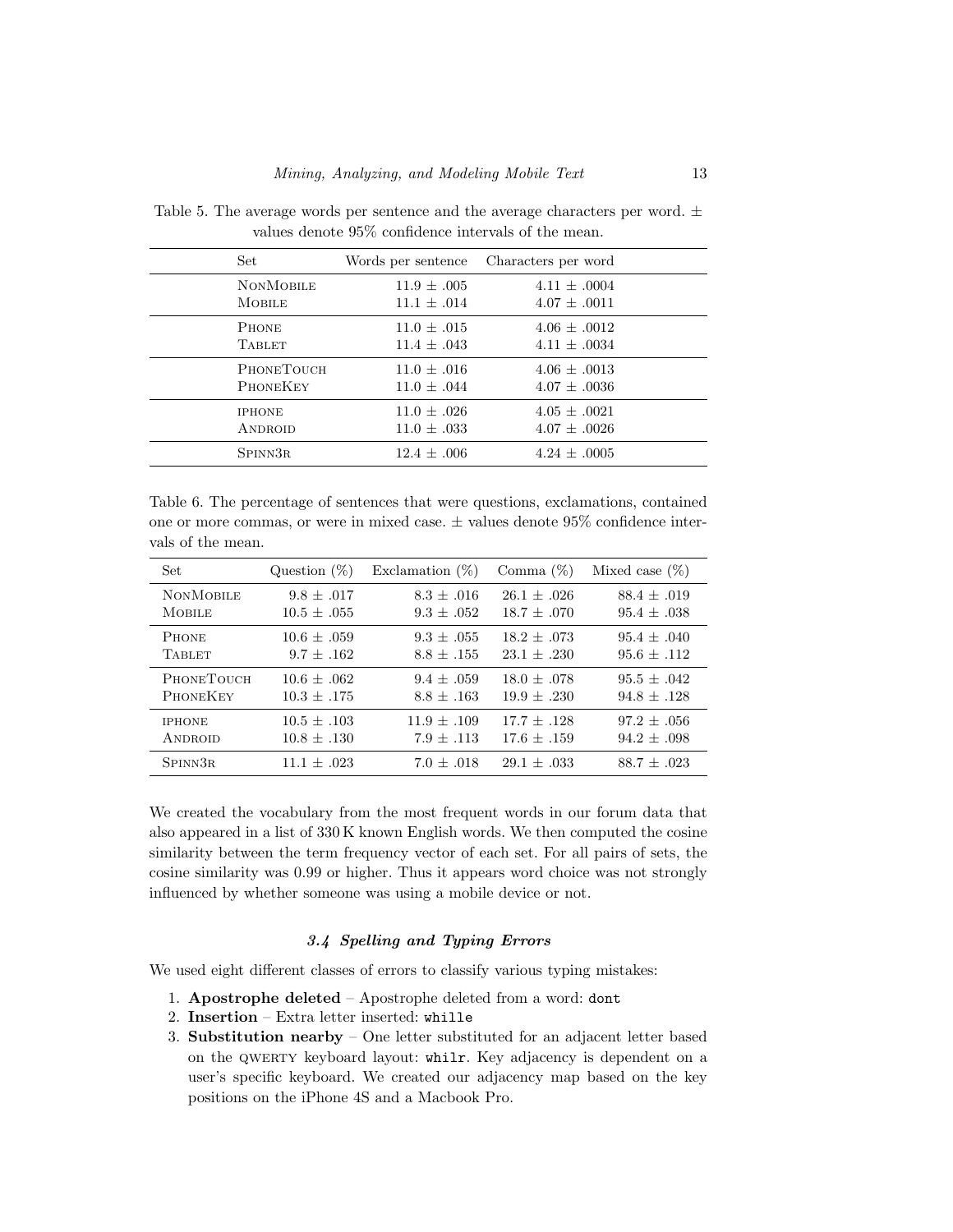Table 5. The average words per sentence and the average characters per word. ± values denote 95% confidence intervals of the mean.

| Set | Words per sentence | Characters per word |
|---|---|---|
| NonMobile | 11.9 ± .005 | 4.11 ± .0004 |
| Mobile | 11.1 ± .014 | 4.07 ± .0011 |
| Phone | 11.0 ± .015 | 4.06 ± .0012 |
| Tablet | 11.4 ± .043 | 4.11 ± .0034 |
| PhoneTouch | 11.0 ± .016 | 4.06 ± .0013 |
| PhoneKey | 11.0 ± .044 | 4.07 ± .0036 |
| iphone | 11.0 ± .026 | 4.05 ± .0021 |
| Android | 11.0 ± .033 | 4.07 ± .0026 |
| Spinn3r | 12.4 ± .006 | 4.24 ± .0005 |

Table 6. The percentage of sentences that were questions, exclamations, contained one or more commas, or were in mixed case. ± values denote 95% confidence intervals of the mean.

| Set | Question (%) | Exclamation (%) | Comma (%) | Mixed case (%) |
|---|---|---|---|---|
| NonMobile | 9.8 ± .017 | 8.3 ± .016 | 26.1 ± .026 | 88.4 ± .019 |
| Mobile | 10.5 ± .055 | 9.3 ± .052 | 18.7 ± .070 | 95.4 ± .038 |
| Phone | 10.6 ± .059 | 9.3 ± .055 | 18.2 ± .073 | 95.4 ± .040 |
| Tablet | 9.7 ± .162 | 8.8 ± .155 | 23.1 ± .230 | 95.6 ± .112 |
| PhoneTouch | 10.6 ± .062 | 9.4 ± .059 | 18.0 ± .078 | 95.5 ± .042 |
| PhoneKey | 10.3 ± .175 | 8.8 ± .163 | 19.9 ± .230 | 94.8 ± .128 |
| iphone | 10.5 ± .103 | 11.9 ± .109 | 17.7 ± .128 | 97.2 ± .056 |
| Android | 10.8 ± .130 | 7.9 ± .113 | 17.6 ± .159 | 94.2 ± .098 |
| Spinn3r | 11.1 ± .023 | 7.0 ± .018 | 29.1 ± .033 | 88.7 ± .023 |

We created the vocabulary from the most frequent words in our forum data that also appeared in a list of 330 K known English words. We then computed the cosine similarity between the term frequency vector of each set. For all pairs of sets, the cosine similarity was 0.99 or higher. Thus it appears word choice was not strongly influenced by whether someone was using a mobile device or not.

### *3.4 Spelling and Typing Errors*

We used eight different classes of errors to classify various typing mistakes:

1. **Apostrophe deleted** – Apostrophe deleted from a word: `dont`
2. **Insertion** – Extra letter inserted: `whille`
3. **Substitution nearby** – One letter substituted for an adjacent letter based on the QWERTY keyboard layout: `whilr`. Key adjacency is dependent on a user's specific keyboard. We created our adjacency map based on the key positions on the iPhone 4S and a Macbook Pro.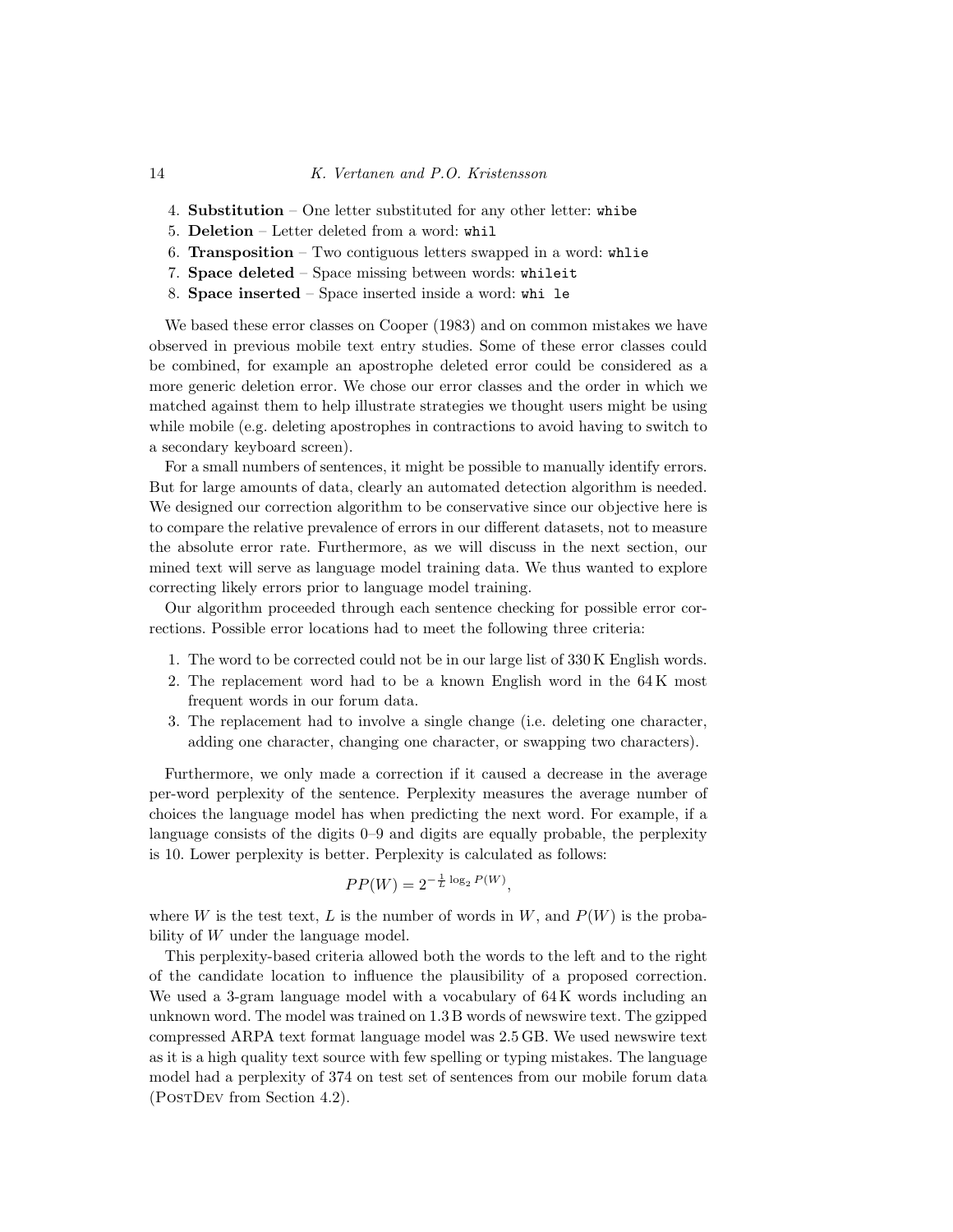4. **Substitution** – One letter substituted for any other letter: `whibe`
5. **Deletion** – Letter deleted from a word: `whil`
6. **Transposition** – Two contiguous letters swapped in a word: `whlie`
7. **Space deleted** – Space missing between words: `whileit`
8. **Space inserted** – Space inserted inside a word: `whi le`

We based these error classes on Cooper (1983) and on common mistakes we have observed in previous mobile text entry studies. Some of these error classes could be combined, for example an apostrophe deleted error could be considered as a more generic deletion error. We chose our error classes and the order in which we matched against them to help illustrate strategies we thought users might be using while mobile (e.g. deleting apostrophes in contractions to avoid having to switch to a secondary keyboard screen).

For a small numbers of sentences, it might be possible to manually identify errors. But for large amounts of data, clearly an automated detection algorithm is needed. We designed our correction algorithm to be conservative since our objective here is to compare the relative prevalence of errors in our different datasets, not to measure the absolute error rate. Furthermore, as we will discuss in the next section, our mined text will serve as language model training data. We thus wanted to explore correcting likely errors prior to language model training.

Our algorithm proceeded through each sentence checking for possible error corrections. Possible error locations had to meet the following three criteria:

1. The word to be corrected could not be in our large list of 330 K English words.
2. The replacement word had to be a known English word in the 64 K most frequent words in our forum data.
3. The replacement had to involve a single change (i.e. deleting one character, adding one character, changing one character, or swapping two characters).

Furthermore, we only made a correction if it caused a decrease in the average per-word perplexity of the sentence. Perplexity measures the average number of choices the language model has when predicting the next word. For example, if a language consists of the digits 0–9 and digits are equally probable, the perplexity is 10. Lower perplexity is better. Perplexity is calculated as follows:

$$PP(W) = 2^{-\frac{1}{L} \log_2 P(W)},$$

where $W$ is the test text, $L$ is the number of words in $W$, and $P(W)$ is the probability of $W$ under the language model.

This perplexity-based criteria allowed both the words to the left and to the right of the candidate location to influence the plausibility of a proposed correction. We used a 3-gram language model with a vocabulary of 64 K words including an unknown word. The model was trained on 1.3 B words of newswire text. The gzipped compressed ARPA text format language model was 2.5 GB. We used newswire text as it is a high quality text source with few spelling or typing mistakes. The language model had a perplexity of 374 on test set of sentences from our mobile forum data (PostDev from Section 4.2).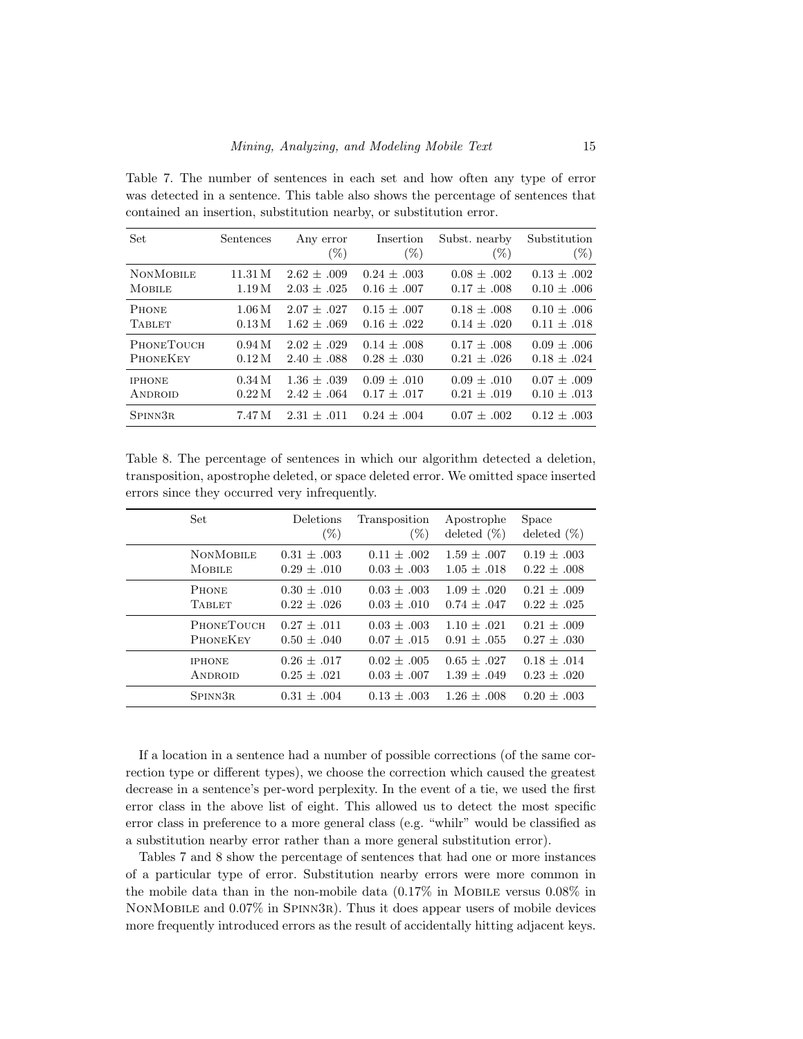Table 7. The number of sentences in each set and how often any type of error was detected in a sentence. This table also shows the percentage of sentences that contained an insertion, substitution nearby, or substitution error.

| Set | Sentences | Any error (%) | Insertion (%) | Subst. nearby (%) | Substitution (%) |
|---|---|---|---|---|---|
| NonMobile | 11.31 M | 2.62 ± .009 | 0.24 ± .003 | 0.08 ± .002 | 0.13 ± .002 |
| Mobile | 1.19 M | 2.03 ± .025 | 0.16 ± .007 | 0.17 ± .008 | 0.10 ± .006 |
| Phone | 1.06 M | 2.07 ± .027 | 0.15 ± .007 | 0.18 ± .008 | 0.10 ± .006 |
| Tablet | 0.13 M | 1.62 ± .069 | 0.16 ± .022 | 0.14 ± .020 | 0.11 ± .018 |
| PhoneTouch | 0.94 M | 2.02 ± .029 | 0.14 ± .008 | 0.17 ± .008 | 0.09 ± .006 |
| PhoneKey | 0.12 M | 2.40 ± .088 | 0.28 ± .030 | 0.21 ± .026 | 0.18 ± .024 |
| iphone | 0.34 M | 1.36 ± .039 | 0.09 ± .010 | 0.09 ± .010 | 0.07 ± .009 |
| Android | 0.22 M | 2.42 ± .064 | 0.17 ± .017 | 0.21 ± .019 | 0.10 ± .013 |
| Spinn3r | 7.47 M | 2.31 ± .011 | 0.24 ± .004 | 0.07 ± .002 | 0.12 ± .003 |

Table 8. The percentage of sentences in which our algorithm detected a deletion, transposition, apostrophe deleted, or space deleted error. We omitted space inserted errors since they occurred very infrequently.

| Set | Deletions (%) | Transposition (%) | Apostrophe deleted (%) | Space deleted (%) |
|---|---|---|---|---|
| NonMobile | 0.31 ± .003 | 0.11 ± .002 | 1.59 ± .007 | 0.19 ± .003 |
| Mobile | 0.29 ± .010 | 0.03 ± .003 | 1.05 ± .018 | 0.22 ± .008 |
| Phone | 0.30 ± .010 | 0.03 ± .003 | 1.09 ± .020 | 0.21 ± .009 |
| Tablet | 0.22 ± .026 | 0.03 ± .010 | 0.74 ± .047 | 0.22 ± .025 |
| PhoneTouch | 0.27 ± .011 | 0.03 ± .003 | 1.10 ± .021 | 0.21 ± .009 |
| PhoneKey | 0.50 ± .040 | 0.07 ± .015 | 0.91 ± .055 | 0.27 ± .030 |
| iphone | 0.26 ± .017 | 0.02 ± .005 | 0.65 ± .027 | 0.18 ± .014 |
| Android | 0.25 ± .021 | 0.03 ± .007 | 1.39 ± .049 | 0.23 ± .020 |
| Spinn3r | 0.31 ± .004 | 0.13 ± .003 | 1.26 ± .008 | 0.20 ± .003 |

If a location in a sentence had a number of possible corrections (of the same correction type or different types), we choose the correction which caused the greatest decrease in a sentence's per-word perplexity. In the event of a tie, we used the first error class in the above list of eight. This allowed us to detect the most specific error class in preference to a more general class (e.g. "whilr" would be classified as a substitution nearby error rather than a more general substitution error).

Tables 7 and 8 show the percentage of sentences that had one or more instances of a particular type of error. Substitution nearby errors were more common in the mobile data than in the non-mobile data (0.17% in Mobile versus 0.08% in NonMobile and 0.07% in Spinn3r). Thus it does appear users of mobile devices more frequently introduced errors as the result of accidentally hitting adjacent keys.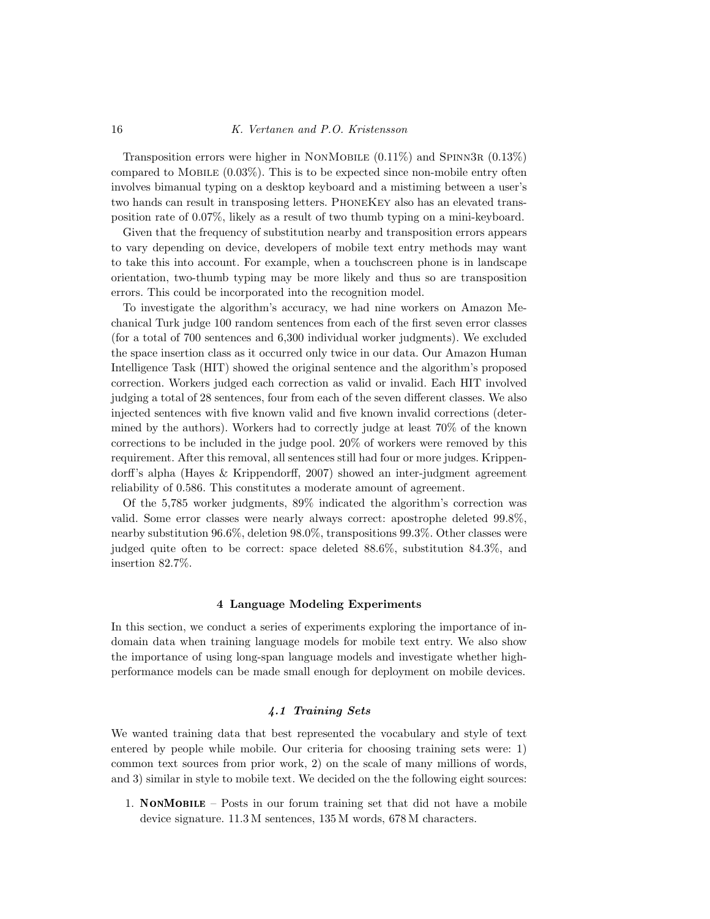Transposition errors were higher in NonMobile (0.11%) and Spinn3r (0.13%) compared to Mobile (0.03%). This is to be expected since non-mobile entry often involves bimanual typing on a desktop keyboard and a mistiming between a user's two hands can result in transposing letters. PhoneKey also has an elevated transposition rate of 0.07%, likely as a result of two thumb typing on a mini-keyboard.

Given that the frequency of substitution nearby and transposition errors appears to vary depending on device, developers of mobile text entry methods may want to take this into account. For example, when a touchscreen phone is in landscape orientation, two-thumb typing may be more likely and thus so are transposition errors. This could be incorporated into the recognition model.

To investigate the algorithm's accuracy, we had nine workers on Amazon Mechanical Turk judge 100 random sentences from each of the first seven error classes (for a total of 700 sentences and 6,300 individual worker judgments). We excluded the space insertion class as it occurred only twice in our data. Our Amazon Human Intelligence Task (HIT) showed the original sentence and the algorithm's proposed correction. Workers judged each correction as valid or invalid. Each HIT involved judging a total of 28 sentences, four from each of the seven different classes. We also injected sentences with five known valid and five known invalid corrections (determined by the authors). Workers had to correctly judge at least 70% of the known corrections to be included in the judge pool. 20% of workers were removed by this requirement. After this removal, all sentences still had four or more judges. Krippendorff's alpha (Hayes & Krippendorff, 2007) showed an inter-judgment agreement reliability of 0.586. This constitutes a moderate amount of agreement.

Of the 5,785 worker judgments, 89% indicated the algorithm's correction was valid. Some error classes were nearly always correct: apostrophe deleted 99.8%, nearby substitution 96.6%, deletion 98.0%, transpositions 99.3%. Other classes were judged quite often to be correct: space deleted 88.6%, substitution 84.3%, and insertion 82.7%.

## 4 Language Modeling Experiments

In this section, we conduct a series of experiments exploring the importance of in-domain data when training language models for mobile text entry. We also show the importance of using long-span language models and investigate whether high-performance models can be made small enough for deployment on mobile devices.

### *4.1 Training Sets*

We wanted training data that best represented the vocabulary and style of text entered by people while mobile. Our criteria for choosing training sets were: 1) common text sources from prior work, 2) on the scale of many millions of words, and 3) similar in style to mobile text. We decided on the the following eight sources:

1. **NonMobile** – Posts in our forum training set that did not have a mobile device signature. 11.3 M sentences, 135 M words, 678 M characters.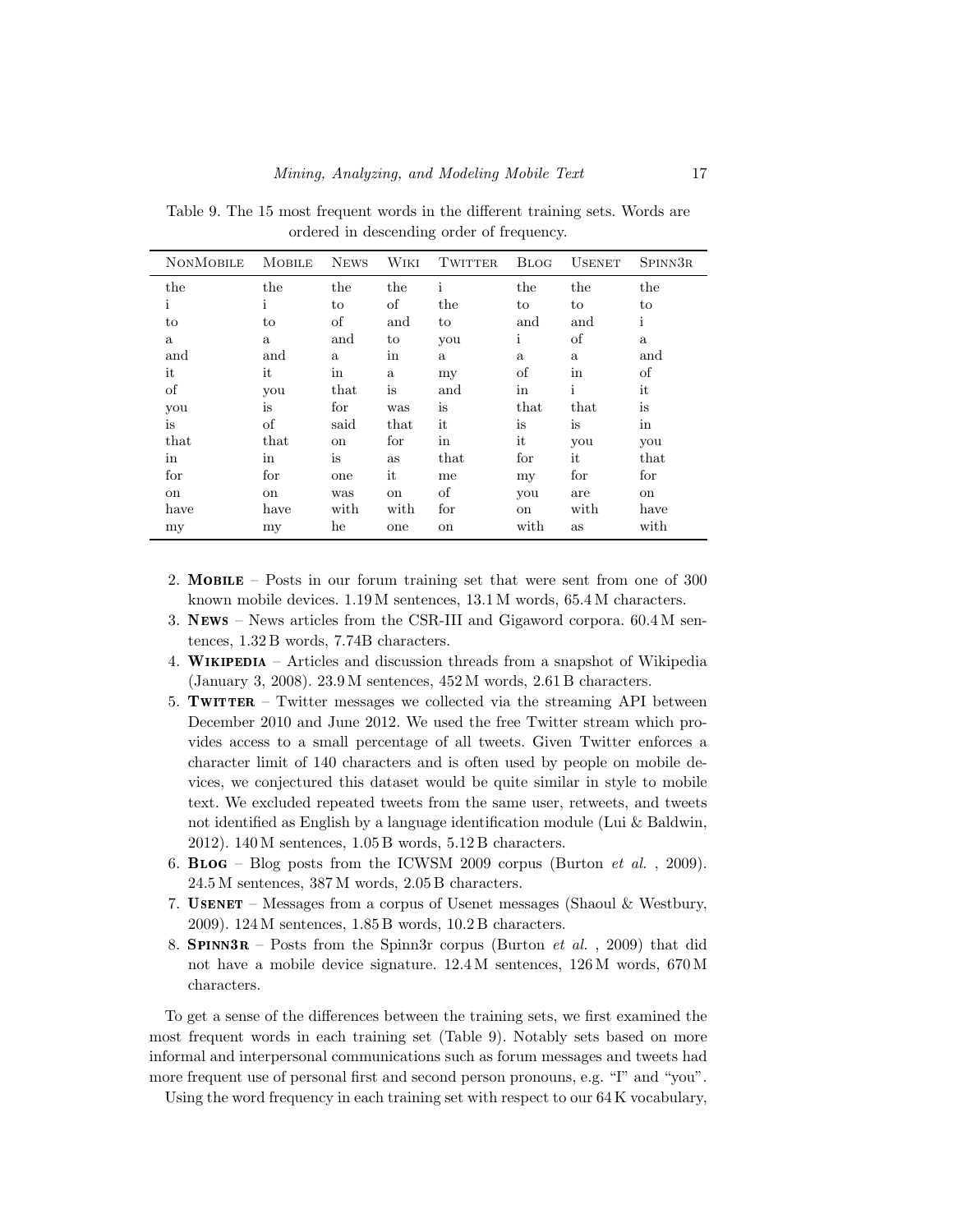Table 9. The 15 most frequent words in the different training sets. Words are ordered in descending order of frequency.

| NonMobile | Mobile | News | Wiki | Twitter | Blog | Usenet | Spinn3r |
|---|---|---|---|---|---|---|---|
| the | the | the | the | i | the | the | the |
| i | i | to | of | the | to | to | to |
| to | to | of | and | to | and | and | i |
| a | a | and | to | you | i | of | a |
| and | and | a | in | a | a | a | and |
| it | it | in | a | my | of | in | of |
| of | you | that | is | and | in | i | it |
| you | is | for | was | is | that | that | is |
| is | of | said | that | it | is | is | in |
| that | that | on | for | in | it | you | you |
| in | in | is | as | that | for | it | that |
| for | for | one | it | me | my | for | for |
| on | on | was | on | of | you | are | on |
| have | have | with | with | for | on | with | have |
| my | my | he | one | on | with | as | with |

2. **Mobile** – Posts in our forum training set that were sent from one of 300 known mobile devices. 1.19 M sentences, 13.1 M words, 65.4 M characters.
3. **News** – News articles from the CSR-III and Gigaword corpora. 60.4 M sentences, 1.32 B words, 7.74B characters.
4. **Wikipedia** – Articles and discussion threads from a snapshot of Wikipedia (January 3, 2008). 23.9 M sentences, 452 M words, 2.61 B characters.
5. **Twitter** – Twitter messages we collected via the streaming API between December 2010 and June 2012. We used the free Twitter stream which provides access to a small percentage of all tweets. Given Twitter enforces a character limit of 140 characters and is often used by people on mobile devices, we conjectured this dataset would be quite similar in style to mobile text. We excluded repeated tweets from the same user, retweets, and tweets not identified as English by a language identification module (Lui & Baldwin, 2012). 140 M sentences, 1.05 B words, 5.12 B characters.
6. **Blog** – Blog posts from the ICWSM 2009 corpus (Burton *et al.* , 2009). 24.5 M sentences, 387 M words, 2.05 B characters.
7. **Usenet** – Messages from a corpus of Usenet messages (Shaoul & Westbury, 2009). 124 M sentences, 1.85 B words, 10.2 B characters.
8. **Spinn3r** – Posts from the Spinn3r corpus (Burton *et al.* , 2009) that did not have a mobile device signature. 12.4 M sentences, 126 M words, 670 M characters.

To get a sense of the differences between the training sets, we first examined the most frequent words in each training set (Table 9). Notably sets based on more informal and interpersonal communications such as forum messages and tweets had more frequent use of personal first and second person pronouns, e.g. "I" and "you".

Using the word frequency in each training set with respect to our 64 K vocabulary,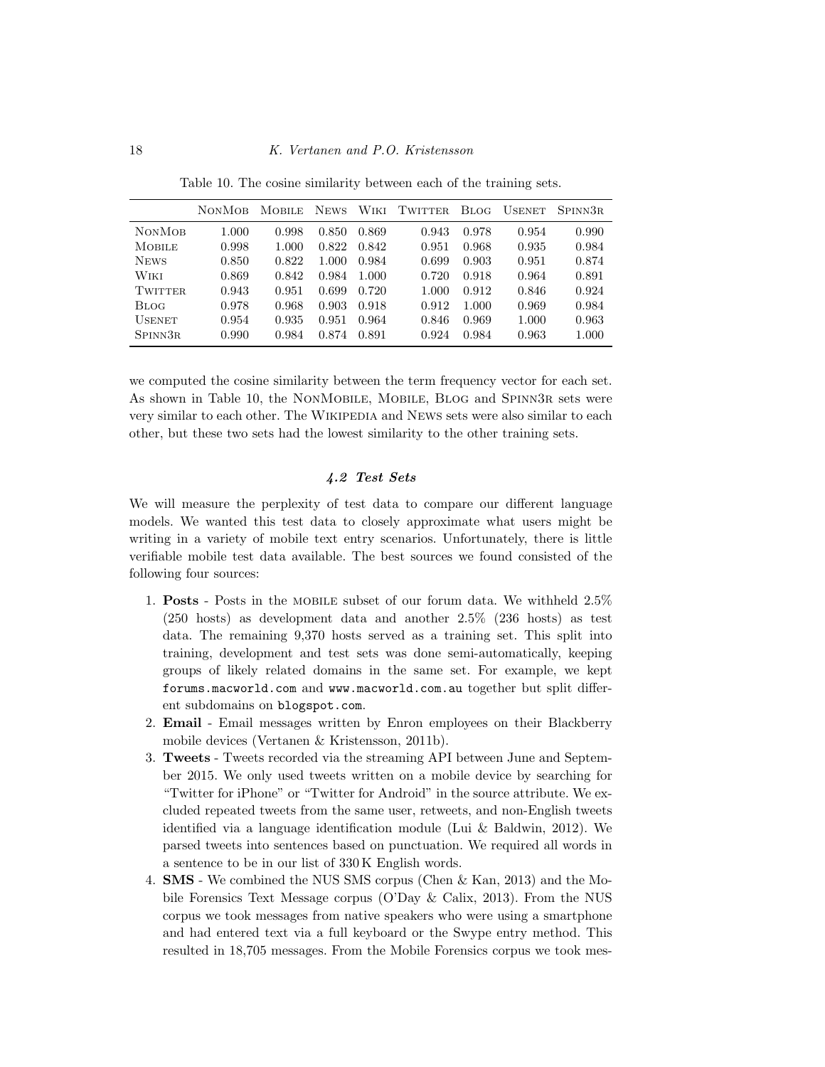Table 10. The cosine similarity between each of the training sets.

| | NonMob | Mobile | News | Wiki | Twitter | Blog | Usenet | Spinn3r |
|---|---|---|---|---|---|---|---|---|
| NonMob | 1.000 | 0.998 | 0.850 | 0.869 | 0.943 | 0.978 | 0.954 | 0.990 |
| Mobile | 0.998 | 1.000 | 0.822 | 0.842 | 0.951 | 0.968 | 0.935 | 0.984 |
| News | 0.850 | 0.822 | 1.000 | 0.984 | 0.699 | 0.903 | 0.951 | 0.874 |
| Wiki | 0.869 | 0.842 | 0.984 | 1.000 | 0.720 | 0.918 | 0.964 | 0.891 |
| Twitter | 0.943 | 0.951 | 0.699 | 0.720 | 1.000 | 0.912 | 0.846 | 0.924 |
| Blog | 0.978 | 0.968 | 0.903 | 0.918 | 0.912 | 1.000 | 0.969 | 0.984 |
| Usenet | 0.954 | 0.935 | 0.951 | 0.964 | 0.846 | 0.969 | 1.000 | 0.963 |
| Spinn3r | 0.990 | 0.984 | 0.874 | 0.891 | 0.924 | 0.984 | 0.963 | 1.000 |

we computed the cosine similarity between the term frequency vector for each set. As shown in Table 10, the NonMobile, Mobile, Blog and Spinn3r sets were very similar to each other. The Wikipedia and News sets were also similar to each other, but these two sets had the lowest similarity to the other training sets.

### *4.2 Test Sets*

We will measure the perplexity of test data to compare our different language models. We wanted this test data to closely approximate what users might be writing in a variety of mobile text entry scenarios. Unfortunately, there is little verifiable mobile test data available. The best sources we found consisted of the following four sources:

1. **Posts** - Posts in the mobile subset of our forum data. We withheld 2.5% (250 hosts) as development data and another 2.5% (236 hosts) as test data. The remaining 9,370 hosts served as a training set. This split into training, development and test sets was done semi-automatically, keeping groups of likely related domains in the same set. For example, we kept `forums.macworld.com` and `www.macworld.com.au` together but split different subdomains on `blogspot.com`.
2. **Email** - Email messages written by Enron employees on their Blackberry mobile devices (Vertanen & Kristensson, 2011b).
3. **Tweets** - Tweets recorded via the streaming API between June and September 2015. We only used tweets written on a mobile device by searching for "Twitter for iPhone" or "Twitter for Android" in the source attribute. We excluded repeated tweets from the same user, retweets, and non-English tweets identified via a language identification module (Lui & Baldwin, 2012). We parsed tweets into sentences based on punctuation. We required all words in a sentence to be in our list of 330 K English words.
4. **SMS** - We combined the NUS SMS corpus (Chen & Kan, 2013) and the Mobile Forensics Text Message corpus (O'Day & Calix, 2013). From the NUS corpus we took messages from native speakers who were using a smartphone and had entered text via a full keyboard or the Swype entry method. This resulted in 18,705 messages. From the Mobile Forensics corpus we took mes-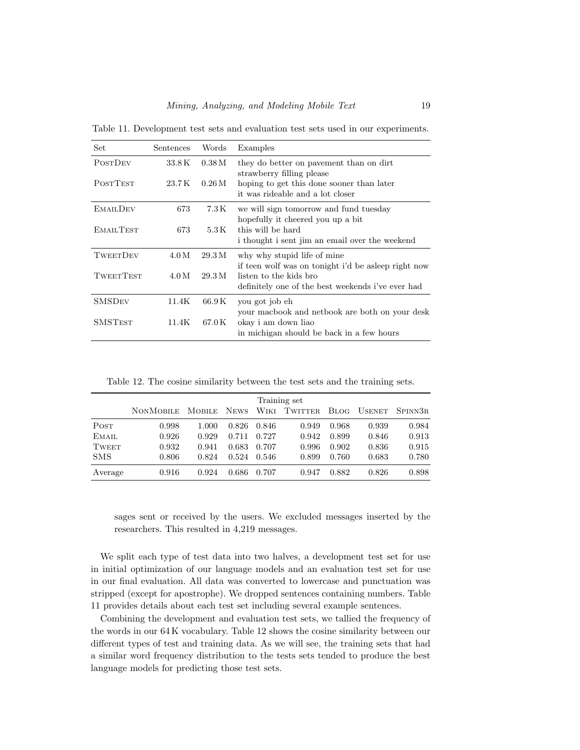Table 11. Development test sets and evaluation test sets used in our experiments.

| Set | Sentences | Words | Examples |
|---|---|---|---|
| PostDev | 33.8 K | 0.38 M | they do better on pavement than on dirt<br>strawberry filling please |
| PostTest | 23.7 K | 0.26 M | hoping to get this done sooner than later<br>it was rideable and a lot closer |
| EmailDev | 673 | 7.3 K | we will sign tomorrow and fund tuesday<br>hopefully it cheered you up a bit |
| EmailTest | 673 | 5.3 K | this will be hard<br>i thought i sent jim an email over the weekend |
| TweetDev | 4.0 M | 29.3 M | why why stupid life of mine<br>if teen wolf was on tonight i'd be asleep right now |
| TweetTest | 4.0 M | 29.3 M | listen to the kids bro<br>definitely one of the best weekends i've ever had |
| SMSDev | 11.4K | 66.9 K | you got job eh<br>your macbook and netbook are both on your desk |
| SMSTest | 11.4K | 67.0 K | okay i am down liao<br>in michigan should be back in a few hours |

Table 12. The cosine similarity between the test sets and the training sets.

| | Training set | | | | | | | |
|---|---|---|---|---|---|---|---|---|
| | NonMobile | Mobile | News | Wiki | Twitter | Blog | Usenet | Spinn3r |
| Post | 0.998 | 1.000 | 0.826 | 0.846 | 0.949 | 0.968 | 0.939 | 0.984 |
| Email | 0.926 | 0.929 | 0.711 | 0.727 | 0.942 | 0.899 | 0.846 | 0.913 |
| Tweet | 0.932 | 0.941 | 0.683 | 0.707 | 0.996 | 0.902 | 0.836 | 0.915 |
| SMS | 0.806 | 0.824 | 0.524 | 0.546 | 0.899 | 0.760 | 0.683 | 0.780 |
| Average | 0.916 | 0.924 | 0.686 | 0.707 | 0.947 | 0.882 | 0.826 | 0.898 |

sages sent or received by the users. We excluded messages inserted by the researchers. This resulted in 4,219 messages.

We split each type of test data into two halves, a development test set for use in initial optimization of our language models and an evaluation test set for use in our final evaluation. All data was converted to lowercase and punctuation was stripped (except for apostrophe). We dropped sentences containing numbers. Table 11 provides details about each test set including several example sentences.

Combining the development and evaluation test sets, we tallied the frequency of the words in our 64 K vocabulary. Table 12 shows the cosine similarity between our different types of test and training data. As we will see, the training sets that had a similar word frequency distribution to the tests sets tended to produce the best language models for predicting those test sets.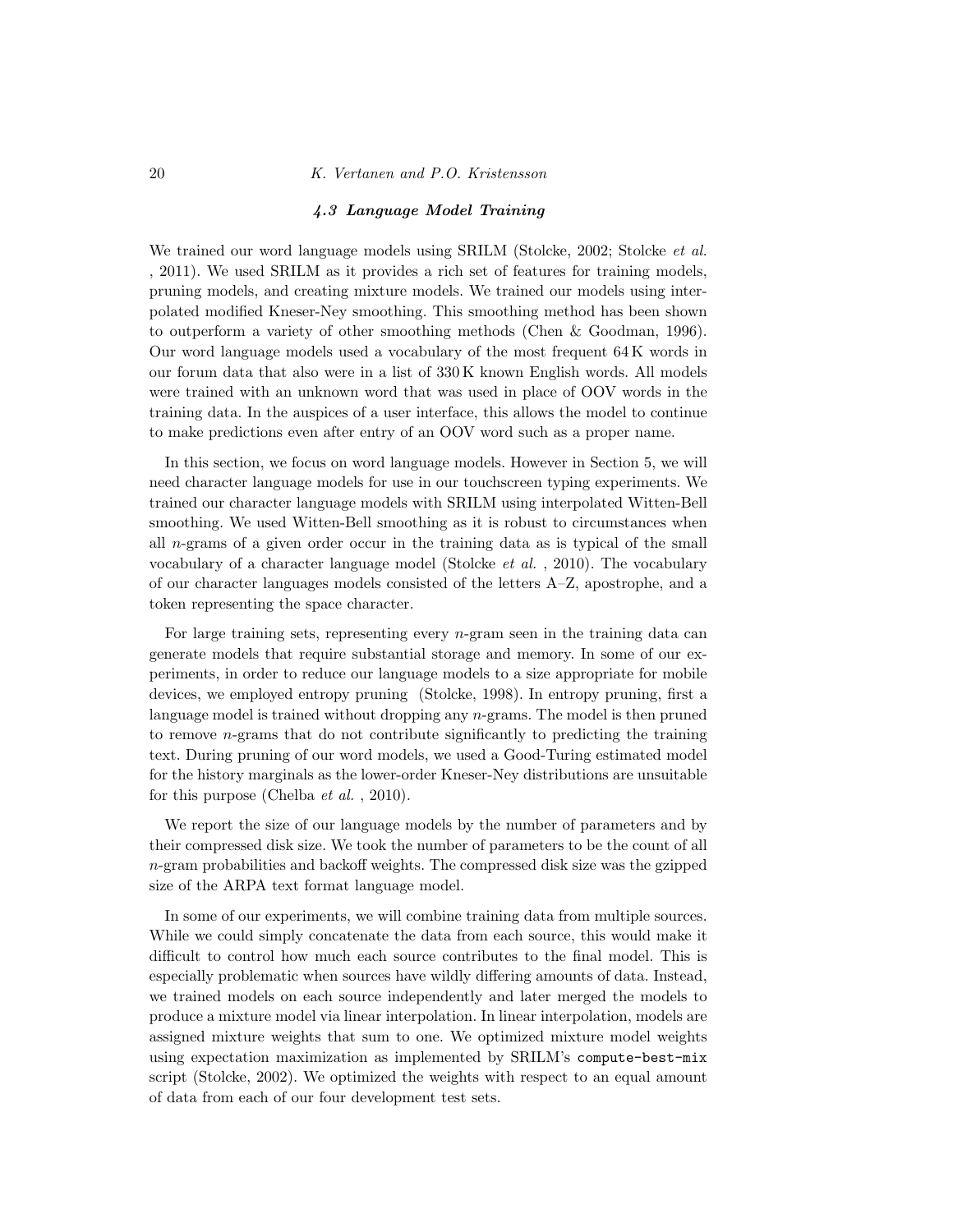### *4.3 Language Model Training*

We trained our word language models using SRILM (Stolcke, 2002; Stolcke *et al.* , 2011). We used SRILM as it provides a rich set of features for training models, pruning models, and creating mixture models. We trained our models using interpolated modified Kneser-Ney smoothing. This smoothing method has been shown to outperform a variety of other smoothing methods (Chen & Goodman, 1996). Our word language models used a vocabulary of the most frequent 64 K words in our forum data that also were in a list of 330 K known English words. All models were trained with an unknown word that was used in place of OOV words in the training data. In the auspices of a user interface, this allows the model to continue to make predictions even after entry of an OOV word such as a proper name.

In this section, we focus on word language models. However in Section 5, we will need character language models for use in our touchscreen typing experiments. We trained our character language models with SRILM using interpolated Witten-Bell smoothing. We used Witten-Bell smoothing as it is robust to circumstances when all $n$-grams of a given order occur in the training data as is typical of the small vocabulary of a character language model (Stolcke *et al.* , 2010). The vocabulary of our character languages models consisted of the letters A–Z, apostrophe, and a token representing the space character.

For large training sets, representing every $n$-gram seen in the training data can generate models that require substantial storage and memory. In some of our experiments, in order to reduce our language models to a size appropriate for mobile devices, we employed entropy pruning (Stolcke, 1998). In entropy pruning, first a language model is trained without dropping any $n$-grams. The model is then pruned to remove $n$-grams that do not contribute significantly to predicting the training text. During pruning of our word models, we used a Good-Turing estimated model for the history marginals as the lower-order Kneser-Ney distributions are unsuitable for this purpose (Chelba *et al.* , 2010).

We report the size of our language models by the number of parameters and by their compressed disk size. We took the number of parameters to be the count of all $n$-gram probabilities and backoff weights. The compressed disk size was the gzipped size of the ARPA text format language model.

In some of our experiments, we will combine training data from multiple sources. While we could simply concatenate the data from each source, this would make it difficult to control how much each source contributes to the final model. This is especially problematic when sources have wildly differing amounts of data. Instead, we trained models on each source independently and later merged the models to produce a mixture model via linear interpolation. In linear interpolation, models are assigned mixture weights that sum to one. We optimized mixture model weights using expectation maximization as implemented by SRILM's `compute-best-mix` script (Stolcke, 2002). We optimized the weights with respect to an equal amount of data from each of our four development test sets.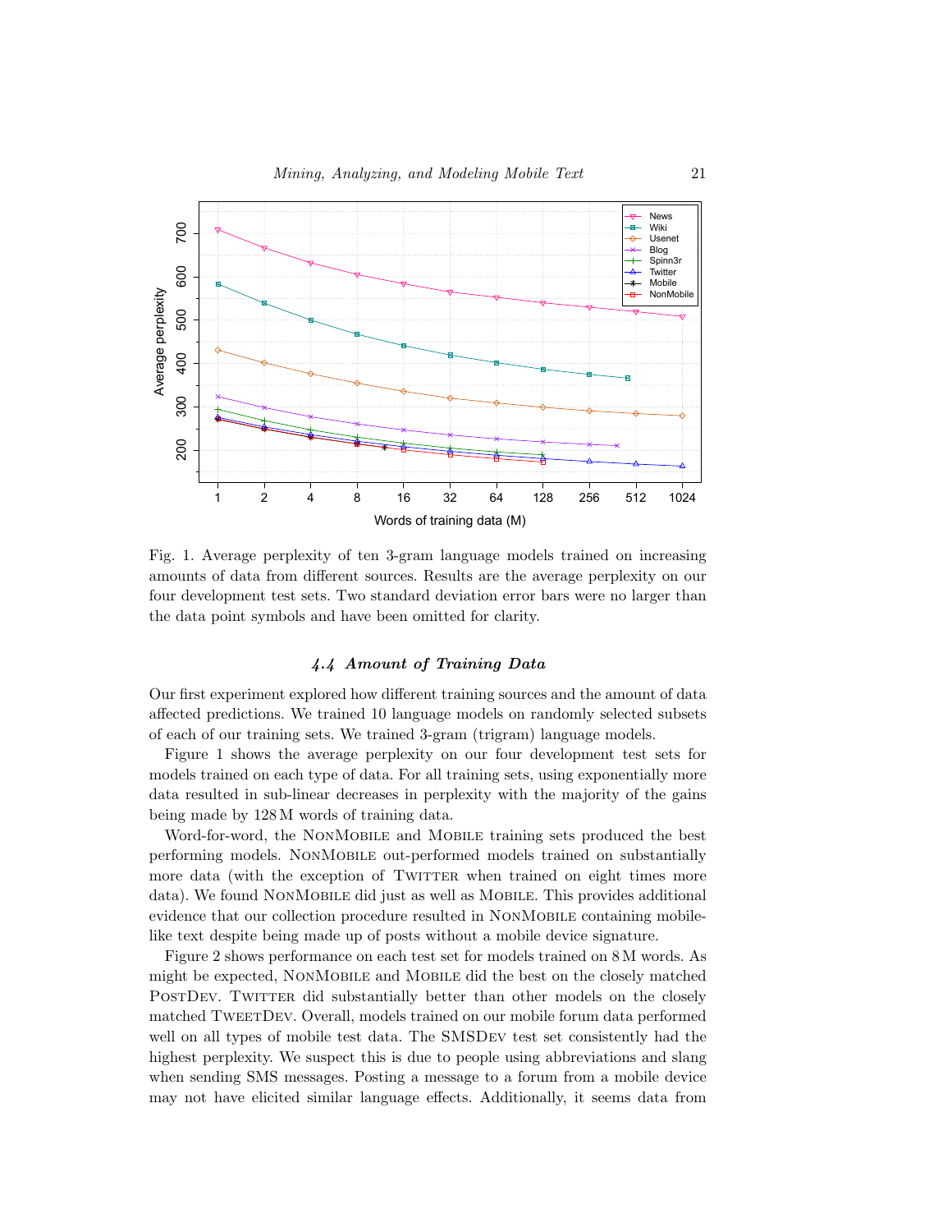Fig. 1. Average perplexity of ten 3-gram language models trained on increasing amounts of data from different sources. Results are the average perplexity on our four development test sets. Two standard deviation error bars were no larger than the data point symbols and have been omitted for clarity.

### 4.4 Amount of Training Data

Our first experiment explored how different training sources and the amount of data affected predictions. We trained 10 language models on randomly selected subsets of each of our training sets. We trained 3-gram (trigram) language models.

Figure 1 shows the average perplexity on our four development test sets for models trained on each type of data. For all training sets, using exponentially more data resulted in sub-linear decreases in perplexity with the majority of the gains being made by 128 M words of training data.

Word-for-word, the NonMobile and Mobile training sets produced the best performing models. NonMobile out-performed models trained on substantially more data (with the exception of Twitter when trained on eight times more data). We found NonMobile did just as well as Mobile. This provides additional evidence that our collection procedure resulted in NonMobile containing mobile-like text despite being made up of posts without a mobile device signature.

Figure 2 shows performance on each test set for models trained on 8 M words. As might be expected, NonMobile and Mobile did the best on the closely matched PostDev. Twitter did substantially better than other models on the closely matched TweetDev. Overall, models trained on our mobile forum data performed well on all types of mobile test data. The SMSDev test set consistently had the highest perplexity. We suspect this is due to people using abbreviations and slang when sending SMS messages. Posting a message to a forum from a mobile device may not have elicited similar language effects. Additionally, it seems data from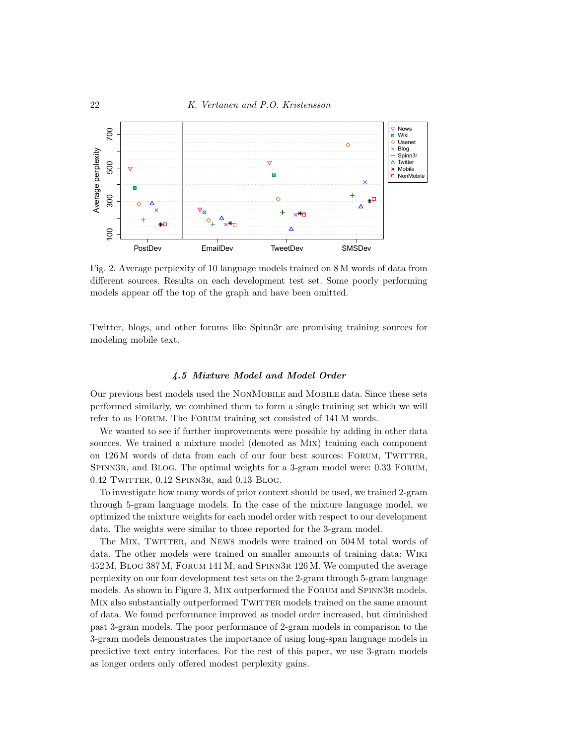Fig. 2. Average perplexity of 10 language models trained on 8 M words of data from different sources. Results on each development test set. Some poorly performing models appear off the top of the graph and have been omitted.

Twitter, blogs, and other forums like Spinn3r are promising training sources for modeling mobile text.

### 4.5 Mixture Model and Model Order

Our previous best models used the NonMobile and Mobile data. Since these sets performed similarly, we combined them to form a single training set which we will refer to as Forum. The Forum training set consisted of 141 M words.

We wanted to see if further improvements were possible by adding in other data sources. We trained a mixture model (denoted as Mix) training each component on 126 M words of data from each of our four best sources: Forum, Twitter, Spinn3r, and Blog. The optimal weights for a 3-gram model were: 0.33 Forum, 0.42 Twitter, 0.12 Spinn3r, and 0.13 Blog.

To investigate how many words of prior context should be used, we trained 2-gram through 5-gram language models. In the case of the mixture language model, we optimized the mixture weights for each model order with respect to our development data. The weights were similar to those reported for the 3-gram model.

The Mix, Twitter, and News models were trained on 504 M total words of data. The other models were trained on smaller amounts of training data: Wiki 452 M, Blog 387 M, Forum 141 M, and Spinn3r 126 M. We computed the average perplexity on our four development test sets on the 2-gram through 5-gram language models. As shown in Figure 3, Mix outperformed the Forum and Spinn3r models. Mix also substantially outperformed Twitter models trained on the same amount of data. We found performance improved as model order increased, but diminished past 3-gram models. The poor performance of 2-gram models in comparison to the 3-gram models demonstrates the importance of using long-span language models in predictive text entry interfaces. For the rest of this paper, we use 3-gram models as longer orders only offered modest perplexity gains.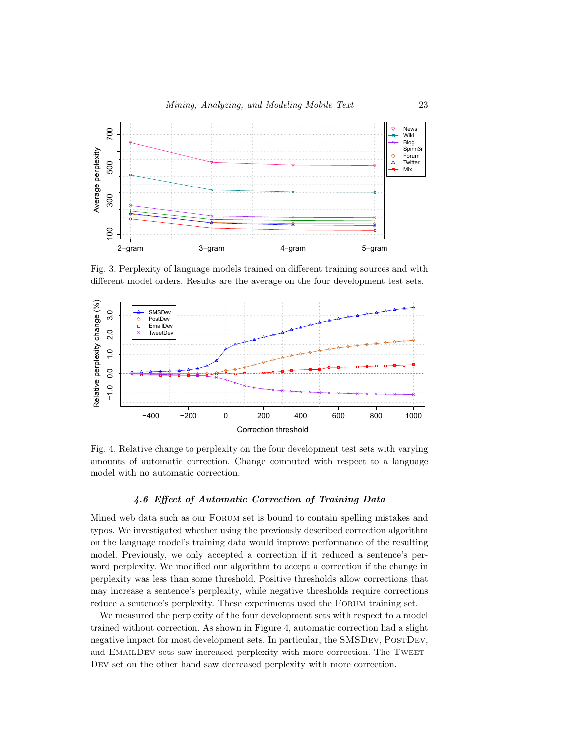Fig. 3. Perplexity of language models trained on different training sources and with different model orders. Results are the average on the four development test sets.

Fig. 4. Relative change to perplexity on the four development test sets with varying amounts of automatic correction. Change computed with respect to a language model with no automatic correction.

### 4.6 *Effect of Automatic Correction of Training Data*

Mined web data such as our FORUM set is bound to contain spelling mistakes and typos. We investigated whether using the previously described correction algorithm on the language model's training data would improve performance of the resulting model. Previously, we only accepted a correction if it reduced a sentence's per-word perplexity. We modified our algorithm to accept a correction if the change in perplexity was less than some threshold. Positive thresholds allow corrections that may increase a sentence's perplexity, while negative thresholds require corrections reduce a sentence's perplexity. These experiments used the FORUM training set.

We measured the perplexity of the four development sets with respect to a model trained without correction. As shown in Figure 4, automatic correction had a slight negative impact for most development sets. In particular, the SMSDEV, POSTDEV, and EMAILDEV sets saw increased perplexity with more correction. The TWEETDEV set on the other hand saw decreased perplexity with more correction.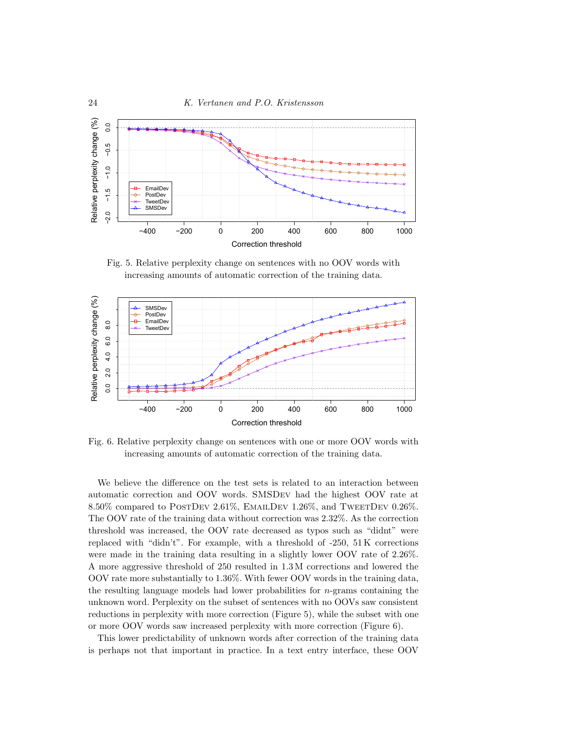Fig. 5. Relative perplexity change on sentences with no OOV words with increasing amounts of automatic correction of the training data.

Fig. 6. Relative perplexity change on sentences with one or more OOV words with increasing amounts of automatic correction of the training data.

We believe the difference on the test sets is related to an interaction between automatic correction and OOV words. SMSDEV had the highest OOV rate at 8.50% compared to POSTDEV 2.61%, EMAILDEV 1.26%, and TWEETDEV 0.26%. The OOV rate of the training data without correction was 2.32%. As the correction threshold was increased, the OOV rate decreased as typos such as "didnt" were replaced with "didn't". For example, with a threshold of -250, 51 K corrections were made in the training data resulting in a slightly lower OOV rate of 2.26%. A more aggressive threshold of 250 resulted in 1.3 M corrections and lowered the OOV rate more substantially to 1.36%. With fewer OOV words in the training data, the resulting language models had lower probabilities for $n$-grams containing the unknown word. Perplexity on the subset of sentences with no OOVs saw consistent reductions in perplexity with more correction (Figure 5), while the subset with one or more OOV words saw increased perplexity with more correction (Figure 6).

This lower predictability of unknown words after correction of the training data is perhaps not that important in practice. In a text entry interface, these OOV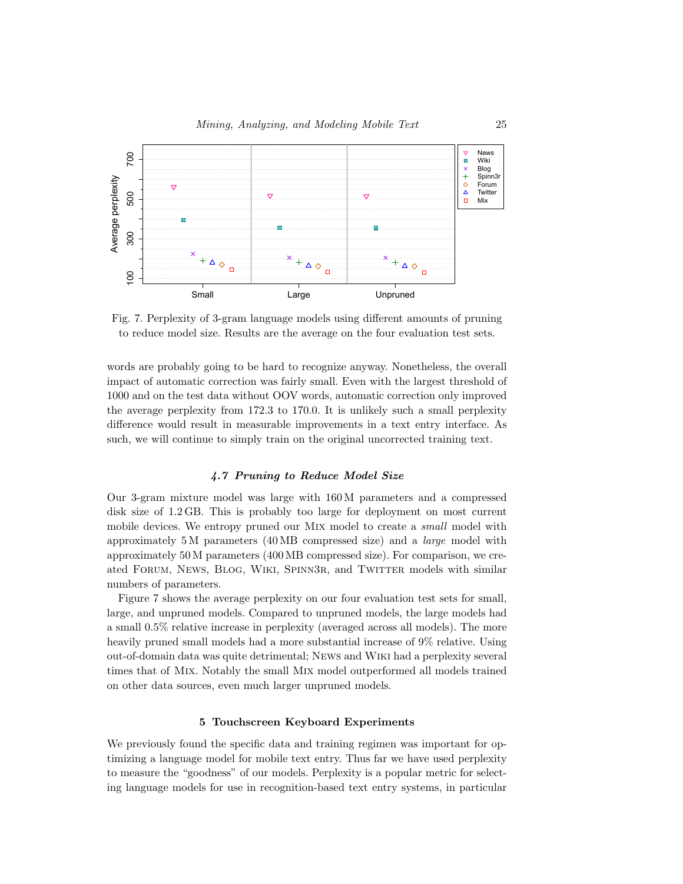Fig. 7. Perplexity of 3-gram language models using different amounts of pruning to reduce model size. Results are the average on the four evaluation test sets.

words are probably going to be hard to recognize anyway. Nonetheless, the overall impact of automatic correction was fairly small. Even with the largest threshold of 1000 and on the test data without OOV words, automatic correction only improved the average perplexity from 172.3 to 170.0. It is unlikely such a small perplexity difference would result in measurable improvements in a text entry interface. As such, we will continue to simply train on the original uncorrected training text.

### *4.7 Pruning to Reduce Model Size*

Our 3-gram mixture model was large with 160 M parameters and a compressed disk size of 1.2 GB. This is probably too large for deployment on most current mobile devices. We entropy pruned our Mix model to create a *small* model with approximately 5 M parameters (40 MB compressed size) and a *large* model with approximately 50 M parameters (400 MB compressed size). For comparison, we created Forum, News, Blog, Wiki, Spinn3r, and Twitter models with similar numbers of parameters.

Figure 7 shows the average perplexity on our four evaluation test sets for small, large, and unpruned models. Compared to unpruned models, the large models had a small 0.5% relative increase in perplexity (averaged across all models). The more heavily pruned small models had a more substantial increase of 9% relative. Using out-of-domain data was quite detrimental; News and Wiki had a perplexity several times that of Mix. Notably the small Mix model outperformed all models trained on other data sources, even much larger unpruned models.

## 5 Touchscreen Keyboard Experiments

We previously found the specific data and training regimen was important for optimizing a language model for mobile text entry. Thus far we have used perplexity to measure the "goodness" of our models. Perplexity is a popular metric for selecting language models for use in recognition-based text entry systems, in particular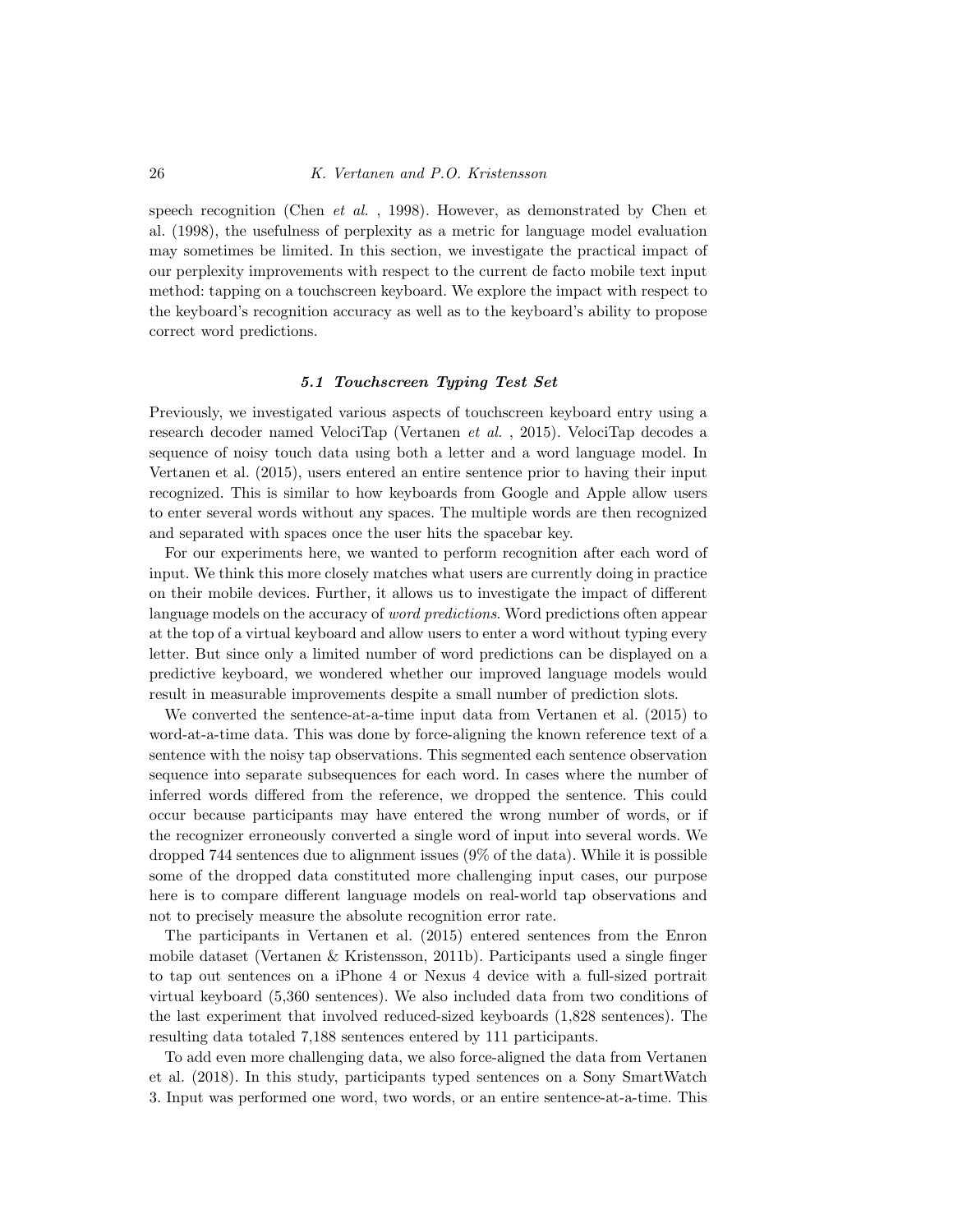speech recognition (Chen *et al.* , 1998). However, as demonstrated by Chen et al. (1998), the usefulness of perplexity as a metric for language model evaluation may sometimes be limited. In this section, we investigate the practical impact of our perplexity improvements with respect to the current de facto mobile text input method: tapping on a touchscreen keyboard. We explore the impact with respect to the keyboard's recognition accuracy as well as to the keyboard's ability to propose correct word predictions.

### *5.1 Touchscreen Typing Test Set*

Previously, we investigated various aspects of touchscreen keyboard entry using a research decoder named VelociTap (Vertanen *et al.* , 2015). VelociTap decodes a sequence of noisy touch data using both a letter and a word language model. In Vertanen et al. (2015), users entered an entire sentence prior to having their input recognized. This is similar to how keyboards from Google and Apple allow users to enter several words without any spaces. The multiple words are then recognized and separated with spaces once the user hits the spacebar key.

For our experiments here, we wanted to perform recognition after each word of input. We think this more closely matches what users are currently doing in practice on their mobile devices. Further, it allows us to investigate the impact of different language models on the accuracy of *word predictions*. Word predictions often appear at the top of a virtual keyboard and allow users to enter a word without typing every letter. But since only a limited number of word predictions can be displayed on a predictive keyboard, we wondered whether our improved language models would result in measurable improvements despite a small number of prediction slots.

We converted the sentence-at-a-time input data from Vertanen et al. (2015) to word-at-a-time data. This was done by force-aligning the known reference text of a sentence with the noisy tap observations. This segmented each sentence observation sequence into separate subsequences for each word. In cases where the number of inferred words differed from the reference, we dropped the sentence. This could occur because participants may have entered the wrong number of words, or if the recognizer erroneously converted a single word of input into several words. We dropped 744 sentences due to alignment issues (9% of the data). While it is possible some of the dropped data constituted more challenging input cases, our purpose here is to compare different language models on real-world tap observations and not to precisely measure the absolute recognition error rate.

The participants in Vertanen et al. (2015) entered sentences from the Enron mobile dataset (Vertanen & Kristensson, 2011b). Participants used a single finger to tap out sentences on a iPhone 4 or Nexus 4 device with a full-sized portrait virtual keyboard (5,360 sentences). We also included data from two conditions of the last experiment that involved reduced-sized keyboards (1,828 sentences). The resulting data totaled 7,188 sentences entered by 111 participants.

To add even more challenging data, we also force-aligned the data from Vertanen et al. (2018). In this study, participants typed sentences on a Sony SmartWatch 3. Input was performed one word, two words, or an entire sentence-at-a-time. This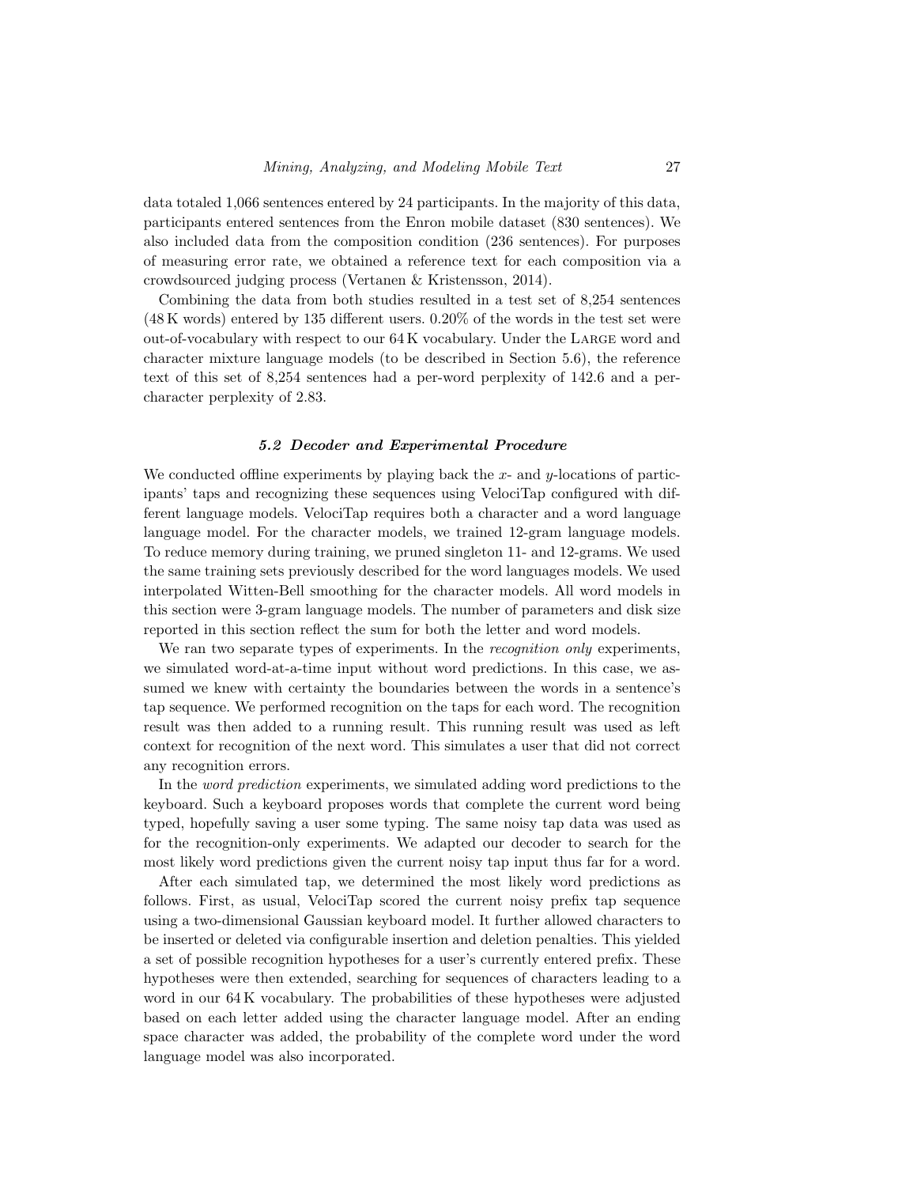data totaled 1,066 sentences entered by 24 participants. In the majority of this data, participants entered sentences from the Enron mobile dataset (830 sentences). We also included data from the composition condition (236 sentences). For purposes of measuring error rate, we obtained a reference text for each composition via a crowdsourced judging process (Vertanen & Kristensson, 2014).

Combining the data from both studies resulted in a test set of 8,254 sentences (48 K words) entered by 135 different users. 0.20% of the words in the test set were out-of-vocabulary with respect to our 64 K vocabulary. Under the Large word and character mixture language models (to be described in Section 5.6), the reference text of this set of 8,254 sentences had a per-word perplexity of 142.6 and a per-character perplexity of 2.83.

### *5.2 Decoder and Experimental Procedure*

We conducted offline experiments by playing back the $x$- and $y$-locations of participants' taps and recognizing these sequences using VelociTap configured with different language models. VelociTap requires both a character and a word language language model. For the character models, we trained 12-gram language models. To reduce memory during training, we pruned singleton 11- and 12-grams. We used the same training sets previously described for the word languages models. We used interpolated Witten-Bell smoothing for the character models. All word models in this section were 3-gram language models. The number of parameters and disk size reported in this section reflect the sum for both the letter and word models.

We ran two separate types of experiments. In the *recognition only* experiments, we simulated word-at-a-time input without word predictions. In this case, we assumed we knew with certainty the boundaries between the words in a sentence's tap sequence. We performed recognition on the taps for each word. The recognition result was then added to a running result. This running result was used as left context for recognition of the next word. This simulates a user that did not correct any recognition errors.

In the *word prediction* experiments, we simulated adding word predictions to the keyboard. Such a keyboard proposes words that complete the current word being typed, hopefully saving a user some typing. The same noisy tap data was used as for the recognition-only experiments. We adapted our decoder to search for the most likely word predictions given the current noisy tap input thus far for a word.

After each simulated tap, we determined the most likely word predictions as follows. First, as usual, VelociTap scored the current noisy prefix tap sequence using a two-dimensional Gaussian keyboard model. It further allowed characters to be inserted or deleted via configurable insertion and deletion penalties. This yielded a set of possible recognition hypotheses for a user's currently entered prefix. These hypotheses were then extended, searching for sequences of characters leading to a word in our 64 K vocabulary. The probabilities of these hypotheses were adjusted based on each letter added using the character language model. After an ending space character was added, the probability of the complete word under the word language model was also incorporated.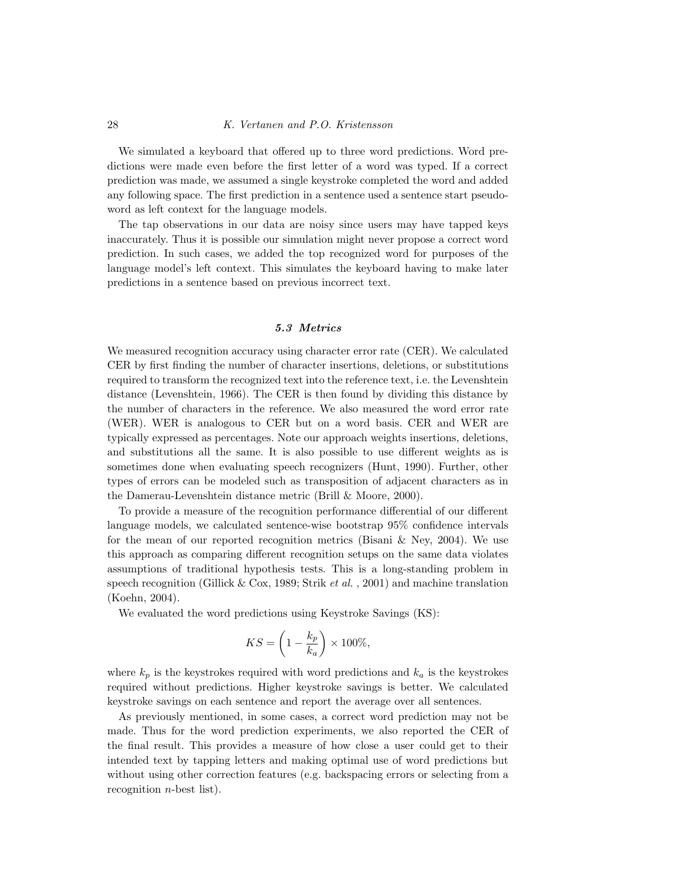We simulated a keyboard that offered up to three word predictions. Word predictions were made even before the first letter of a word was typed. If a correct prediction was made, we assumed a single keystroke completed the word and added any following space. The first prediction in a sentence used a sentence start pseudo-word as left context for the language models.

The tap observations in our data are noisy since users may have tapped keys inaccurately. Thus it is possible our simulation might never propose a correct word prediction. In such cases, we added the top recognized word for purposes of the language model's left context. This simulates the keyboard having to make later predictions in a sentence based on previous incorrect text.

### *5.3 Metrics*

We measured recognition accuracy using character error rate (CER). We calculated CER by first finding the number of character insertions, deletions, or substitutions required to transform the recognized text into the reference text, i.e. the Levenshtein distance (Levenshtein, 1966). The CER is then found by dividing this distance by the number of characters in the reference. We also measured the word error rate (WER). WER is analogous to CER but on a word basis. CER and WER are typically expressed as percentages. Note our approach weights insertions, deletions, and substitutions all the same. It is also possible to use different weights as is sometimes done when evaluating speech recognizers (Hunt, 1990). Further, other types of errors can be modeled such as transposition of adjacent characters as in the Damerau-Levenshtein distance metric (Brill & Moore, 2000).

To provide a measure of the recognition performance differential of our different language models, we calculated sentence-wise bootstrap 95% confidence intervals for the mean of our reported recognition metrics (Bisani & Ney, 2004). We use this approach as comparing different recognition setups on the same data violates assumptions of traditional hypothesis tests. This is a long-standing problem in speech recognition (Gillick & Cox, 1989; Strik *et al.* , 2001) and machine translation (Koehn, 2004).

We evaluated the word predictions using Keystroke Savings (KS):

$$KS = \left(1 - \frac{k_p}{k_a}\right) \times 100\%,$$

where $k_p$ is the keystrokes required with word predictions and $k_a$ is the keystrokes required without predictions. Higher keystroke savings is better. We calculated keystroke savings on each sentence and report the average over all sentences.

As previously mentioned, in some cases, a correct word prediction may not be made. Thus for the word prediction experiments, we also reported the CER of the final result. This provides a measure of how close a user could get to their intended text by tapping letters and making optimal use of word predictions but without using other correction features (e.g. backspacing errors or selecting from a recognition $n$-best list).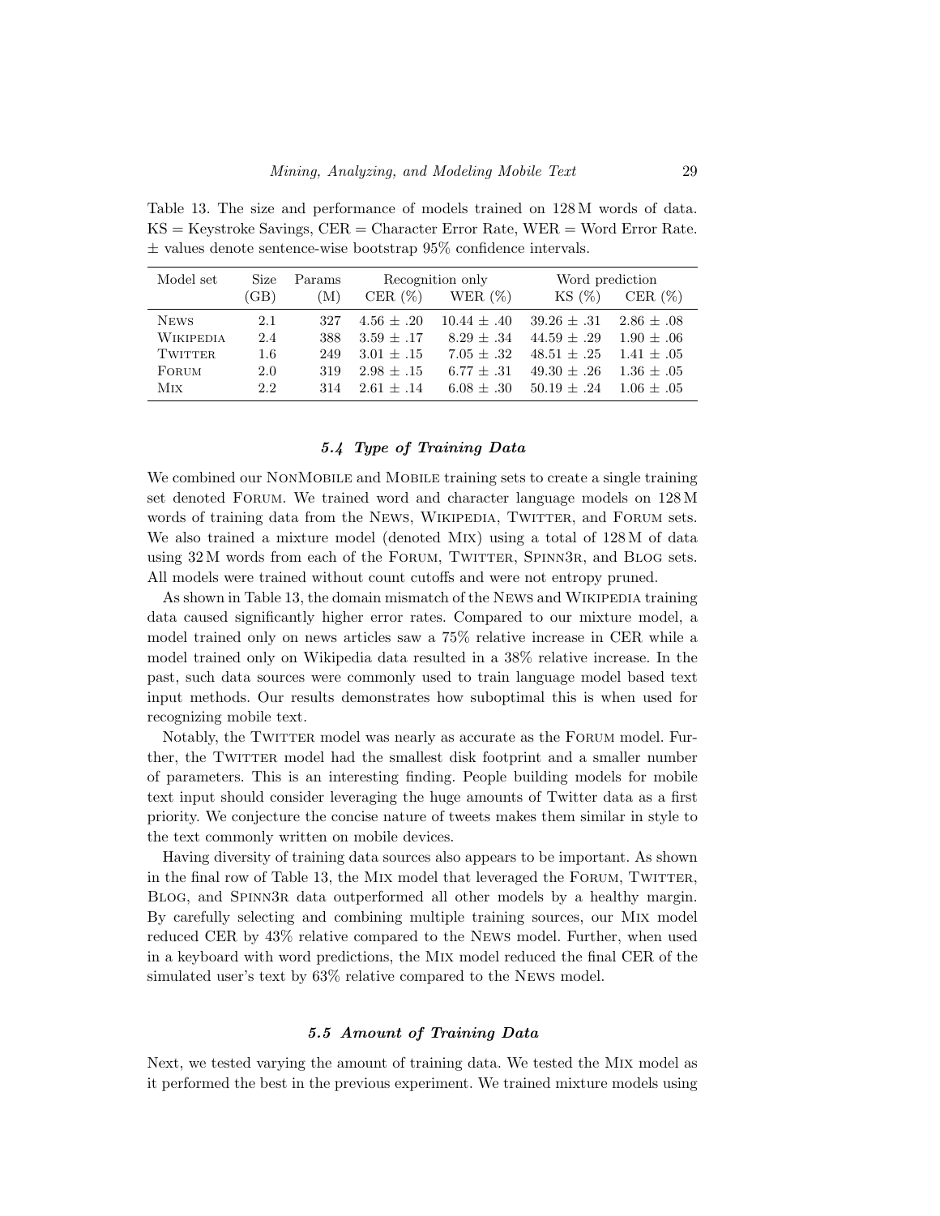Table 13. The size and performance of models trained on 128 M words of data. KS = Keystroke Savings, CER = Character Error Rate, WER = Word Error Rate. ± values denote sentence-wise bootstrap 95% confidence intervals.

| Model set | Size (GB) | Params (M) | Recognition only | | Word prediction | |
|---|---|---|---|---|---|---|
| | | | CER (%) | WER (%) | KS (%) | CER (%) |
| News | 2.1 | 327 | 4.56 ± .20 | 10.44 ± .40 | 39.26 ± .31 | 2.86 ± .08 |
| Wikipedia | 2.4 | 388 | 3.59 ± .17 | 8.29 ± .34 | 44.59 ± .29 | 1.90 ± .06 |
| Twitter | 1.6 | 249 | 3.01 ± .15 | 7.05 ± .32 | 48.51 ± .25 | 1.41 ± .05 |
| Forum | 2.0 | 319 | 2.98 ± .15 | 6.77 ± .31 | 49.30 ± .26 | 1.36 ± .05 |
| Mix | 2.2 | 314 | 2.61 ± .14 | 6.08 ± .30 | 50.19 ± .24 | 1.06 ± .05 |

### 5.4 Type of Training Data

We combined our NonMobile and Mobile training sets to create a single training set denoted Forum. We trained word and character language models on 128 M words of training data from the News, Wikipedia, Twitter, and Forum sets. We also trained a mixture model (denoted Mix) using a total of 128 M of data using 32 M words from each of the Forum, Twitter, Spinn3r, and Blog sets. All models were trained without count cutoffs and were not entropy pruned.

As shown in Table 13, the domain mismatch of the News and Wikipedia training data caused significantly higher error rates. Compared to our mixture model, a model trained only on news articles saw a 75% relative increase in CER while a model trained only on Wikipedia data resulted in a 38% relative increase. In the past, such data sources were commonly used to train language model based text input methods. Our results demonstrates how suboptimal this is when used for recognizing mobile text.

Notably, the Twitter model was nearly as accurate as the Forum model. Further, the Twitter model had the smallest disk footprint and a smaller number of parameters. This is an interesting finding. People building models for mobile text input should consider leveraging the huge amounts of Twitter data as a first priority. We conjecture the concise nature of tweets makes them similar in style to the text commonly written on mobile devices.

Having diversity of training data sources also appears to be important. As shown in the final row of Table 13, the Mix model that leveraged the Forum, Twitter, Blog, and Spinn3r data outperformed all other models by a healthy margin. By carefully selecting and combining multiple training sources, our Mix model reduced CER by 43% relative compared to the News model. Further, when used in a keyboard with word predictions, the Mix model reduced the final CER of the simulated user's text by 63% relative compared to the News model.

### 5.5 Amount of Training Data

Next, we tested varying the amount of training data. We tested the Mix model as it performed the best in the previous experiment. We trained mixture models using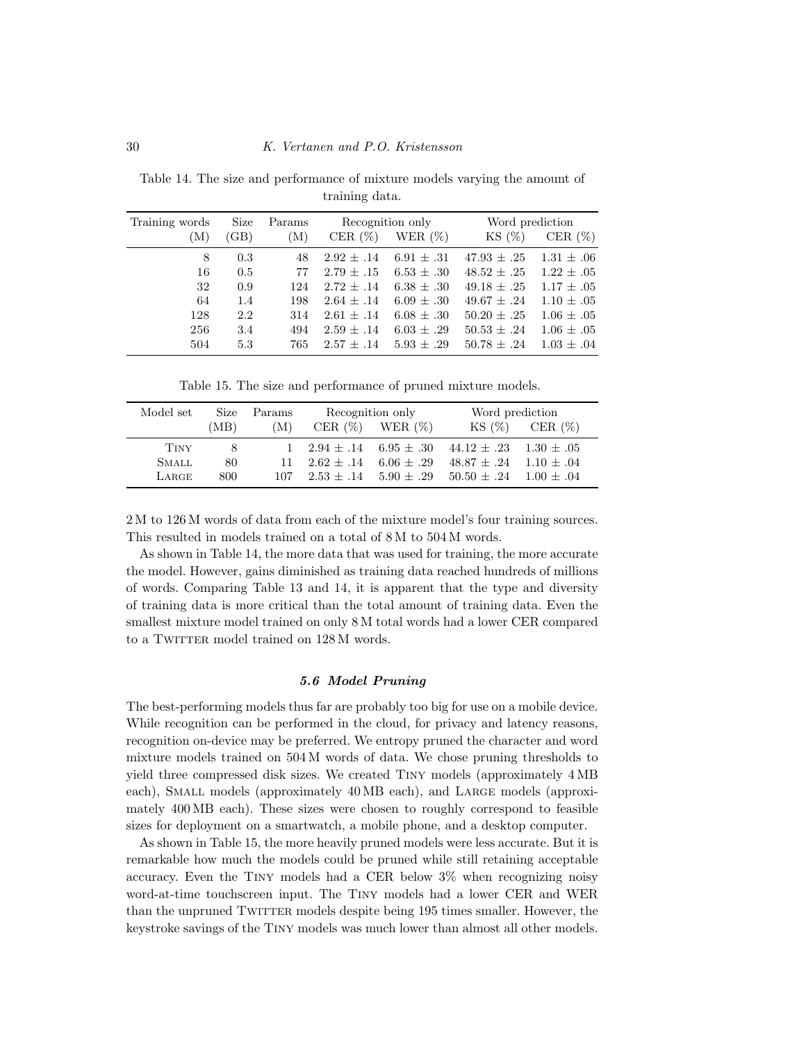Table 14. The size and performance of mixture models varying the amount of training data.

| Training words (M) | Size (GB) | Params (M) | Recognition only | | Word prediction | |
|---|---|---|---|---|---|---|
| | | | CER (%) | WER (%) | KS (%) | CER (%) |
| 8 | 0.3 | 48 | 2.92 ± .14 | 6.91 ± .31 | 47.93 ± .25 | 1.31 ± .06 |
| 16 | 0.5 | 77 | 2.79 ± .15 | 6.53 ± .30 | 48.52 ± .25 | 1.22 ± .05 |
| 32 | 0.9 | 124 | 2.72 ± .14 | 6.38 ± .30 | 49.18 ± .25 | 1.17 ± .05 |
| 64 | 1.4 | 198 | 2.64 ± .14 | 6.09 ± .30 | 49.67 ± .24 | 1.10 ± .05 |
| 128 | 2.2 | 314 | 2.61 ± .14 | 6.08 ± .30 | 50.20 ± .25 | 1.06 ± .05 |
| 256 | 3.4 | 494 | 2.59 ± .14 | 6.03 ± .29 | 50.53 ± .24 | 1.06 ± .05 |
| 504 | 5.3 | 765 | 2.57 ± .14 | 5.93 ± .29 | 50.78 ± .24 | 1.03 ± .04 |

Table 15. The size and performance of pruned mixture models.

| Model set | Size (MB) | Params (M) | Recognition only | | Word prediction | |
|---|---|---|---|---|---|---|
| | | | CER (%) | WER (%) | KS (%) | CER (%) |
| TINY | 8 | 1 | 2.94 ± .14 | 6.95 ± .30 | 44.12 ± .23 | 1.30 ± .05 |
| SMALL | 80 | 11 | 2.62 ± .14 | 6.06 ± .29 | 48.87 ± .24 | 1.10 ± .04 |
| LARGE | 800 | 107 | 2.53 ± .14 | 5.90 ± .29 | 50.50 ± .24 | 1.00 ± .04 |

2 M to 126 M words of data from each of the mixture model's four training sources. This resulted in models trained on a total of 8 M to 504 M words.

As shown in Table 14, the more data that was used for training, the more accurate the model. However, gains diminished as training data reached hundreds of millions of words. Comparing Table 13 and 14, it is apparent that the type and diversity of training data is more critical than the total amount of training data. Even the smallest mixture model trained on only 8 M total words had a lower CER compared to a TWITTER model trained on 128 M words.

### *5.6 Model Pruning*

The best-performing models thus far are probably too big for use on a mobile device. While recognition can be performed in the cloud, for privacy and latency reasons, recognition on-device may be preferred. We entropy pruned the character and word mixture models trained on 504 M words of data. We chose pruning thresholds to yield three compressed disk sizes. We created TINY models (approximately 4 MB each), SMALL models (approximately 40 MB each), and LARGE models (approximately 400 MB each). These sizes were chosen to roughly correspond to feasible sizes for deployment on a smartwatch, a mobile phone, and a desktop computer.

As shown in Table 15, the more heavily pruned models were less accurate. But it is remarkable how much the models could be pruned while still retaining acceptable accuracy. Even the TINY models had a CER below 3% when recognizing noisy word-at-time touchscreen input. The TINY models had a lower CER and WER than the unpruned TWITTER models despite being 195 times smaller. However, the keystroke savings of the TINY models was much lower than almost all other models.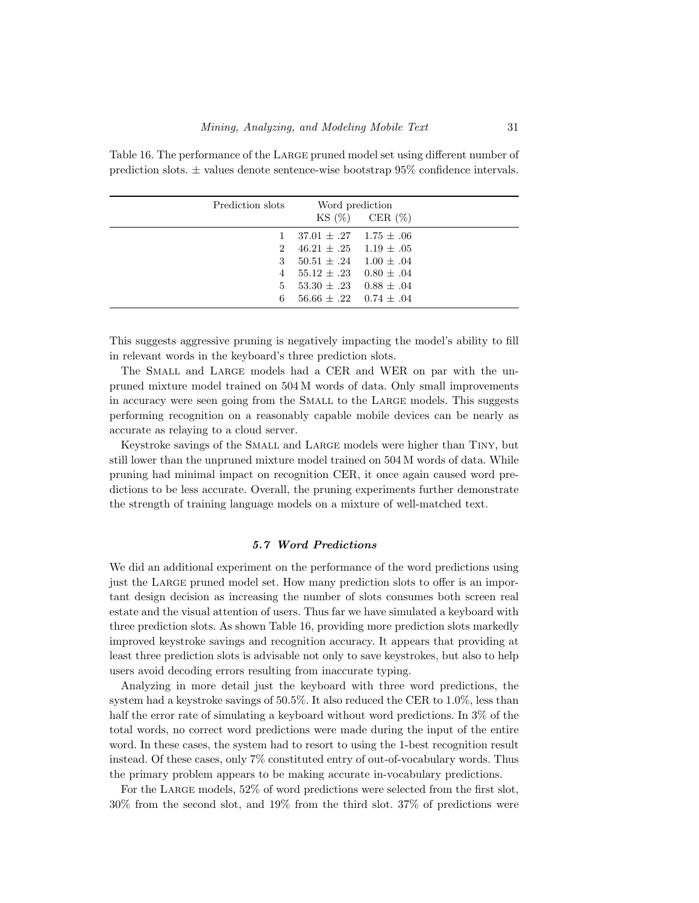Table 16. The performance of the LARGE pruned model set using different number of prediction slots. ± values denote sentence-wise bootstrap 95% confidence intervals.

| Prediction slots | Word prediction | |
|---|---|---|
| | KS (%) | CER (%) |
| 1 | 37.01 ± .27 | 1.75 ± .06 |
| 2 | 46.21 ± .25 | 1.19 ± .05 |
| 3 | 50.51 ± .24 | 1.00 ± .04 |
| 4 | 55.12 ± .23 | 0.80 ± .04 |
| 5 | 53.30 ± .23 | 0.88 ± .04 |
| 6 | 56.66 ± .22 | 0.74 ± .04 |

This suggests aggressive pruning is negatively impacting the model's ability to fill in relevant words in the keyboard's three prediction slots.

The SMALL and LARGE models had a CER and WER on par with the unpruned mixture model trained on 504 M words of data. Only small improvements in accuracy were seen going from the SMALL to the LARGE models. This suggests performing recognition on a reasonably capable mobile devices can be nearly as accurate as relaying to a cloud server.

Keystroke savings of the SMALL and LARGE models were higher than TINY, but still lower than the unpruned mixture model trained on 504 M words of data. While pruning had minimal impact on recognition CER, it once again caused word predictions to be less accurate. Overall, the pruning experiments further demonstrate the strength of training language models on a mixture of well-matched text.

### *5.7 Word Predictions*

We did an additional experiment on the performance of the word predictions using just the LARGE pruned model set. How many prediction slots to offer is an important design decision as increasing the number of slots consumes both screen real estate and the visual attention of users. Thus far we have simulated a keyboard with three prediction slots. As shown Table 16, providing more prediction slots markedly improved keystroke savings and recognition accuracy. It appears that providing at least three prediction slots is advisable not only to save keystrokes, but also to help users avoid decoding errors resulting from inaccurate typing.

Analyzing in more detail just the keyboard with three word predictions, the system had a keystroke savings of 50.5%. It also reduced the CER to 1.0%, less than half the error rate of simulating a keyboard without word predictions. In 3% of the total words, no correct word predictions were made during the input of the entire word. In these cases, the system had to resort to using the 1-best recognition result instead. Of these cases, only 7% constituted entry of out-of-vocabulary words. Thus the primary problem appears to be making accurate in-vocabulary predictions.

For the LARGE models, 52% of word predictions were selected from the first slot, 30% from the second slot, and 19% from the third slot. 37% of predictions were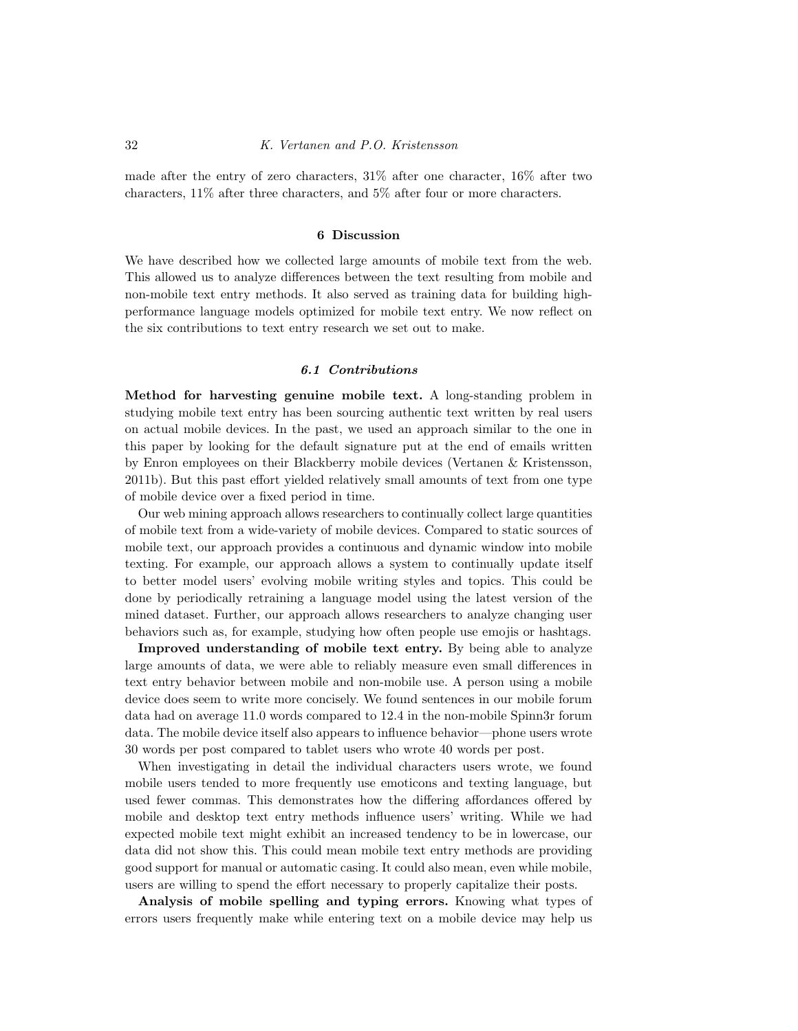made after the entry of zero characters, 31% after one character, 16% after two characters, 11% after three characters, and 5% after four or more characters.

## 6 Discussion

We have described how we collected large amounts of mobile text from the web. This allowed us to analyze differences between the text resulting from mobile and non-mobile text entry methods. It also served as training data for building high-performance language models optimized for mobile text entry. We now reflect on the six contributions to text entry research we set out to make.

### *6.1 Contributions*

**Method for harvesting genuine mobile text.** A long-standing problem in studying mobile text entry has been sourcing authentic text written by real users on actual mobile devices. In the past, we used an approach similar to the one in this paper by looking for the default signature put at the end of emails written by Enron employees on their Blackberry mobile devices (Vertanen & Kristensson, 2011b). But this past effort yielded relatively small amounts of text from one type of mobile device over a fixed period in time.

Our web mining approach allows researchers to continually collect large quantities of mobile text from a wide-variety of mobile devices. Compared to static sources of mobile text, our approach provides a continuous and dynamic window into mobile texting. For example, our approach allows a system to continually update itself to better model users' evolving mobile writing styles and topics. This could be done by periodically retraining a language model using the latest version of the mined dataset. Further, our approach allows researchers to analyze changing user behaviors such as, for example, studying how often people use emojis or hashtags.

**Improved understanding of mobile text entry.** By being able to analyze large amounts of data, we were able to reliably measure even small differences in text entry behavior between mobile and non-mobile use. A person using a mobile device does seem to write more concisely. We found sentences in our mobile forum data had on average 11.0 words compared to 12.4 in the non-mobile Spinn3r forum data. The mobile device itself also appears to influence behavior—phone users wrote 30 words per post compared to tablet users who wrote 40 words per post.

When investigating in detail the individual characters users wrote, we found mobile users tended to more frequently use emoticons and texting language, but used fewer commas. This demonstrates how the differing affordances offered by mobile and desktop text entry methods influence users' writing. While we had expected mobile text might exhibit an increased tendency to be in lowercase, our data did not show this. This could mean mobile text entry methods are providing good support for manual or automatic casing. It could also mean, even while mobile, users are willing to spend the effort necessary to properly capitalize their posts.

**Analysis of mobile spelling and typing errors.** Knowing what types of errors users frequently make while entering text on a mobile device may help us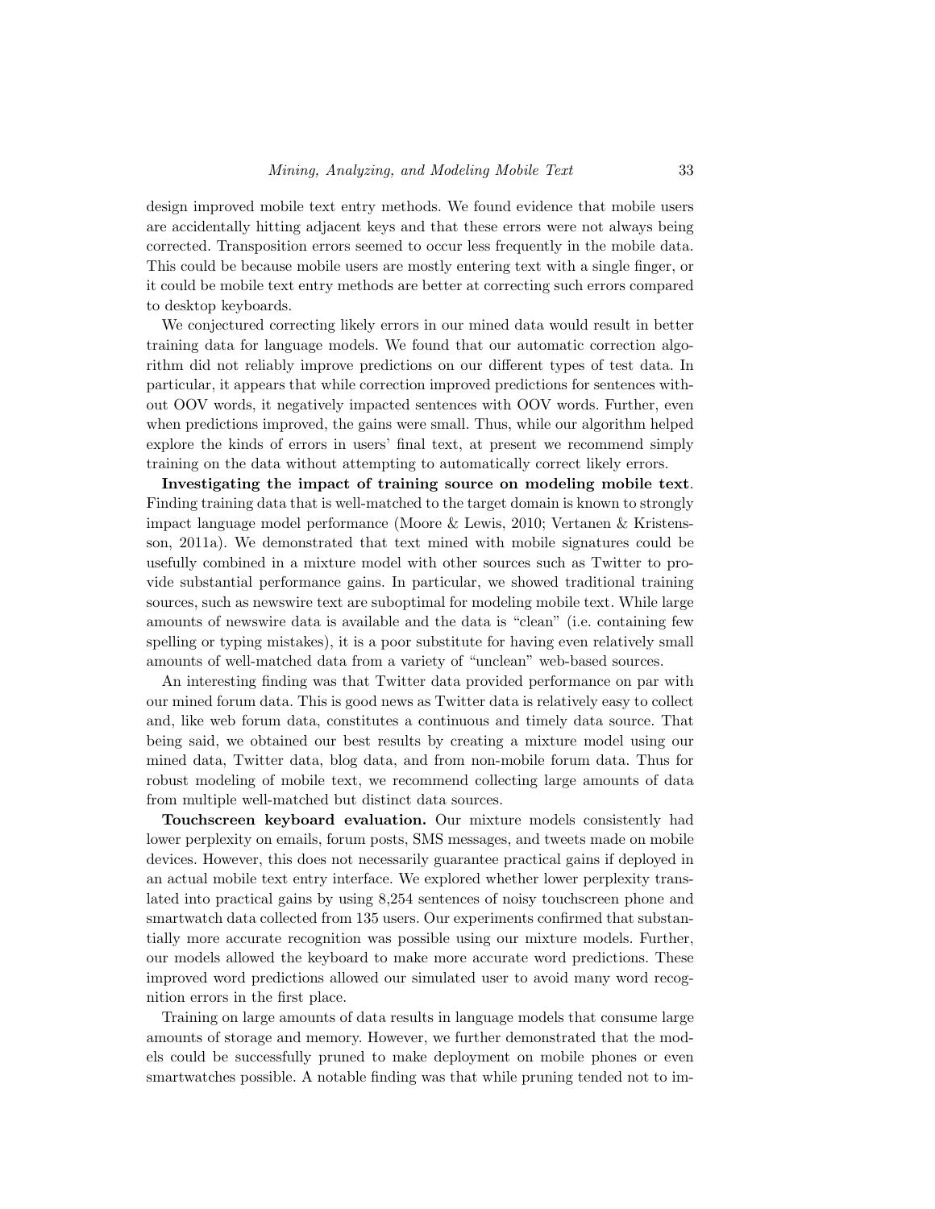design improved mobile text entry methods. We found evidence that mobile users are accidentally hitting adjacent keys and that these errors were not always being corrected. Transposition errors seemed to occur less frequently in the mobile data. This could be because mobile users are mostly entering text with a single finger, or it could be mobile text entry methods are better at correcting such errors compared to desktop keyboards.

We conjectured correcting likely errors in our mined data would result in better training data for language models. We found that our automatic correction algorithm did not reliably improve predictions on our different types of test data. In particular, it appears that while correction improved predictions for sentences without OOV words, it negatively impacted sentences with OOV words. Further, even when predictions improved, the gains were small. Thus, while our algorithm helped explore the kinds of errors in users' final text, at present we recommend simply training on the data without attempting to automatically correct likely errors.

**Investigating the impact of training source on modeling mobile text**. Finding training data that is well-matched to the target domain is known to strongly impact language model performance (Moore & Lewis, 2010; Vertanen & Kristensson, 2011a). We demonstrated that text mined with mobile signatures could be usefully combined in a mixture model with other sources such as Twitter to provide substantial performance gains. In particular, we showed traditional training sources, such as newswire text are suboptimal for modeling mobile text. While large amounts of newswire data is available and the data is "clean" (i.e. containing few spelling or typing mistakes), it is a poor substitute for having even relatively small amounts of well-matched data from a variety of "unclean" web-based sources.

An interesting finding was that Twitter data provided performance on par with our mined forum data. This is good news as Twitter data is relatively easy to collect and, like web forum data, constitutes a continuous and timely data source. That being said, we obtained our best results by creating a mixture model using our mined data, Twitter data, blog data, and from non-mobile forum data. Thus for robust modeling of mobile text, we recommend collecting large amounts of data from multiple well-matched but distinct data sources.

**Touchscreen keyboard evaluation.** Our mixture models consistently had lower perplexity on emails, forum posts, SMS messages, and tweets made on mobile devices. However, this does not necessarily guarantee practical gains if deployed in an actual mobile text entry interface. We explored whether lower perplexity translated into practical gains by using 8,254 sentences of noisy touchscreen phone and smartwatch data collected from 135 users. Our experiments confirmed that substantially more accurate recognition was possible using our mixture models. Further, our models allowed the keyboard to make more accurate word predictions. These improved word predictions allowed our simulated user to avoid many word recognition errors in the first place.

Training on large amounts of data results in language models that consume large amounts of storage and memory. However, we further demonstrated that the models could be successfully pruned to make deployment on mobile phones or even smartwatches possible. A notable finding was that while pruning tended not to im-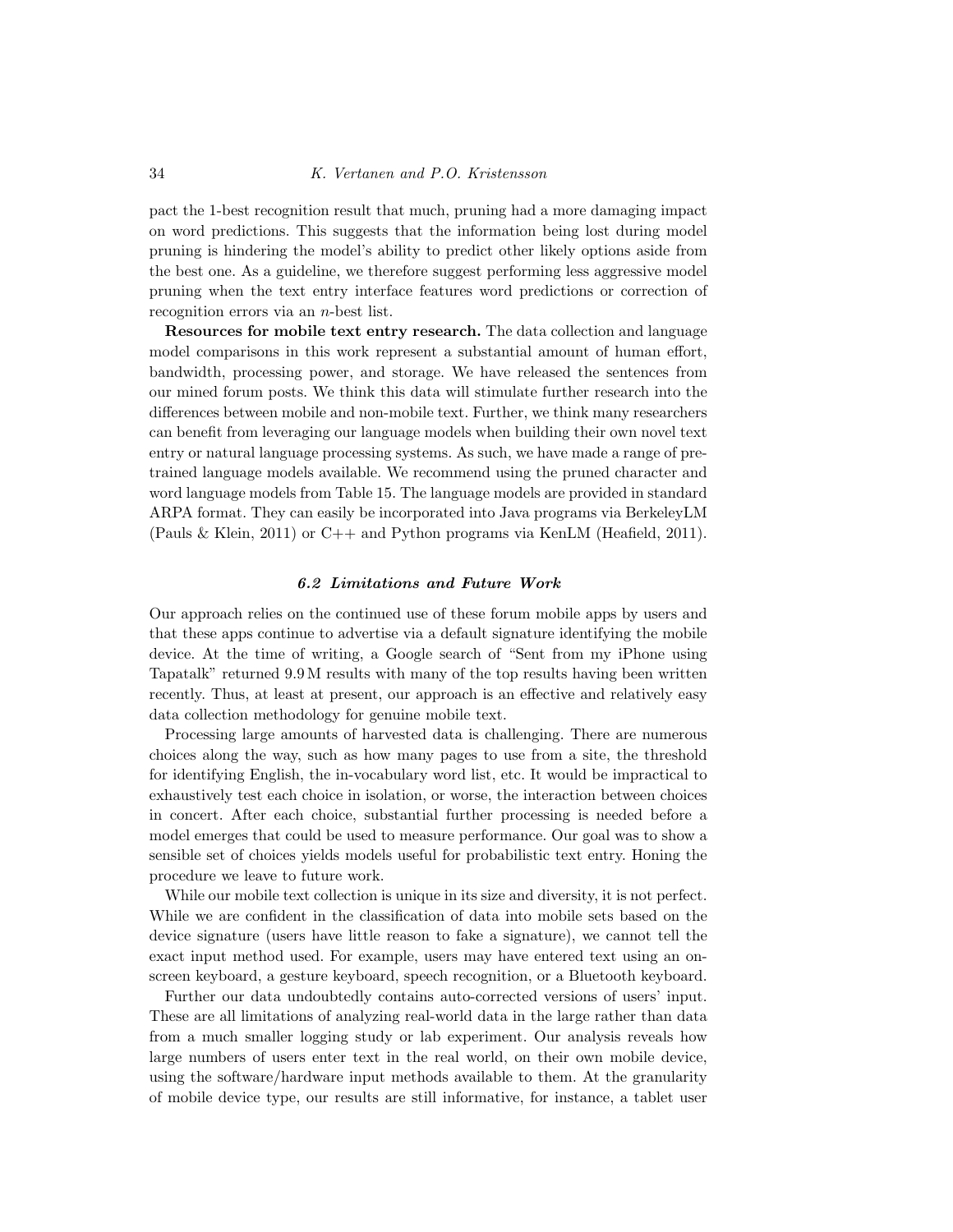pact the 1-best recognition result that much, pruning had a more damaging impact on word predictions. This suggests that the information being lost during model pruning is hindering the model's ability to predict other likely options aside from the best one. As a guideline, we therefore suggest performing less aggressive model pruning when the text entry interface features word predictions or correction of recognition errors via an *n*-best list.

**Resources for mobile text entry research.** The data collection and language model comparisons in this work represent a substantial amount of human effort, bandwidth, processing power, and storage. We have released the sentences from our mined forum posts. We think this data will stimulate further research into the differences between mobile and non-mobile text. Further, we think many researchers can benefit from leveraging our language models when building their own novel text entry or natural language processing systems. As such, we have made a range of pre-trained language models available. We recommend using the pruned character and word language models from Table 15. The language models are provided in standard ARPA format. They can easily be incorporated into Java programs via BerkeleyLM (Pauls & Klein, 2011) or C++ and Python programs via KenLM (Heafield, 2011).

### *6.2 Limitations and Future Work*

Our approach relies on the continued use of these forum mobile apps by users and that these apps continue to advertise via a default signature identifying the mobile device. At the time of writing, a Google search of "Sent from my iPhone using Tapatalk" returned 9.9 M results with many of the top results having been written recently. Thus, at least at present, our approach is an effective and relatively easy data collection methodology for genuine mobile text.

Processing large amounts of harvested data is challenging. There are numerous choices along the way, such as how many pages to use from a site, the threshold for identifying English, the in-vocabulary word list, etc. It would be impractical to exhaustively test each choice in isolation, or worse, the interaction between choices in concert. After each choice, substantial further processing is needed before a model emerges that could be used to measure performance. Our goal was to show a sensible set of choices yields models useful for probabilistic text entry. Honing the procedure we leave to future work.

While our mobile text collection is unique in its size and diversity, it is not perfect. While we are confident in the classification of data into mobile sets based on the device signature (users have little reason to fake a signature), we cannot tell the exact input method used. For example, users may have entered text using an on-screen keyboard, a gesture keyboard, speech recognition, or a Bluetooth keyboard.

Further our data undoubtedly contains auto-corrected versions of users' input. These are all limitations of analyzing real-world data in the large rather than data from a much smaller logging study or lab experiment. Our analysis reveals how large numbers of users enter text in the real world, on their own mobile device, using the software/hardware input methods available to them. At the granularity of mobile device type, our results are still informative, for instance, a tablet user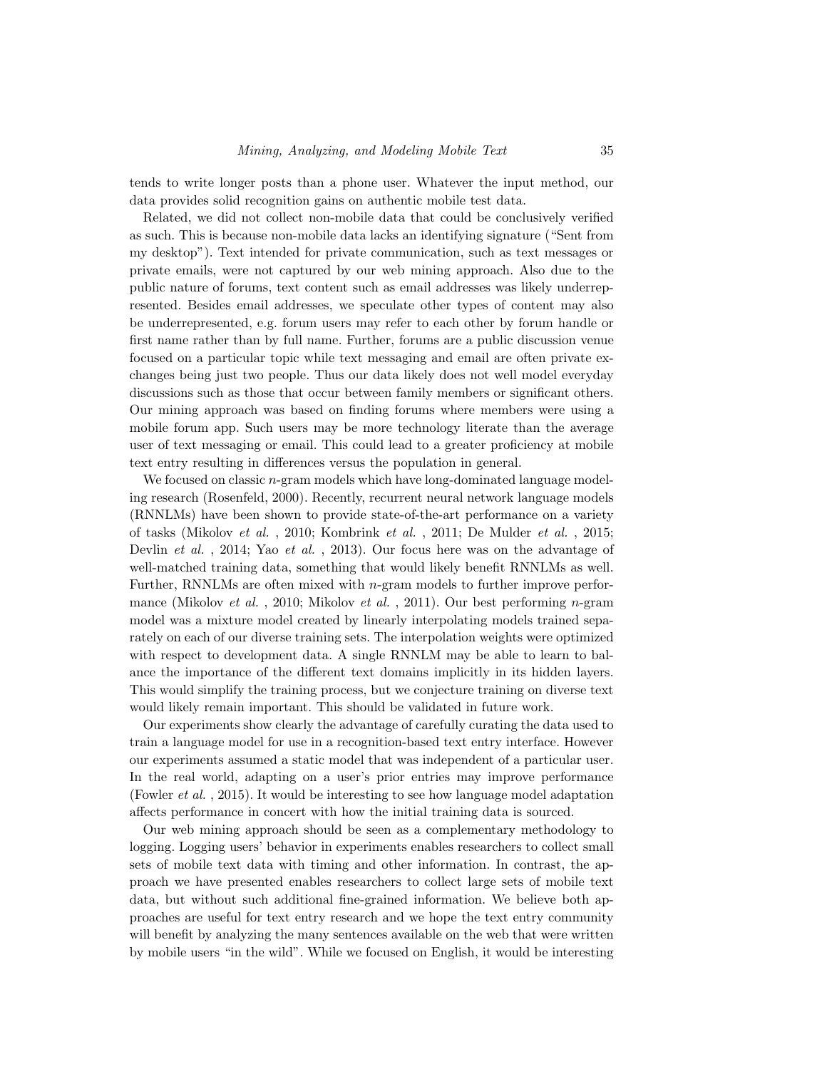tends to write longer posts than a phone user. Whatever the input method, our data provides solid recognition gains on authentic mobile test data.

Related, we did not collect non-mobile data that could be conclusively verified as such. This is because non-mobile data lacks an identifying signature ("Sent from my desktop"). Text intended for private communication, such as text messages or private emails, were not captured by our web mining approach. Also due to the public nature of forums, text content such as email addresses was likely underrepresented. Besides email addresses, we speculate other types of content may also be underrepresented, e.g. forum users may refer to each other by forum handle or first name rather than by full name. Further, forums are a public discussion venue focused on a particular topic while text messaging and email are often private exchanges being just two people. Thus our data likely does not well model everyday discussions such as those that occur between family members or significant others. Our mining approach was based on finding forums where members were using a mobile forum app. Such users may be more technology literate than the average user of text messaging or email. This could lead to a greater proficiency at mobile text entry resulting in differences versus the population in general.

We focused on classic $n$-gram models which have long-dominated language modeling research (Rosenfeld, 2000). Recently, recurrent neural network language models (RNNLMs) have been shown to provide state-of-the-art performance on a variety of tasks (Mikolov *et al.* , 2010; Kombrink *et al.* , 2011; De Mulder *et al.* , 2015; Devlin *et al.* , 2014; Yao *et al.* , 2013). Our focus here was on the advantage of well-matched training data, something that would likely benefit RNNLMs as well. Further, RNNLMs are often mixed with $n$-gram models to further improve performance (Mikolov *et al.* , 2010; Mikolov *et al.* , 2011). Our best performing $n$-gram model was a mixture model created by linearly interpolating models trained separately on each of our diverse training sets. The interpolation weights were optimized with respect to development data. A single RNNLM may be able to learn to balance the importance of the different text domains implicitly in its hidden layers. This would simplify the training process, but we conjecture training on diverse text would likely remain important. This should be validated in future work.

Our experiments show clearly the advantage of carefully curating the data used to train a language model for use in a recognition-based text entry interface. However our experiments assumed a static model that was independent of a particular user. In the real world, adapting on a user's prior entries may improve performance (Fowler *et al.* , 2015). It would be interesting to see how language model adaptation affects performance in concert with how the initial training data is sourced.

Our web mining approach should be seen as a complementary methodology to logging. Logging users' behavior in experiments enables researchers to collect small sets of mobile text data with timing and other information. In contrast, the approach we have presented enables researchers to collect large sets of mobile text data, but without such additional fine-grained information. We believe both approaches are useful for text entry research and we hope the text entry community will benefit by analyzing the many sentences available on the web that were written by mobile users "in the wild". While we focused on English, it would be interesting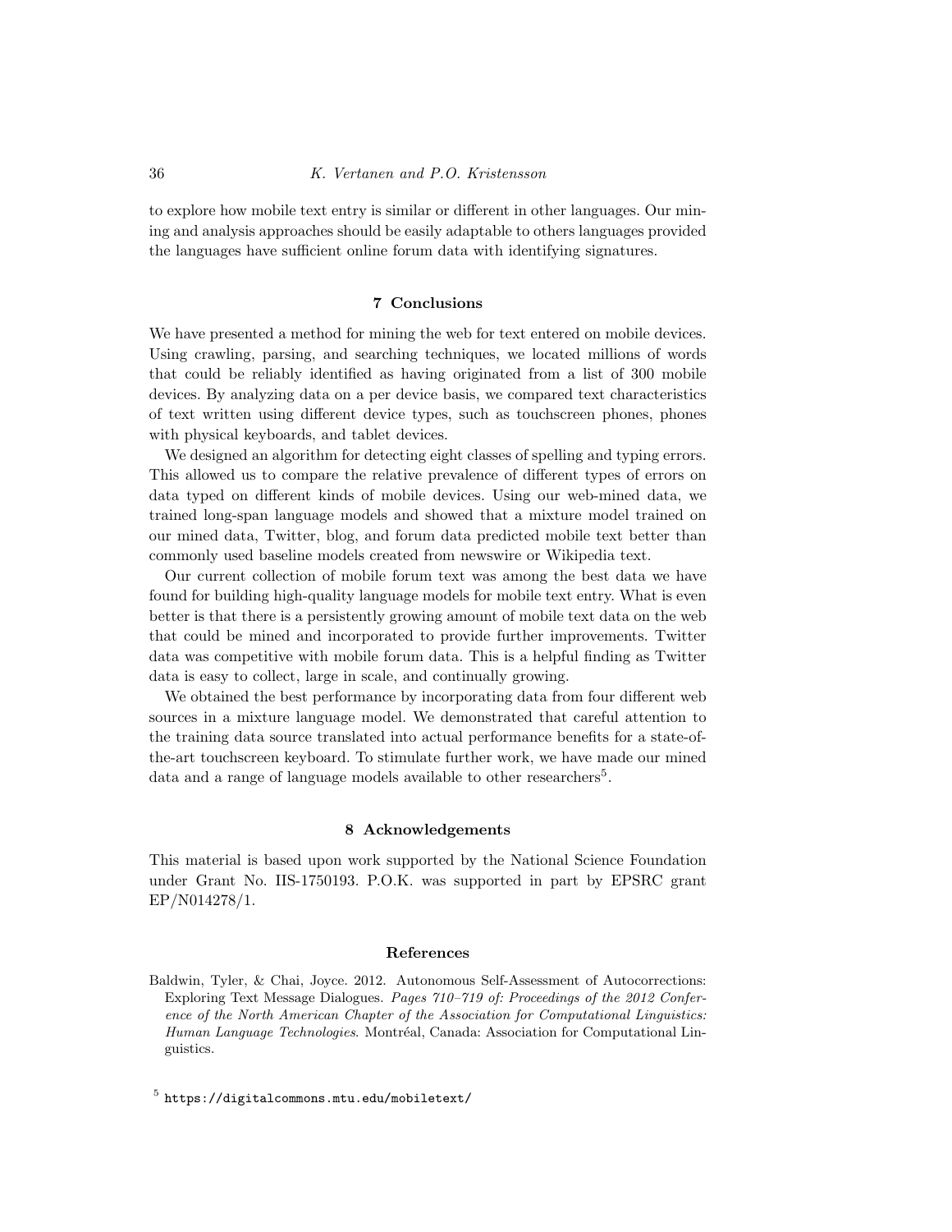to explore how mobile text entry is similar or different in other languages. Our mining and analysis approaches should be easily adaptable to others languages provided the languages have sufficient online forum data with identifying signatures.

## 7 Conclusions

We have presented a method for mining the web for text entered on mobile devices. Using crawling, parsing, and searching techniques, we located millions of words that could be reliably identified as having originated from a list of 300 mobile devices. By analyzing data on a per device basis, we compared text characteristics of text written using different device types, such as touchscreen phones, phones with physical keyboards, and tablet devices.

We designed an algorithm for detecting eight classes of spelling and typing errors. This allowed us to compare the relative prevalence of different types of errors on data typed on different kinds of mobile devices. Using our web-mined data, we trained long-span language models and showed that a mixture model trained on our mined data, Twitter, blog, and forum data predicted mobile text better than commonly used baseline models created from newswire or Wikipedia text.

Our current collection of mobile forum text was among the best data we have found for building high-quality language models for mobile text entry. What is even better is that there is a persistently growing amount of mobile text data on the web that could be mined and incorporated to provide further improvements. Twitter data was competitive with mobile forum data. This is a helpful finding as Twitter data is easy to collect, large in scale, and continually growing.

We obtained the best performance by incorporating data from four different web sources in a mixture language model. We demonstrated that careful attention to the training data source translated into actual performance benefits for a state-of-the-art touchscreen keyboard. To stimulate further work, we have made our mined data and a range of language models available to other researchers[5].

## 8 Acknowledgements

This material is based upon work supported by the National Science Foundation under Grant No. IIS-1750193. P.O.K. was supported in part by EPSRC grant EP/N014278/1.

## References

Baldwin, Tyler, & Chai, Joyce. 2012. Autonomous Self-Assessment of Autocorrections: Exploring Text Message Dialogues. *Pages 710–719 of: Proceedings of the 2012 Conference of the North American Chapter of the Association for Computational Linguistics: Human Language Technologies*. Montréal, Canada: Association for Computational Linguistics.

[5] https://digitalcommons.mtu.edu/mobiletext/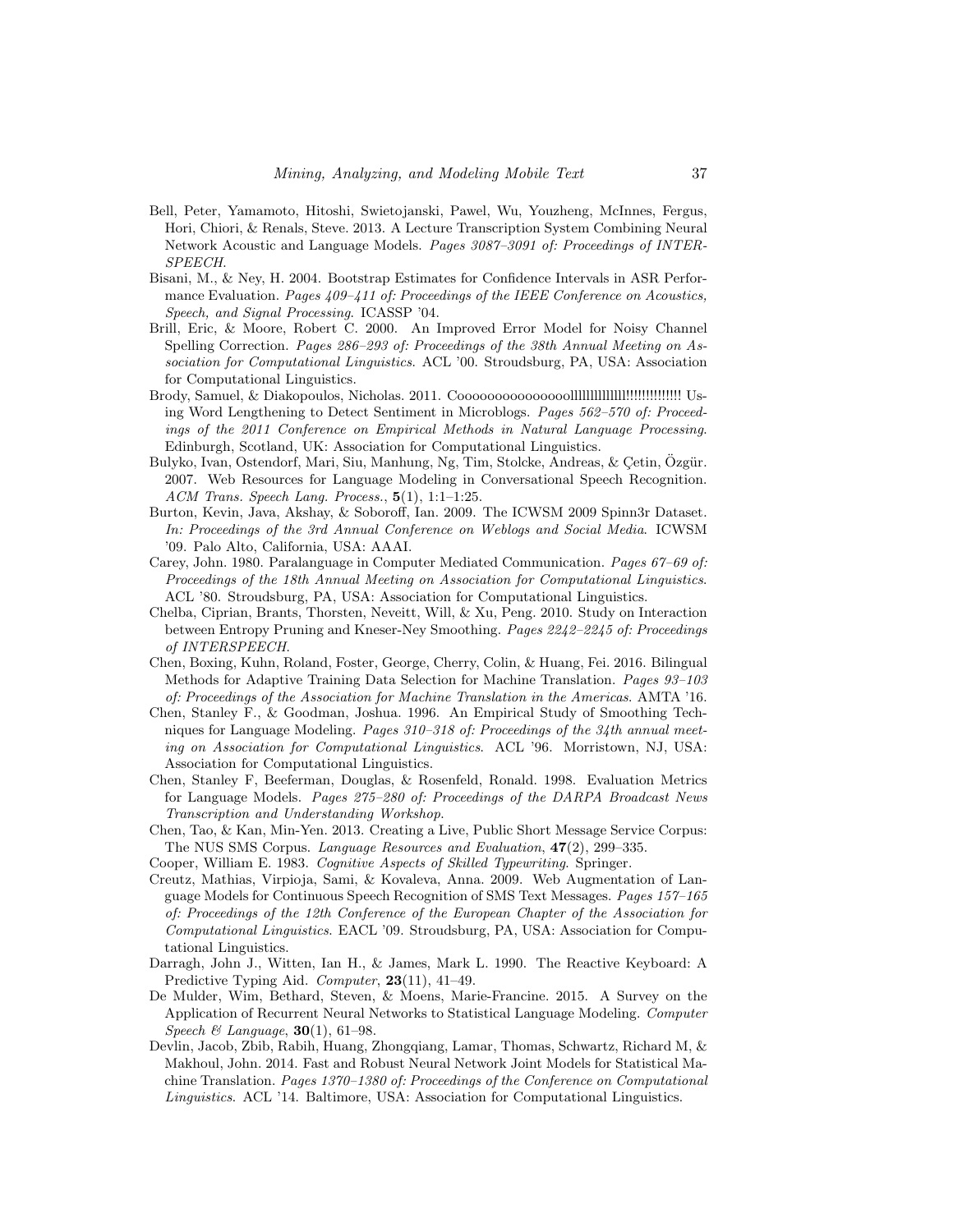Bell, Peter, Yamamoto, Hitoshi, Swietojanski, Pawel, Wu, Youzheng, McInnes, Fergus, Hori, Chiori, & Renals, Steve. 2013. A Lecture Transcription System Combining Neural Network Acoustic and Language Models. *Pages 3087–3091 of: Proceedings of INTERSPEECH.*

Bisani, M., & Ney, H. 2004. Bootstrap Estimates for Confidence Intervals in ASR Performance Evaluation. *Pages 409–411 of: Proceedings of the IEEE Conference on Acoustics, Speech, and Signal Processing*. ICASSP '04.

Brill, Eric, & Moore, Robert C. 2000. An Improved Error Model for Noisy Channel Spelling Correction. *Pages 286–293 of: Proceedings of the 38th Annual Meeting on Association for Computational Linguistics*. ACL '00. Stroudsburg, PA, USA: Association for Computational Linguistics.

Brody, Samuel, & Diakopoulos, Nicholas. 2011. Cooooooooooooooollllllllllllll!!!!!!!!!!!!!! Using Word Lengthening to Detect Sentiment in Microblogs. *Pages 562–570 of: Proceedings of the 2011 Conference on Empirical Methods in Natural Language Processing*. Edinburgh, Scotland, UK: Association for Computational Linguistics.

Bulyko, Ivan, Ostendorf, Mari, Siu, Manhung, Ng, Tim, Stolcke, Andreas, & Çetin, Özgür. 2007. Web Resources for Language Modeling in Conversational Speech Recognition. *ACM Trans. Speech Lang. Process.*, **5**(1), 1:1–1:25.

Burton, Kevin, Java, Akshay, & Soboroff, Ian. 2009. The ICWSM 2009 Spinn3r Dataset. *In: Proceedings of the 3rd Annual Conference on Weblogs and Social Media*. ICWSM '09. Palo Alto, California, USA: AAAI.

Carey, John. 1980. Paralanguage in Computer Mediated Communication. *Pages 67–69 of: Proceedings of the 18th Annual Meeting on Association for Computational Linguistics*. ACL '80. Stroudsburg, PA, USA: Association for Computational Linguistics.

Chelba, Ciprian, Brants, Thorsten, Neveitt, Will, & Xu, Peng. 2010. Study on Interaction between Entropy Pruning and Kneser-Ney Smoothing. *Pages 2242–2245 of: Proceedings of INTERSPEECH*.

Chen, Boxing, Kuhn, Roland, Foster, George, Cherry, Colin, & Huang, Fei. 2016. Bilingual Methods for Adaptive Training Data Selection for Machine Translation. *Pages 93–103 of: Proceedings of the Association for Machine Translation in the Americas*. AMTA '16.

Chen, Stanley F., & Goodman, Joshua. 1996. An Empirical Study of Smoothing Techniques for Language Modeling. *Pages 310–318 of: Proceedings of the 34th annual meeting on Association for Computational Linguistics*. ACL '96. Morristown, NJ, USA: Association for Computational Linguistics.

Chen, Stanley F, Beeferman, Douglas, & Rosenfeld, Ronald. 1998. Evaluation Metrics for Language Models. *Pages 275–280 of: Proceedings of the DARPA Broadcast News Transcription and Understanding Workshop*.

Chen, Tao, & Kan, Min-Yen. 2013. Creating a Live, Public Short Message Service Corpus: The NUS SMS Corpus. *Language Resources and Evaluation*, **47**(2), 299–335.

Cooper, William E. 1983. *Cognitive Aspects of Skilled Typewriting*. Springer.

Creutz, Mathias, Virpioja, Sami, & Kovaleva, Anna. 2009. Web Augmentation of Language Models for Continuous Speech Recognition of SMS Text Messages. *Pages 157–165 of: Proceedings of the 12th Conference of the European Chapter of the Association for Computational Linguistics*. EACL '09. Stroudsburg, PA, USA: Association for Computational Linguistics.

Darragh, John J., Witten, Ian H., & James, Mark L. 1990. The Reactive Keyboard: A Predictive Typing Aid. *Computer*, **23**(11), 41–49.

De Mulder, Wim, Bethard, Steven, & Moens, Marie-Francine. 2015. A Survey on the Application of Recurrent Neural Networks to Statistical Language Modeling. *Computer Speech & Language*, **30**(1), 61–98.

Devlin, Jacob, Zbib, Rabih, Huang, Zhongqiang, Lamar, Thomas, Schwartz, Richard M, & Makhoul, John. 2014. Fast and Robust Neural Network Joint Models for Statistical Machine Translation. *Pages 1370–1380 of: Proceedings of the Conference on Computational Linguistics*. ACL '14. Baltimore, USA: Association for Computational Linguistics.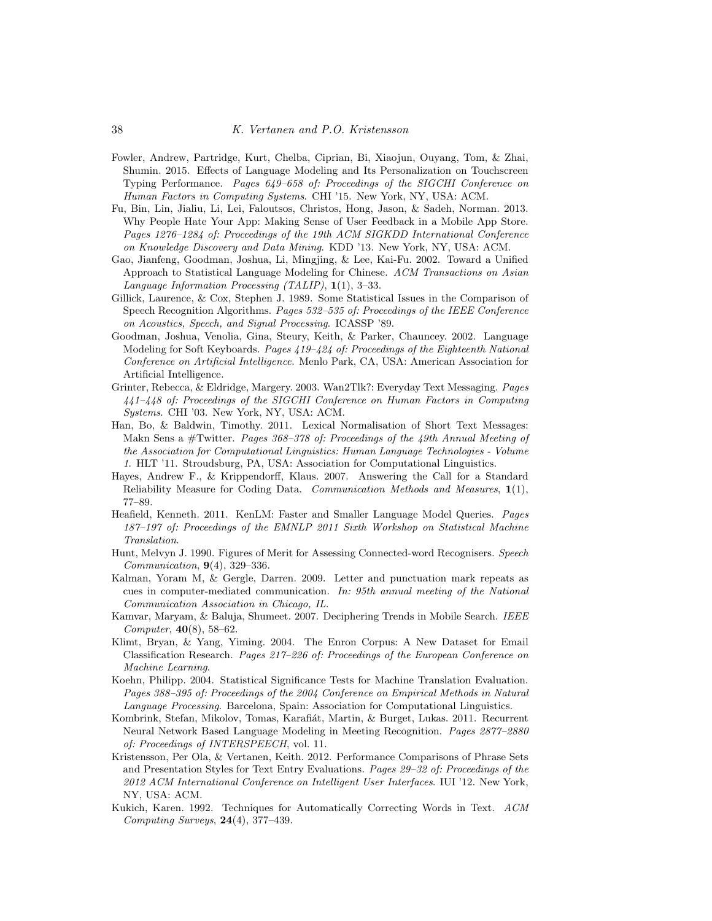Fowler, Andrew, Partridge, Kurt, Chelba, Ciprian, Bi, Xiaojun, Ouyang, Tom, & Zhai, Shumin. 2015. Effects of Language Modeling and Its Personalization on Touchscreen Typing Performance. *Pages 649–658 of: Proceedings of the SIGCHI Conference on Human Factors in Computing Systems*. CHI '15. New York, NY, USA: ACM.

Fu, Bin, Lin, Jialiu, Li, Lei, Faloutsos, Christos, Hong, Jason, & Sadeh, Norman. 2013. Why People Hate Your App: Making Sense of User Feedback in a Mobile App Store. *Pages 1276–1284 of: Proceedings of the 19th ACM SIGKDD International Conference on Knowledge Discovery and Data Mining*. KDD '13. New York, NY, USA: ACM.

Gao, Jianfeng, Goodman, Joshua, Li, Mingjing, & Lee, Kai-Fu. 2002. Toward a Unified Approach to Statistical Language Modeling for Chinese. *ACM Transactions on Asian Language Information Processing (TALIP)*, **1**(1), 3–33.

Gillick, Laurence, & Cox, Stephen J. 1989. Some Statistical Issues in the Comparison of Speech Recognition Algorithms. *Pages 532–535 of: Proceedings of the IEEE Conference on Acoustics, Speech, and Signal Processing*. ICASSP '89.

Goodman, Joshua, Venolia, Gina, Steury, Keith, & Parker, Chauncey. 2002. Language Modeling for Soft Keyboards. *Pages 419–424 of: Proceedings of the Eighteenth National Conference on Artificial Intelligence*. Menlo Park, CA, USA: American Association for Artificial Intelligence.

Grinter, Rebecca, & Eldridge, Margery. 2003. Wan2Tlk?: Everyday Text Messaging. *Pages 441–448 of: Proceedings of the SIGCHI Conference on Human Factors in Computing Systems*. CHI '03. New York, NY, USA: ACM.

Han, Bo, & Baldwin, Timothy. 2011. Lexical Normalisation of Short Text Messages: Makn Sens a #Twitter. *Pages 368–378 of: Proceedings of the 49th Annual Meeting of the Association for Computational Linguistics: Human Language Technologies - Volume 1*. HLT '11. Stroudsburg, PA, USA: Association for Computational Linguistics.

Hayes, Andrew F., & Krippendorff, Klaus. 2007. Answering the Call for a Standard Reliability Measure for Coding Data. *Communication Methods and Measures*, **1**(1), 77–89.

Heafield, Kenneth. 2011. KenLM: Faster and Smaller Language Model Queries. *Pages 187–197 of: Proceedings of the EMNLP 2011 Sixth Workshop on Statistical Machine Translation*.

Hunt, Melvyn J. 1990. Figures of Merit for Assessing Connected-word Recognisers. *Speech Communication*, **9**(4), 329–336.

Kalman, Yoram M, & Gergle, Darren. 2009. Letter and punctuation mark repeats as cues in computer-mediated communication. *In: 95th annual meeting of the National Communication Association in Chicago, IL*.

Kamvar, Maryam, & Baluja, Shumeet. 2007. Deciphering Trends in Mobile Search. *IEEE Computer*, **40**(8), 58–62.

Klimt, Bryan, & Yang, Yiming. 2004. The Enron Corpus: A New Dataset for Email Classification Research. *Pages 217–226 of: Proceedings of the European Conference on Machine Learning*.

Koehn, Philipp. 2004. Statistical Significance Tests for Machine Translation Evaluation. *Pages 388–395 of: Proceedings of the 2004 Conference on Empirical Methods in Natural Language Processing*. Barcelona, Spain: Association for Computational Linguistics.

Kombrink, Stefan, Mikolov, Tomas, Karafiát, Martin, & Burget, Lukas. 2011. Recurrent Neural Network Based Language Modeling in Meeting Recognition. *Pages 2877–2880 of: Proceedings of INTERSPEECH*, vol. 11.

Kristensson, Per Ola, & Vertanen, Keith. 2012. Performance Comparisons of Phrase Sets and Presentation Styles for Text Entry Evaluations. *Pages 29–32 of: Proceedings of the 2012 ACM International Conference on Intelligent User Interfaces*. IUI '12. New York, NY, USA: ACM.

Kukich, Karen. 1992. Techniques for Automatically Correcting Words in Text. *ACM Computing Surveys*, **24**(4), 377–439.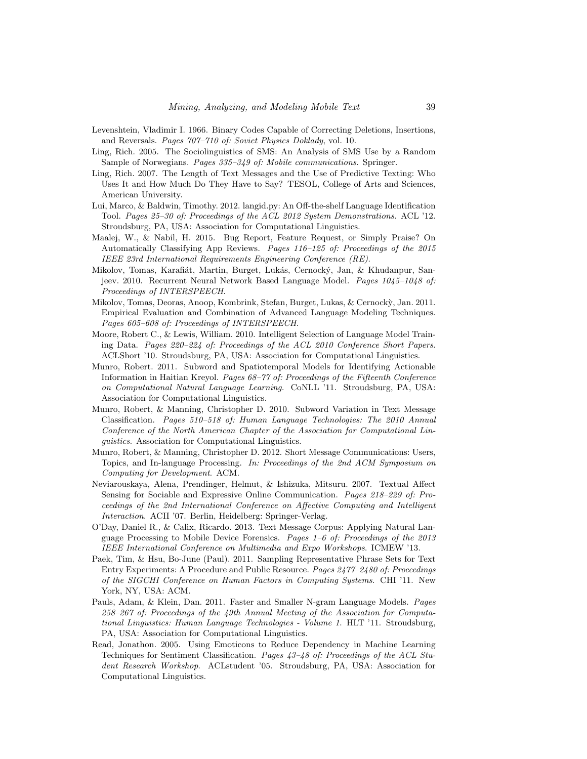Levenshtein, Vladimir I. 1966. Binary Codes Capable of Correcting Deletions, Insertions, and Reversals. *Pages 707–710 of: Soviet Physics Doklady*, vol. 10.

Ling, Rich. 2005. The Sociolinguistics of SMS: An Analysis of SMS Use by a Random Sample of Norwegians. *Pages 335–349 of: Mobile communications*. Springer.

Ling, Rich. 2007. The Length of Text Messages and the Use of Predictive Texting: Who Uses It and How Much Do They have to Say? TESOL, College of Arts and Sciences, American University.

Lui, Marco, & Baldwin, Timothy. 2012. langid.py: An Off-the-shelf Language Identification Tool. *Pages 25–30 of: Proceedings of the ACL 2012 System Demonstrations*. ACL '12. Stroudsburg, PA, USA: Association for Computational Linguistics.

Maalej, W., & Nabil, H. 2015. Bug Report, Feature Request, or Simply Praise? On Automatically Classifying App Reviews. *Pages 116–125 of: Proceedings of the 2015 IEEE 23rd International Requirements Engineering Conference (RE)*.

Mikolov, Tomas, Karafiát, Martin, Burget, Lukás, Cernocký, Jan, & Khudanpur, Sanjeev. 2010. Recurrent Neural Network Based Language Model. *Pages 1045–1048 of: Proceedings of INTERSPEECH*.

Mikolov, Tomas, Deoras, Anoop, Kombrink, Stefan, Burget, Lukas, & Cernockỳ, Jan. 2011. Empirical Evaluation and Combination of Advanced Language Modeling Techniques. *Pages 605–608 of: Proceedings of INTERSPEECH*.

Moore, Robert C., & Lewis, William. 2010. Intelligent Selection of Language Model Training Data. *Pages 220–224 of: Proceedings of the ACL 2010 Conference Short Papers*. ACLShort '10. Stroudsburg, PA, USA: Association for Computational Linguistics.

Munro, Robert. 2011. Subword and Spatiotemporal Models for Identifying Actionable Information in Haitian Kreyol. *Pages 68–77 of: Proceedings of the Fifteenth Conference on Computational Natural Language Learning*. CoNLL '11. Stroudsburg, PA, USA: Association for Computational Linguistics.

Munro, Robert, & Manning, Christopher D. 2010. Subword Variation in Text Message Classification. *Pages 510–518 of: Human Language Technologies: The 2010 Annual Conference of the North American Chapter of the Association for Computational Linguistics*. Association for Computational Linguistics.

Munro, Robert, & Manning, Christopher D. 2012. Short Message Communications: Users, Topics, and In-language Processing. *In: Proceedings of the 2nd ACM Symposium on Computing for Development*. ACM.

Neviarouskaya, Alena, Prendinger, Helmut, & Ishizuka, Mitsuru. 2007. Textual Affect Sensing for Sociable and Expressive Online Communication. *Pages 218–229 of: Proceedings of the 2nd International Conference on Affective Computing and Intelligent Interaction*. ACII '07. Berlin, Heidelberg: Springer-Verlag.

O'Day, Daniel R., & Calix, Ricardo. 2013. Text Message Corpus: Applying Natural Language Processing to Mobile Device Forensics. *Pages 1–6 of: Proceedings of the 2013 IEEE International Conference on Multimedia and Expo Workshops*. ICMEW '13.

Paek, Tim, & Hsu, Bo-June (Paul). 2011. Sampling Representative Phrase Sets for Text Entry Experiments: A Procedure and Public Resource. *Pages 2477–2480 of: Proceedings of the SIGCHI Conference on Human Factors in Computing Systems*. CHI '11. New York, NY, USA: ACM.

Pauls, Adam, & Klein, Dan. 2011. Faster and Smaller N-gram Language Models. *Pages 258–267 of: Proceedings of the 49th Annual Meeting of the Association for Computational Linguistics: Human Language Technologies - Volume 1*. HLT '11. Stroudsburg, PA, USA: Association for Computational Linguistics.

Read, Jonathon. 2005. Using Emoticons to Reduce Dependency in Machine Learning Techniques for Sentiment Classification. *Pages 43–48 of: Proceedings of the ACL Student Research Workshop*. ACLstudent '05. Stroudsburg, PA, USA: Association for Computational Linguistics.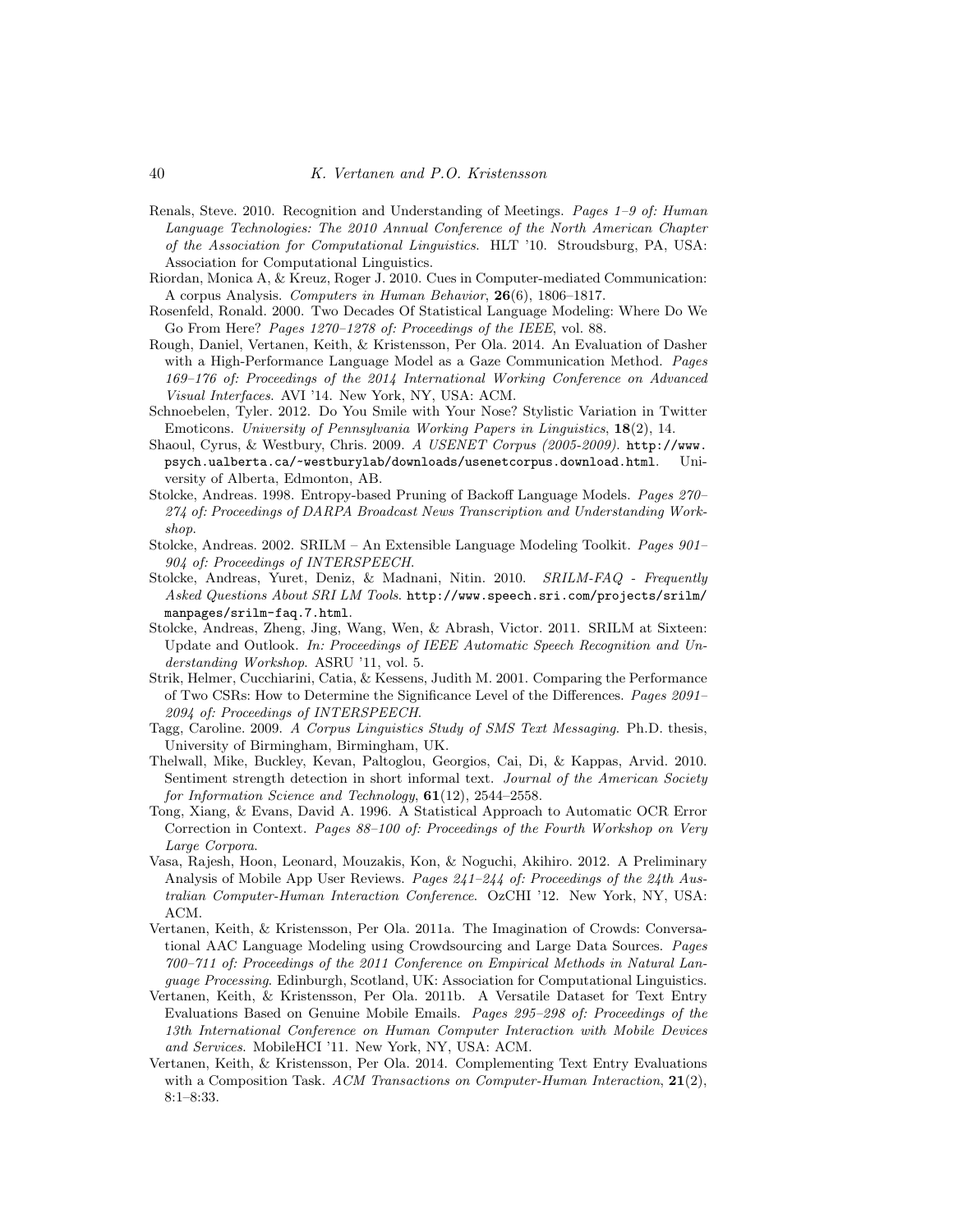Renals, Steve. 2010. Recognition and Understanding of Meetings. *Pages 1–9 of: Human Language Technologies: The 2010 Annual Conference of the North American Chapter of the Association for Computational Linguistics*. HLT '10. Stroudsburg, PA, USA: Association for Computational Linguistics.

Riordan, Monica A, & Kreuz, Roger J. 2010. Cues in Computer-mediated Communication: A corpus Analysis. *Computers in Human Behavior*, **26**(6), 1806–1817.

Rosenfeld, Ronald. 2000. Two Decades Of Statistical Language Modeling: Where Do We Go From Here? *Pages 1270–1278 of: Proceedings of the IEEE*, vol. 88.

Rough, Daniel, Vertanen, Keith, & Kristensson, Per Ola. 2014. An Evaluation of Dasher with a High-Performance Language Model as a Gaze Communication Method. *Pages 169–176 of: Proceedings of the 2014 International Working Conference on Advanced Visual Interfaces*. AVI '14. New York, NY, USA: ACM.

Schnoebelen, Tyler. 2012. Do You Smile with Your Nose? Stylistic Variation in Twitter Emoticons. *University of Pennsylvania Working Papers in Linguistics*, **18**(2), 14.

Shaoul, Cyrus, & Westbury, Chris. 2009. *A USENET Corpus (2005-2009)*. `http://www.psych.ualberta.ca/~westburylab/downloads/usenetcorpus.download.html`. University of Alberta, Edmonton, AB.

Stolcke, Andreas. 1998. Entropy-based Pruning of Backoff Language Models. *Pages 270–274 of: Proceedings of DARPA Broadcast News Transcription and Understanding Workshop*.

Stolcke, Andreas. 2002. SRILM – An Extensible Language Modeling Toolkit. *Pages 901–904 of: Proceedings of INTERSPEECH*.

Stolcke, Andreas, Yuret, Deniz, & Madnani, Nitin. 2010. *SRILM-FAQ - Frequently Asked Questions About SRI LM Tools*. `http://www.speech.sri.com/projects/srilm/manpages/srilm-faq.7.html`.

Stolcke, Andreas, Zheng, Jing, Wang, Wen, & Abrash, Victor. 2011. SRILM at Sixteen: Update and Outlook. *In: Proceedings of IEEE Automatic Speech Recognition and Understanding Workshop*. ASRU '11, vol. 5.

Strik, Helmer, Cucchiarini, Catia, & Kessens, Judith M. 2001. Comparing the Performance of Two CSRs: How to Determine the Significance Level of the Differences. *Pages 2091–2094 of: Proceedings of INTERSPEECH*.

Tagg, Caroline. 2009. *A Corpus Linguistics Study of SMS Text Messaging*. Ph.D. thesis, University of Birmingham, Birmingham, UK.

Thelwall, Mike, Buckley, Kevan, Paltoglou, Georgios, Cai, Di, & Kappas, Arvid. 2010. Sentiment strength detection in short informal text. *Journal of the American Society for Information Science and Technology*, **61**(12), 2544–2558.

Tong, Xiang, & Evans, David A. 1996. A Statistical Approach to Automatic OCR Error Correction in Context. *Pages 88–100 of: Proceedings of the Fourth Workshop on Very Large Corpora*.

Vasa, Rajesh, Hoon, Leonard, Mouzakis, Kon, & Noguchi, Akihiro. 2012. A Preliminary Analysis of Mobile App User Reviews. *Pages 241–244 of: Proceedings of the 24th Australian Computer-Human Interaction Conference*. OzCHI '12. New York, NY, USA: ACM.

Vertanen, Keith, & Kristensson, Per Ola. 2011a. The Imagination of Crowds: Conversational AAC Language Modeling using Crowdsourcing and Large Data Sources. *Pages 700–711 of: Proceedings of the 2011 Conference on Empirical Methods in Natural Language Processing*. Edinburgh, Scotland, UK: Association for Computational Linguistics.

Vertanen, Keith, & Kristensson, Per Ola. 2011b. A Versatile Dataset for Text Entry Evaluations Based on Genuine Mobile Emails. *Pages 295–298 of: Proceedings of the 13th International Conference on Human Computer Interaction with Mobile Devices and Services*. MobileHCI '11. New York, NY, USA: ACM.

Vertanen, Keith, & Kristensson, Per Ola. 2014. Complementing Text Entry Evaluations with a Composition Task. *ACM Transactions on Computer-Human Interaction*, **21**(2), 8:1–8:33.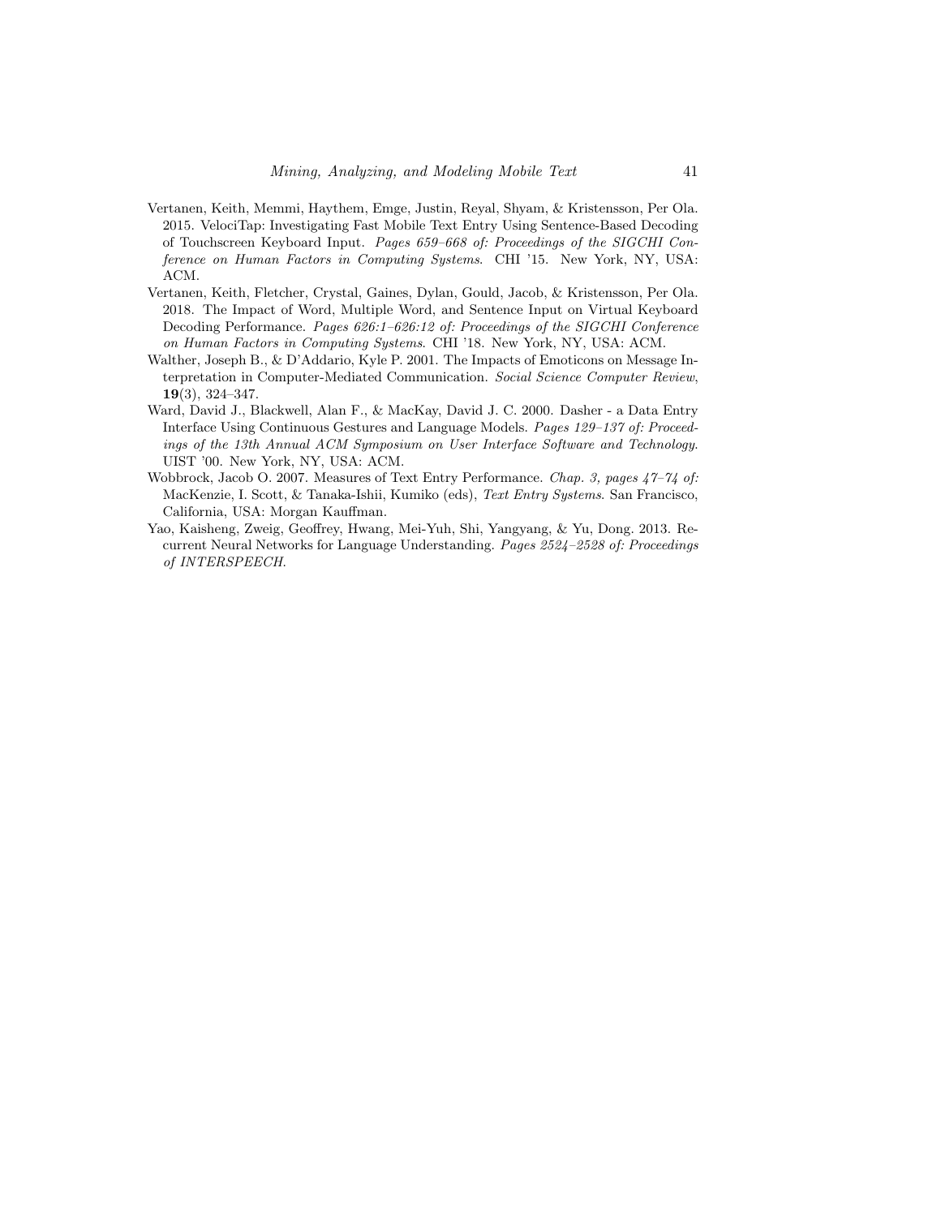Vertanen, Keith, Memmi, Haythem, Emge, Justin, Reyal, Shyam, & Kristensson, Per Ola. 2015. VelociTap: Investigating Fast Mobile Text Entry Using Sentence-Based Decoding of Touchscreen Keyboard Input. *Pages 659–668 of: Proceedings of the SIGCHI Conference on Human Factors in Computing Systems*. CHI '15. New York, NY, USA: ACM.

Vertanen, Keith, Fletcher, Crystal, Gaines, Dylan, Gould, Jacob, & Kristensson, Per Ola. 2018. The Impact of Word, Multiple Word, and Sentence Input on Virtual Keyboard Decoding Performance. *Pages 626:1–626:12 of: Proceedings of the SIGCHI Conference on Human Factors in Computing Systems*. CHI '18. New York, NY, USA: ACM.

Walther, Joseph B., & D'Addario, Kyle P. 2001. The Impacts of Emoticons on Message Interpretation in Computer-Mediated Communication. *Social Science Computer Review*, **19**(3), 324–347.

Ward, David J., Blackwell, Alan F., & MacKay, David J. C. 2000. Dasher - a Data Entry Interface Using Continuous Gestures and Language Models. *Pages 129–137 of: Proceedings of the 13th Annual ACM Symposium on User Interface Software and Technology*. UIST '00. New York, NY, USA: ACM.

Wobbrock, Jacob O. 2007. Measures of Text Entry Performance. *Chap. 3, pages 47–74 of:* MacKenzie, I. Scott, & Tanaka-Ishii, Kumiko (eds), *Text Entry Systems*. San Francisco, California, USA: Morgan Kauffman.

Yao, Kaisheng, Zweig, Geoffrey, Hwang, Mei-Yuh, Shi, Yangyang, & Yu, Dong. 2013. Recurrent Neural Networks for Language Understanding. *Pages 2524–2528 of: Proceedings of INTERSPEECH*.